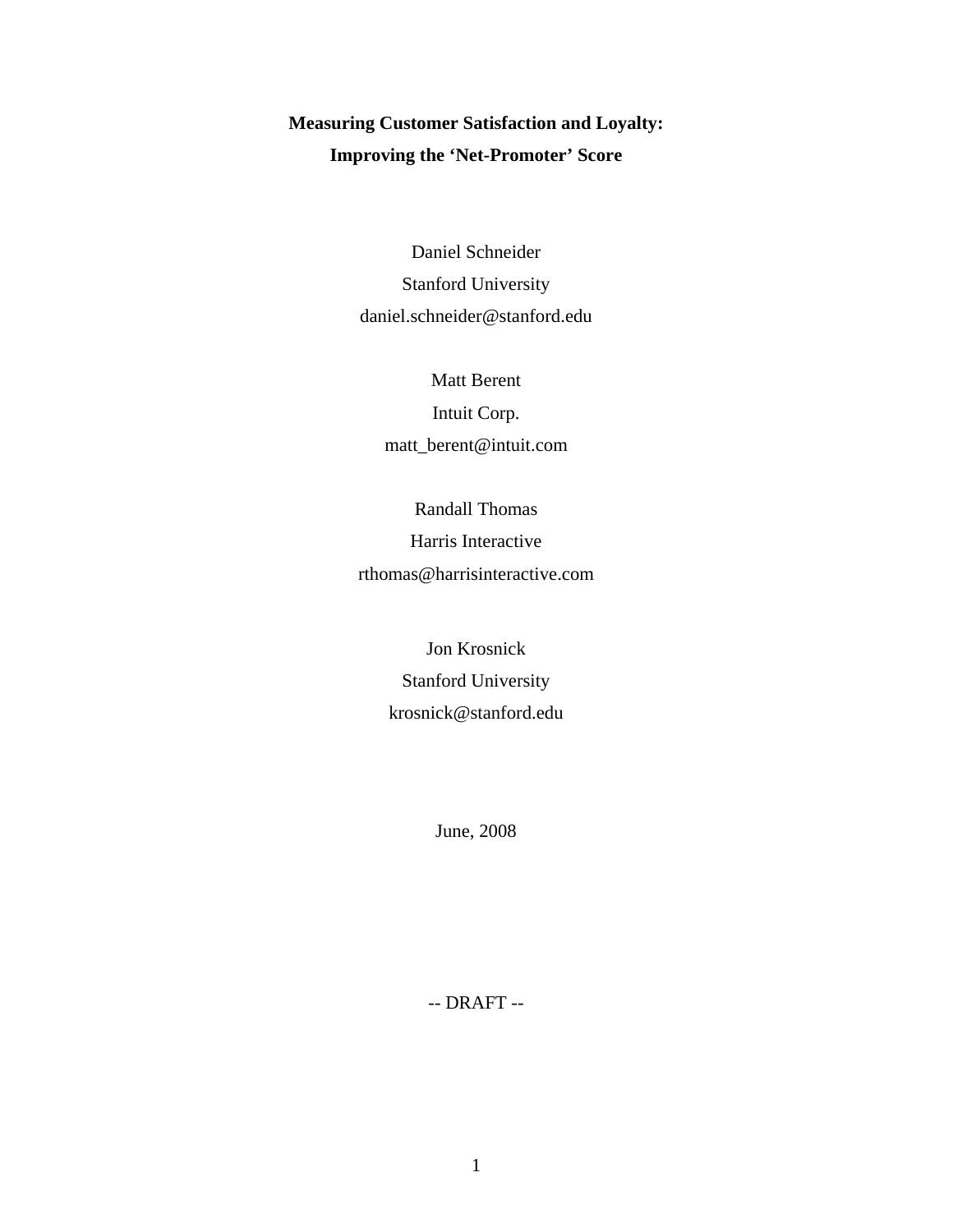# Measuring Customer Satisfaction and Loyalty: Improving the 'Net-Promoter' Score

Daniel Schneider
Stanford University
daniel.schneider@stanford.edu

Matt Berent
Intuit Corp.
matt_berent@intuit.com

Randall Thomas
Harris Interactive
rthomas@harrisinteractive.com

Jon Krosnick
Stanford University
krosnick@stanford.edu

June, 2008

-- DRAFT --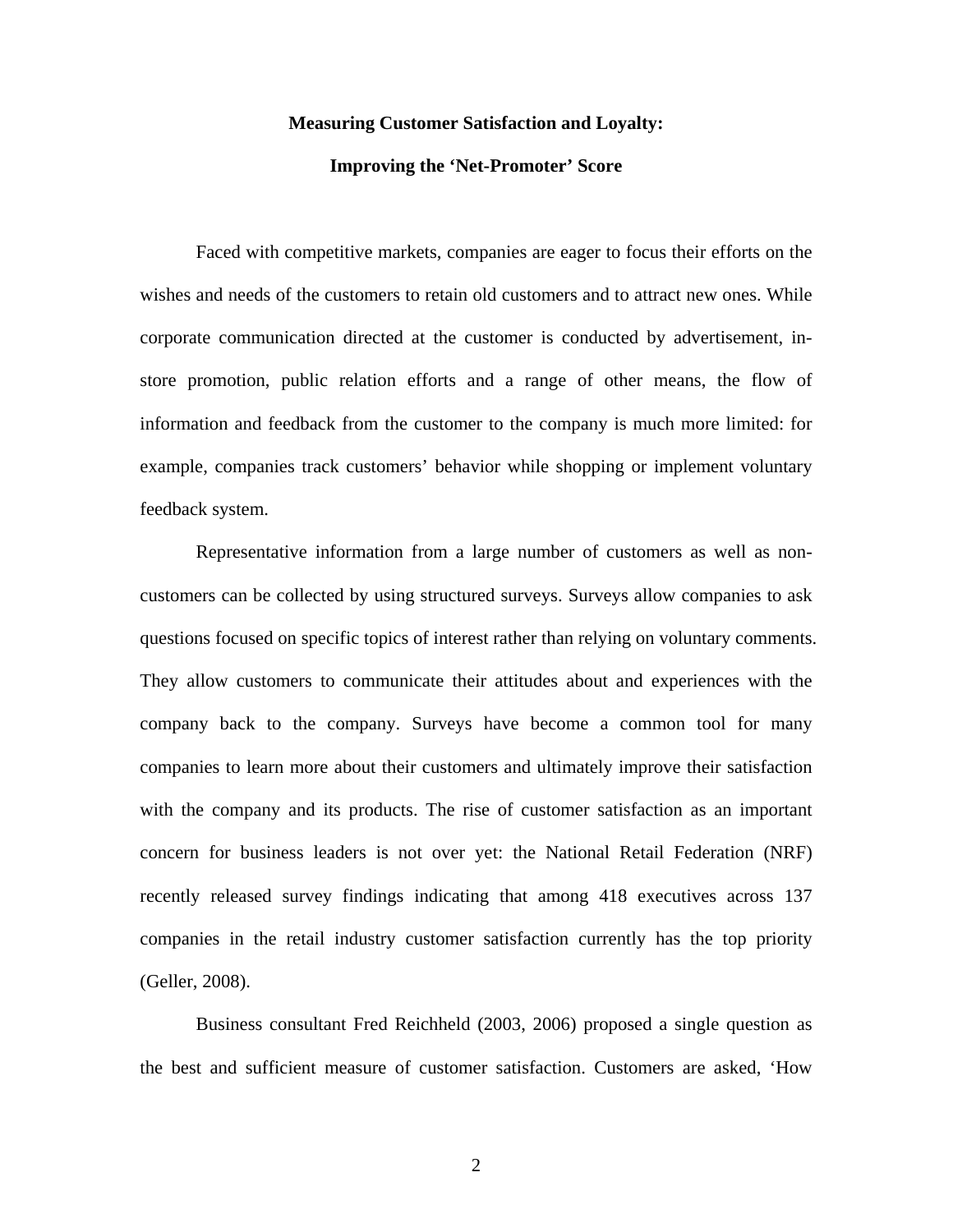**Measuring Customer Satisfaction and Loyalty:**

**Improving the 'Net-Promoter' Score**

Faced with competitive markets, companies are eager to focus their efforts on the wishes and needs of the customers to retain old customers and to attract new ones. While corporate communication directed at the customer is conducted by advertisement, in-store promotion, public relation efforts and a range of other means, the flow of information and feedback from the customer to the company is much more limited: for example, companies track customers' behavior while shopping or implement voluntary feedback system.

Representative information from a large number of customers as well as non-customers can be collected by using structured surveys. Surveys allow companies to ask questions focused on specific topics of interest rather than relying on voluntary comments. They allow customers to communicate their attitudes about and experiences with the company back to the company. Surveys have become a common tool for many companies to learn more about their customers and ultimately improve their satisfaction with the company and its products. The rise of customer satisfaction as an important concern for business leaders is not over yet: the National Retail Federation (NRF) recently released survey findings indicating that among 418 executives across 137 companies in the retail industry customer satisfaction currently has the top priority (Geller, 2008).

Business consultant Fred Reichheld (2003, 2006) proposed a single question as the best and sufficient measure of customer satisfaction. Customers are asked, 'How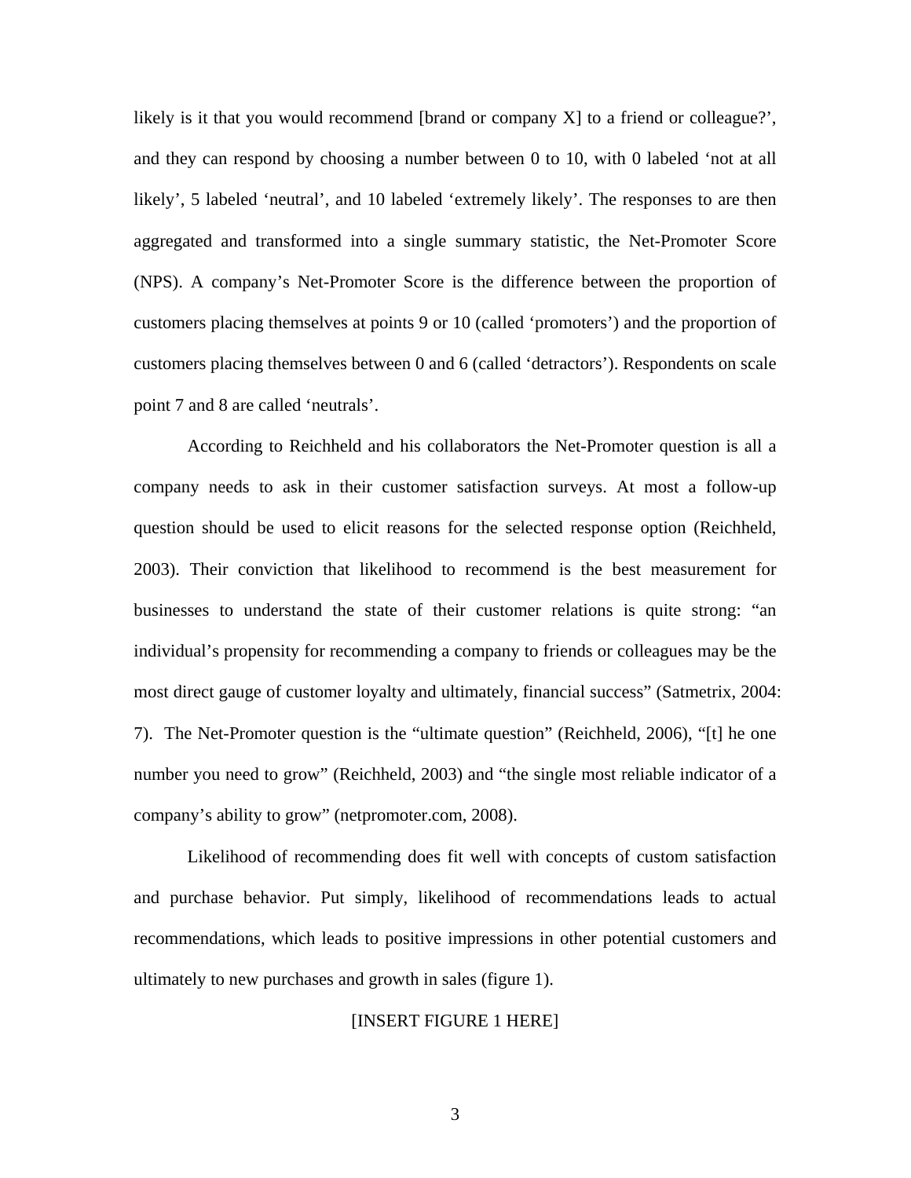likely is it that you would recommend [brand or company X] to a friend or colleague?', and they can respond by choosing a number between 0 to 10, with 0 labeled 'not at all likely', 5 labeled 'neutral', and 10 labeled 'extremely likely'. The responses to are then aggregated and transformed into a single summary statistic, the Net-Promoter Score (NPS). A company's Net-Promoter Score is the difference between the proportion of customers placing themselves at points 9 or 10 (called 'promoters') and the proportion of customers placing themselves between 0 and 6 (called 'detractors'). Respondents on scale point 7 and 8 are called 'neutrals'.

According to Reichheld and his collaborators the Net-Promoter question is all a company needs to ask in their customer satisfaction surveys. At most a follow-up question should be used to elicit reasons for the selected response option (Reichheld, 2003). Their conviction that likelihood to recommend is the best measurement for businesses to understand the state of their customer relations is quite strong: "an individual's propensity for recommending a company to friends or colleagues may be the most direct gauge of customer loyalty and ultimately, financial success" (Satmetrix, 2004: 7). The Net-Promoter question is the "ultimate question" (Reichheld, 2006), "[t] he one number you need to grow" (Reichheld, 2003) and "the single most reliable indicator of a company's ability to grow" (netpromoter.com, 2008).

Likelihood of recommending does fit well with concepts of custom satisfaction and purchase behavior. Put simply, likelihood of recommendations leads to actual recommendations, which leads to positive impressions in other potential customers and ultimately to new purchases and growth in sales (figure 1).

[INSERT FIGURE 1 HERE]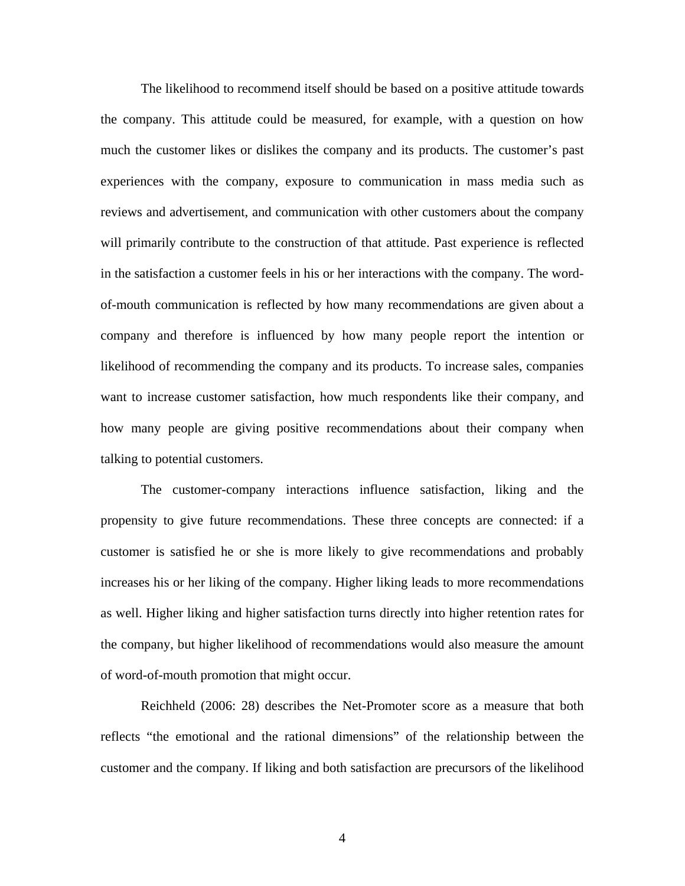The likelihood to recommend itself should be based on a positive attitude towards the company. This attitude could be measured, for example, with a question on how much the customer likes or dislikes the company and its products. The customer's past experiences with the company, exposure to communication in mass media such as reviews and advertisement, and communication with other customers about the company will primarily contribute to the construction of that attitude. Past experience is reflected in the satisfaction a customer feels in his or her interactions with the company. The word-of-mouth communication is reflected by how many recommendations are given about a company and therefore is influenced by how many people report the intention or likelihood of recommending the company and its products. To increase sales, companies want to increase customer satisfaction, how much respondents like their company, and how many people are giving positive recommendations about their company when talking to potential customers.

The customer-company interactions influence satisfaction, liking and the propensity to give future recommendations. These three concepts are connected: if a customer is satisfied he or she is more likely to give recommendations and probably increases his or her liking of the company. Higher liking leads to more recommendations as well. Higher liking and higher satisfaction turns directly into higher retention rates for the company, but higher likelihood of recommendations would also measure the amount of word-of-mouth promotion that might occur.

Reichheld (2006: 28) describes the Net-Promoter score as a measure that both reflects "the emotional and the rational dimensions" of the relationship between the customer and the company. If liking and both satisfaction are precursors of the likelihood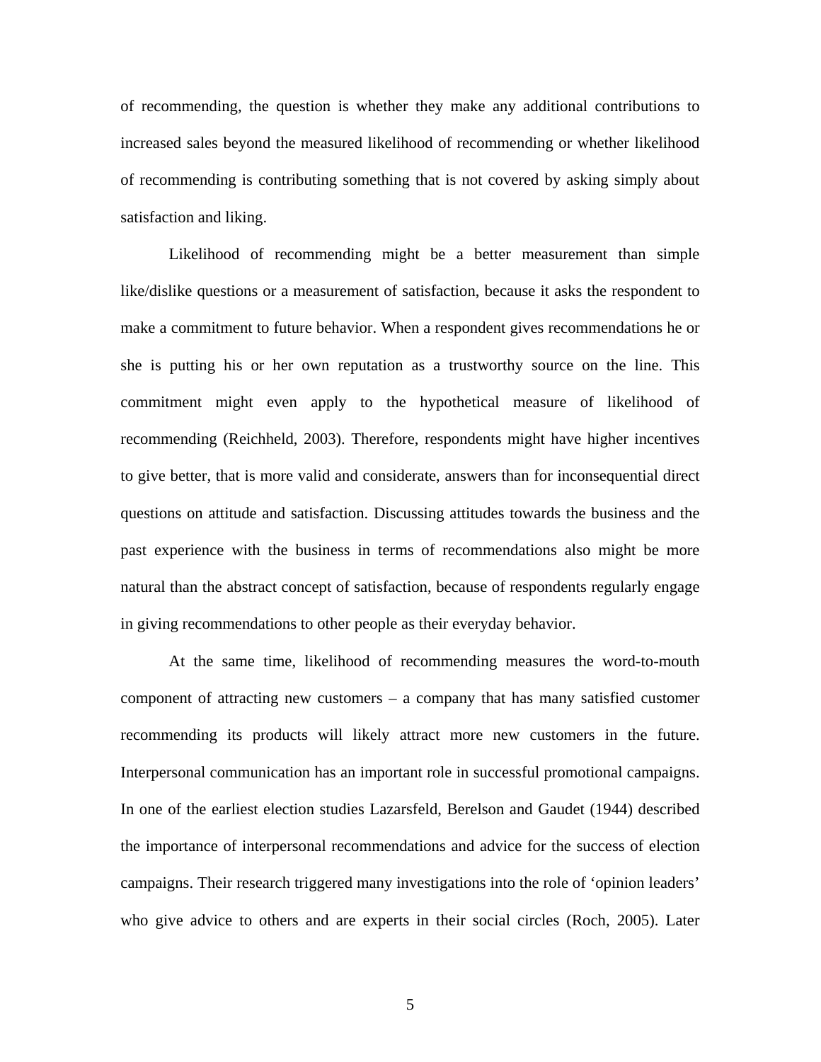of recommending, the question is whether they make any additional contributions to increased sales beyond the measured likelihood of recommending or whether likelihood of recommending is contributing something that is not covered by asking simply about satisfaction and liking.

Likelihood of recommending might be a better measurement than simple like/dislike questions or a measurement of satisfaction, because it asks the respondent to make a commitment to future behavior. When a respondent gives recommendations he or she is putting his or her own reputation as a trustworthy source on the line. This commitment might even apply to the hypothetical measure of likelihood of recommending (Reichheld, 2003). Therefore, respondents might have higher incentives to give better, that is more valid and considerate, answers than for inconsequential direct questions on attitude and satisfaction. Discussing attitudes towards the business and the past experience with the business in terms of recommendations also might be more natural than the abstract concept of satisfaction, because of respondents regularly engage in giving recommendations to other people as their everyday behavior.

At the same time, likelihood of recommending measures the word-to-mouth component of attracting new customers – a company that has many satisfied customer recommending its products will likely attract more new customers in the future. Interpersonal communication has an important role in successful promotional campaigns. In one of the earliest election studies Lazarsfeld, Berelson and Gaudet (1944) described the importance of interpersonal recommendations and advice for the success of election campaigns. Their research triggered many investigations into the role of 'opinion leaders' who give advice to others and are experts in their social circles (Roch, 2005). Later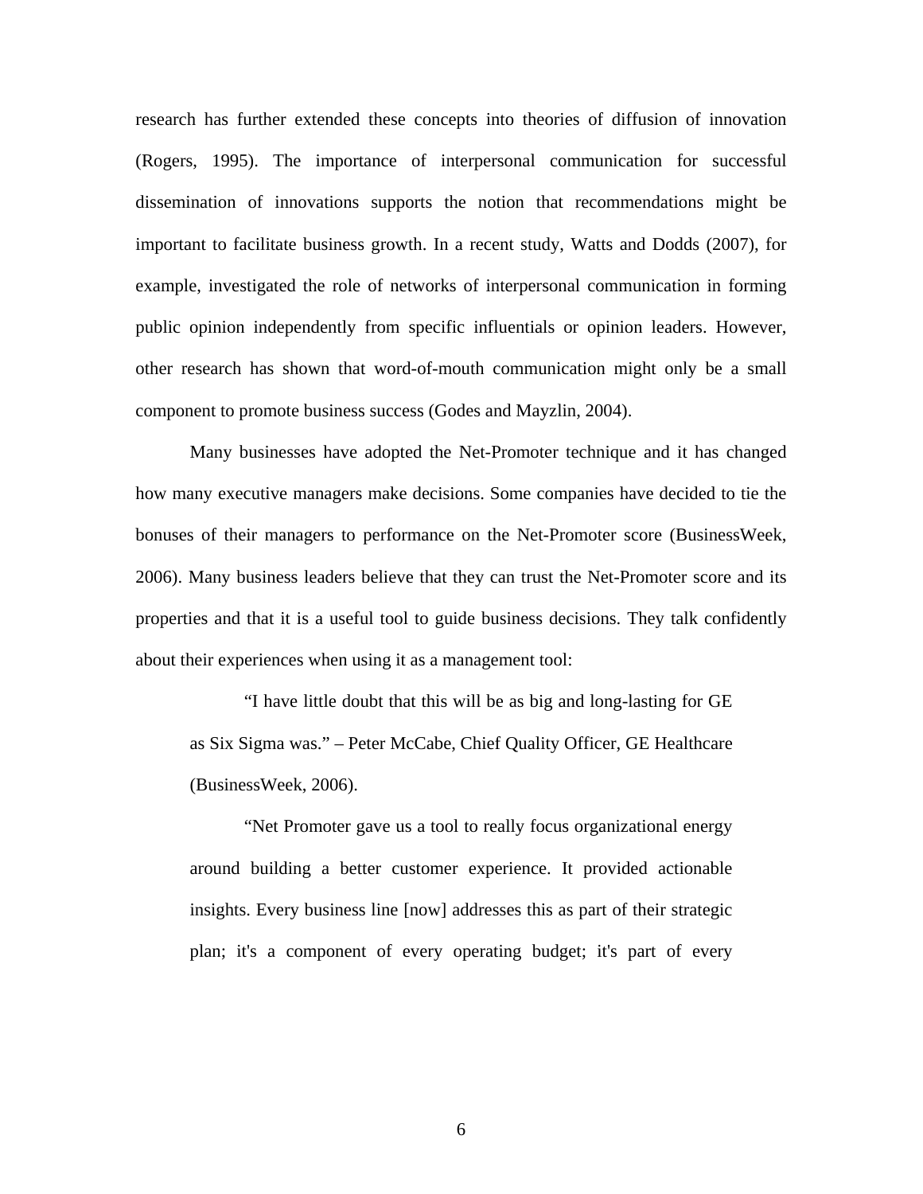research has further extended these concepts into theories of diffusion of innovation (Rogers, 1995). The importance of interpersonal communication for successful dissemination of innovations supports the notion that recommendations might be important to facilitate business growth. In a recent study, Watts and Dodds (2007), for example, investigated the role of networks of interpersonal communication in forming public opinion independently from specific influentials or opinion leaders. However, other research has shown that word-of-mouth communication might only be a small component to promote business success (Godes and Mayzlin, 2004).

Many businesses have adopted the Net-Promoter technique and it has changed how many executive managers make decisions. Some companies have decided to tie the bonuses of their managers to performance on the Net-Promoter score (BusinessWeek, 2006). Many business leaders believe that they can trust the Net-Promoter score and its properties and that it is a useful tool to guide business decisions. They talk confidently about their experiences when using it as a management tool:

> "I have little doubt that this will be as big and long-lasting for GE as Six Sigma was." – Peter McCabe, Chief Quality Officer, GE Healthcare (BusinessWeek, 2006).
>
> "Net Promoter gave us a tool to really focus organizational energy around building a better customer experience. It provided actionable insights. Every business line [now] addresses this as part of their strategic plan; it's a component of every operating budget; it's part of every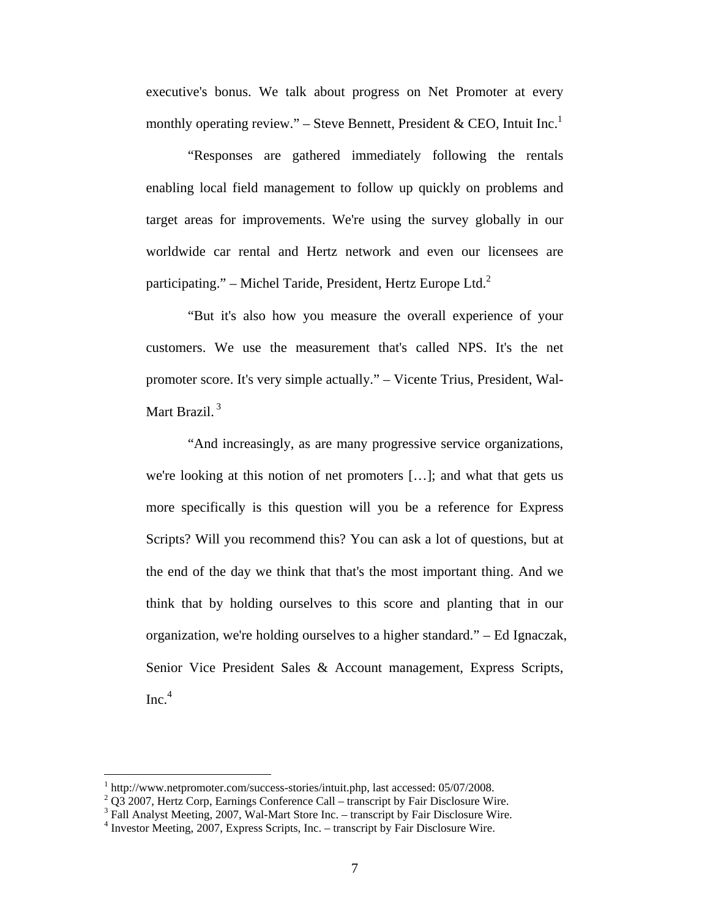executive's bonus. We talk about progress on Net Promoter at every monthly operating review." – Steve Bennett, President & CEO, Intuit Inc.[1]

"Responses are gathered immediately following the rentals enabling local field management to follow up quickly on problems and target areas for improvements. We're using the survey globally in our worldwide car rental and Hertz network and even our licensees are participating." – Michel Taride, President, Hertz Europe Ltd.[2]

"But it's also how you measure the overall experience of your customers. We use the measurement that's called NPS. It's the net promoter score. It's very simple actually." – Vicente Trius, President, Wal-Mart Brazil.[3]

"And increasingly, as are many progressive service organizations, we're looking at this notion of net promoters […]; and what that gets us more specifically is this question will you be a reference for Express Scripts? Will you recommend this? You can ask a lot of questions, but at the end of the day we think that that's the most important thing. And we think that by holding ourselves to this score and planting that in our organization, we're holding ourselves to a higher standard." – Ed Ignaczak, Senior Vice President Sales & Account management, Express Scripts, Inc.[4]

---

[1] http://www.netpromoter.com/success-stories/intuit.php, last accessed: 05/07/2008.
[2] Q3 2007, Hertz Corp, Earnings Conference Call – transcript by Fair Disclosure Wire.
[3] Fall Analyst Meeting, 2007, Wal-Mart Store Inc. – transcript by Fair Disclosure Wire.
[4] Investor Meeting, 2007, Express Scripts, Inc. – transcript by Fair Disclosure Wire.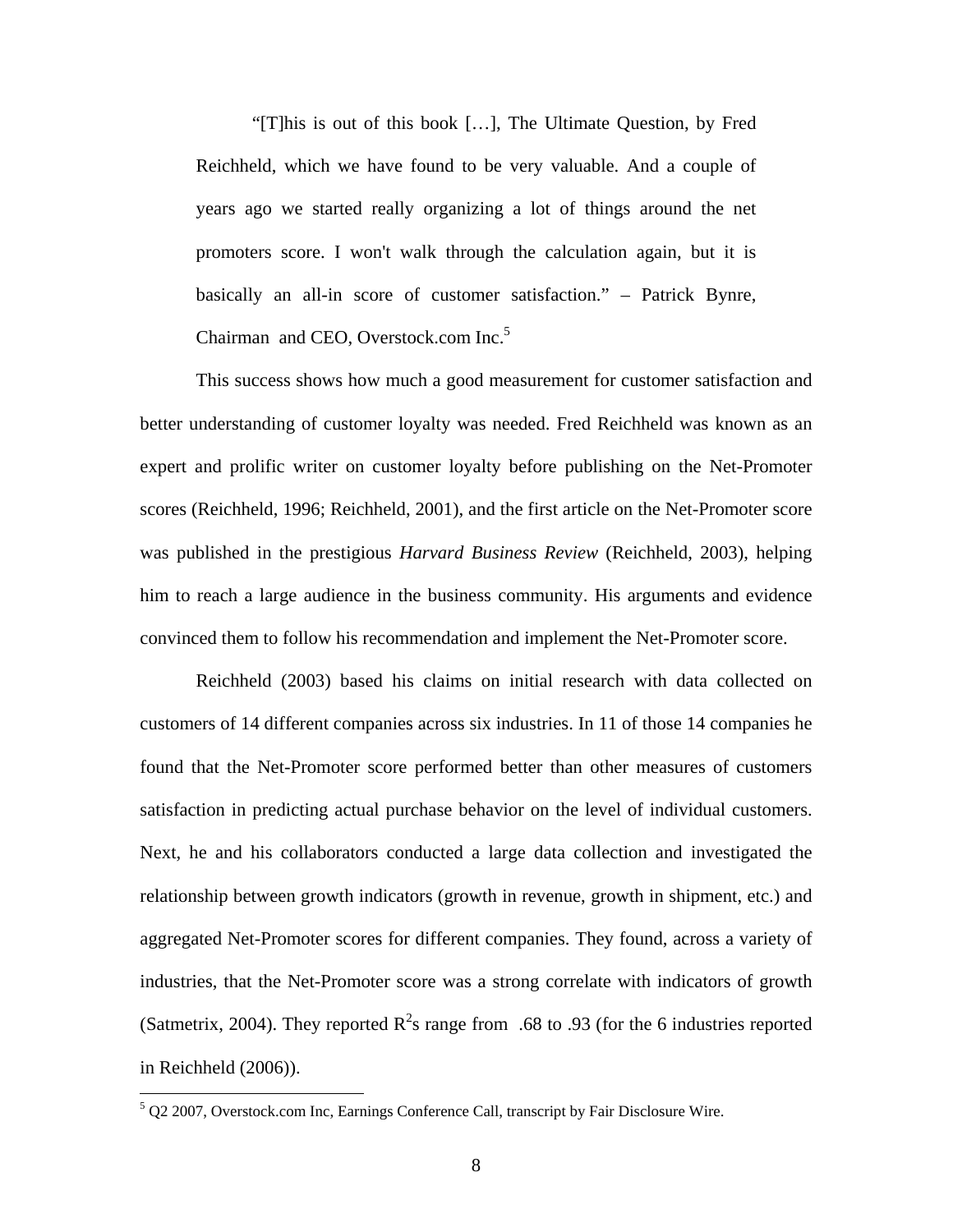> “[T]his is out of this book […], The Ultimate Question, by Fred Reichheld, which we have found to be very valuable. And a couple of years ago we started really organizing a lot of things around the net promoters score. I won't walk through the calculation again, but it is basically an all-in score of customer satisfaction.” – Patrick Bynre, Chairman and CEO, Overstock.com Inc.[5]

This success shows how much a good measurement for customer satisfaction and better understanding of customer loyalty was needed. Fred Reichheld was known as an expert and prolific writer on customer loyalty before publishing on the Net-Promoter scores (Reichheld, 1996; Reichheld, 2001), and the first article on the Net-Promoter score was published in the prestigious *Harvard Business Review* (Reichheld, 2003), helping him to reach a large audience in the business community. His arguments and evidence convinced them to follow his recommendation and implement the Net-Promoter score.

Reichheld (2003) based his claims on initial research with data collected on customers of 14 different companies across six industries. In 11 of those 14 companies he found that the Net-Promoter score performed better than other measures of customers satisfaction in predicting actual purchase behavior on the level of individual customers. Next, he and his collaborators conducted a large data collection and investigated the relationship between growth indicators (growth in revenue, growth in shipment, etc.) and aggregated Net-Promoter scores for different companies. They found, across a variety of industries, that the Net-Promoter score was a strong correlate with indicators of growth (Satmetrix, 2004). They reported $R^2$s range from .68 to .93 (for the 6 industries reported in Reichheld (2006)).

---

[5] Q2 2007, Overstock.com Inc, Earnings Conference Call, transcript by Fair Disclosure Wire.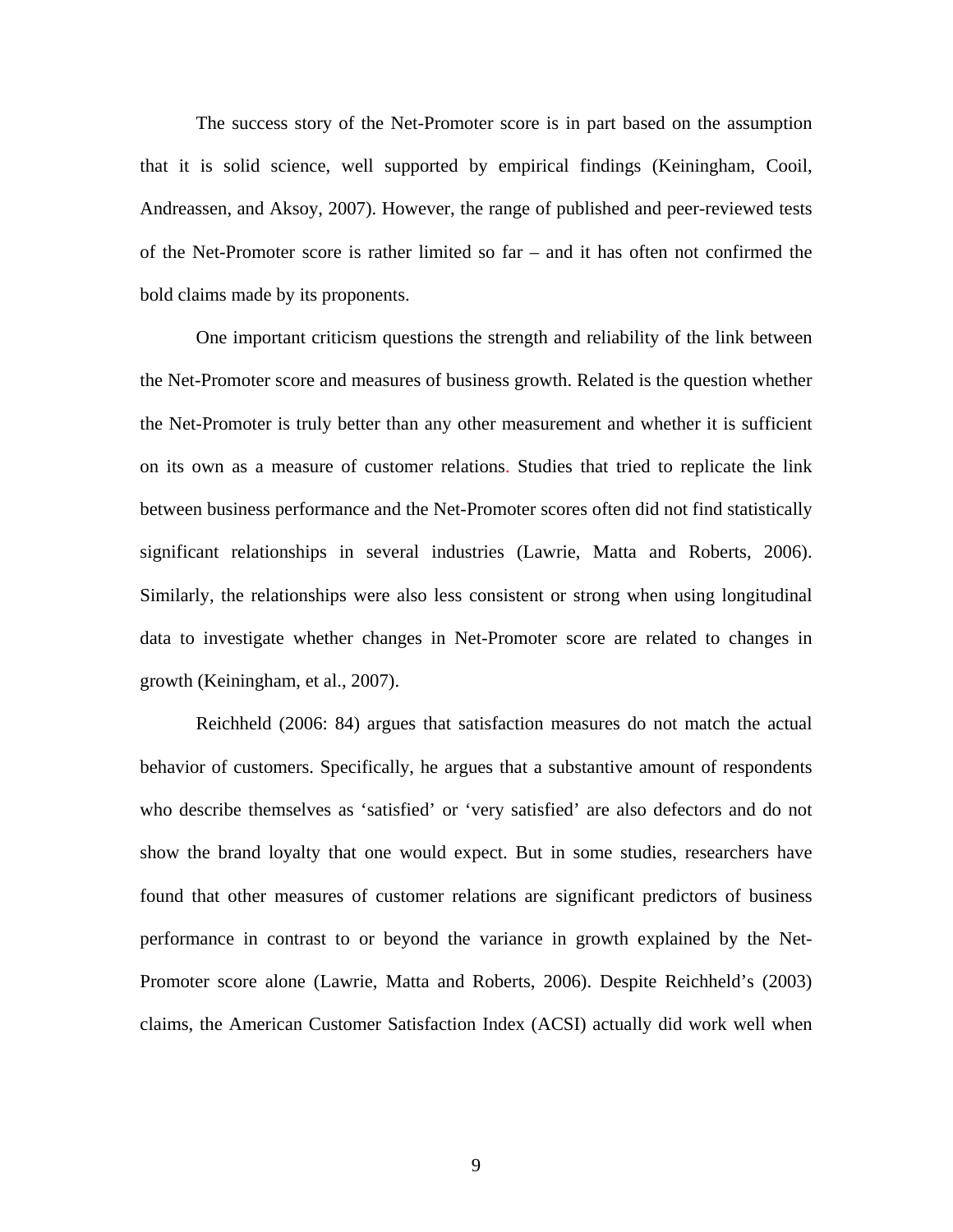The success story of the Net-Promoter score is in part based on the assumption that it is solid science, well supported by empirical findings (Keiningham, Cooil, Andreassen, and Aksoy, 2007). However, the range of published and peer-reviewed tests of the Net-Promoter score is rather limited so far – and it has often not confirmed the bold claims made by its proponents.

One important criticism questions the strength and reliability of the link between the Net-Promoter score and measures of business growth. Related is the question whether the Net-Promoter is truly better than any other measurement and whether it is sufficient on its own as a measure of customer relations. Studies that tried to replicate the link between business performance and the Net-Promoter scores often did not find statistically significant relationships in several industries (Lawrie, Matta and Roberts, 2006). Similarly, the relationships were also less consistent or strong when using longitudinal data to investigate whether changes in Net-Promoter score are related to changes in growth (Keiningham, et al., 2007).

Reichheld (2006: 84) argues that satisfaction measures do not match the actual behavior of customers. Specifically, he argues that a substantive amount of respondents who describe themselves as 'satisfied' or 'very satisfied' are also defectors and do not show the brand loyalty that one would expect. But in some studies, researchers have found that other measures of customer relations are significant predictors of business performance in contrast to or beyond the variance in growth explained by the Net-Promoter score alone (Lawrie, Matta and Roberts, 2006). Despite Reichheld's (2003) claims, the American Customer Satisfaction Index (ACSI) actually did work well when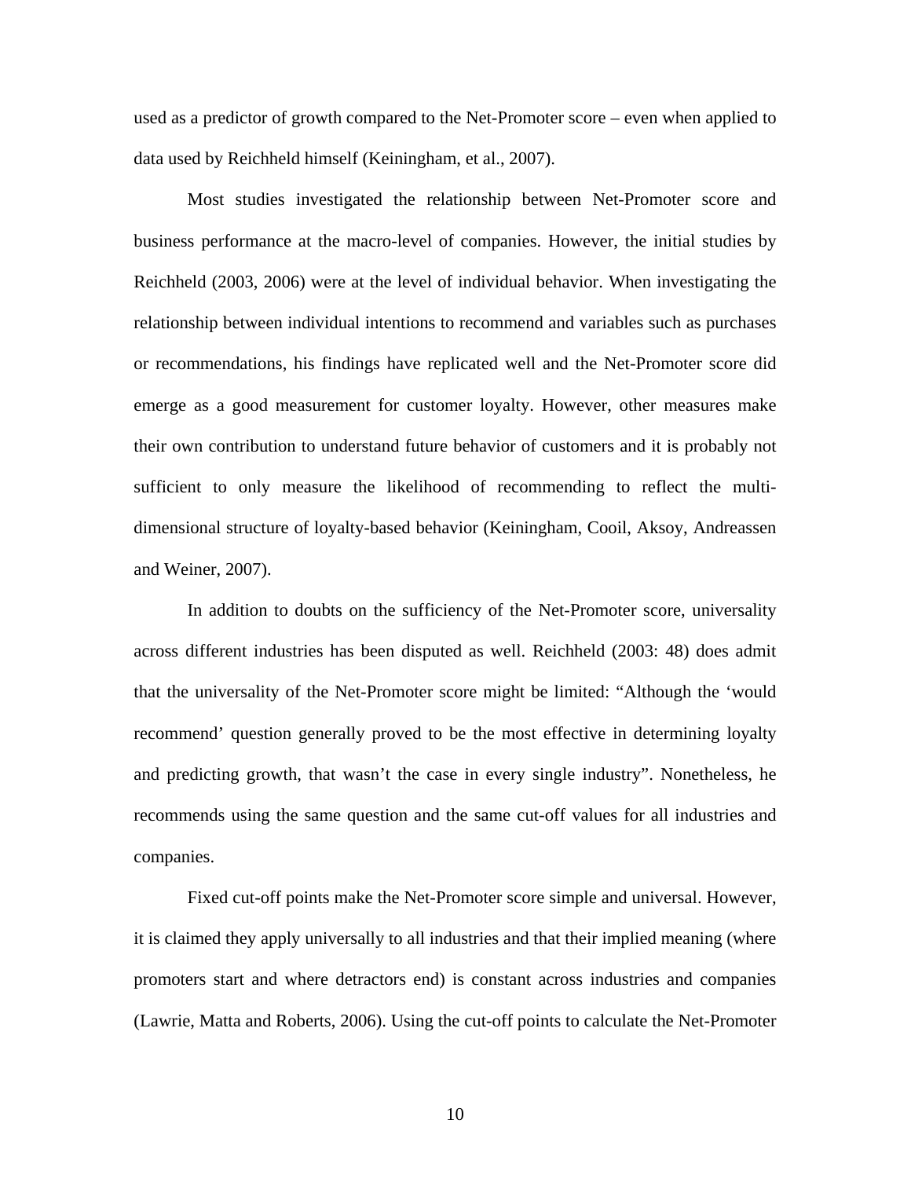used as a predictor of growth compared to the Net-Promoter score – even when applied to data used by Reichheld himself (Keiningham, et al., 2007).

Most studies investigated the relationship between Net-Promoter score and business performance at the macro-level of companies. However, the initial studies by Reichheld (2003, 2006) were at the level of individual behavior. When investigating the relationship between individual intentions to recommend and variables such as purchases or recommendations, his findings have replicated well and the Net-Promoter score did emerge as a good measurement for customer loyalty. However, other measures make their own contribution to understand future behavior of customers and it is probably not sufficient to only measure the likelihood of recommending to reflect the multi-dimensional structure of loyalty-based behavior (Keiningham, Cooil, Aksoy, Andreassen and Weiner, 2007).

In addition to doubts on the sufficiency of the Net-Promoter score, universality across different industries has been disputed as well. Reichheld (2003: 48) does admit that the universality of the Net-Promoter score might be limited: "Although the 'would recommend' question generally proved to be the most effective in determining loyalty and predicting growth, that wasn't the case in every single industry". Nonetheless, he recommends using the same question and the same cut-off values for all industries and companies.

Fixed cut-off points make the Net-Promoter score simple and universal. However, it is claimed they apply universally to all industries and that their implied meaning (where promoters start and where detractors end) is constant across industries and companies (Lawrie, Matta and Roberts, 2006). Using the cut-off points to calculate the Net-Promoter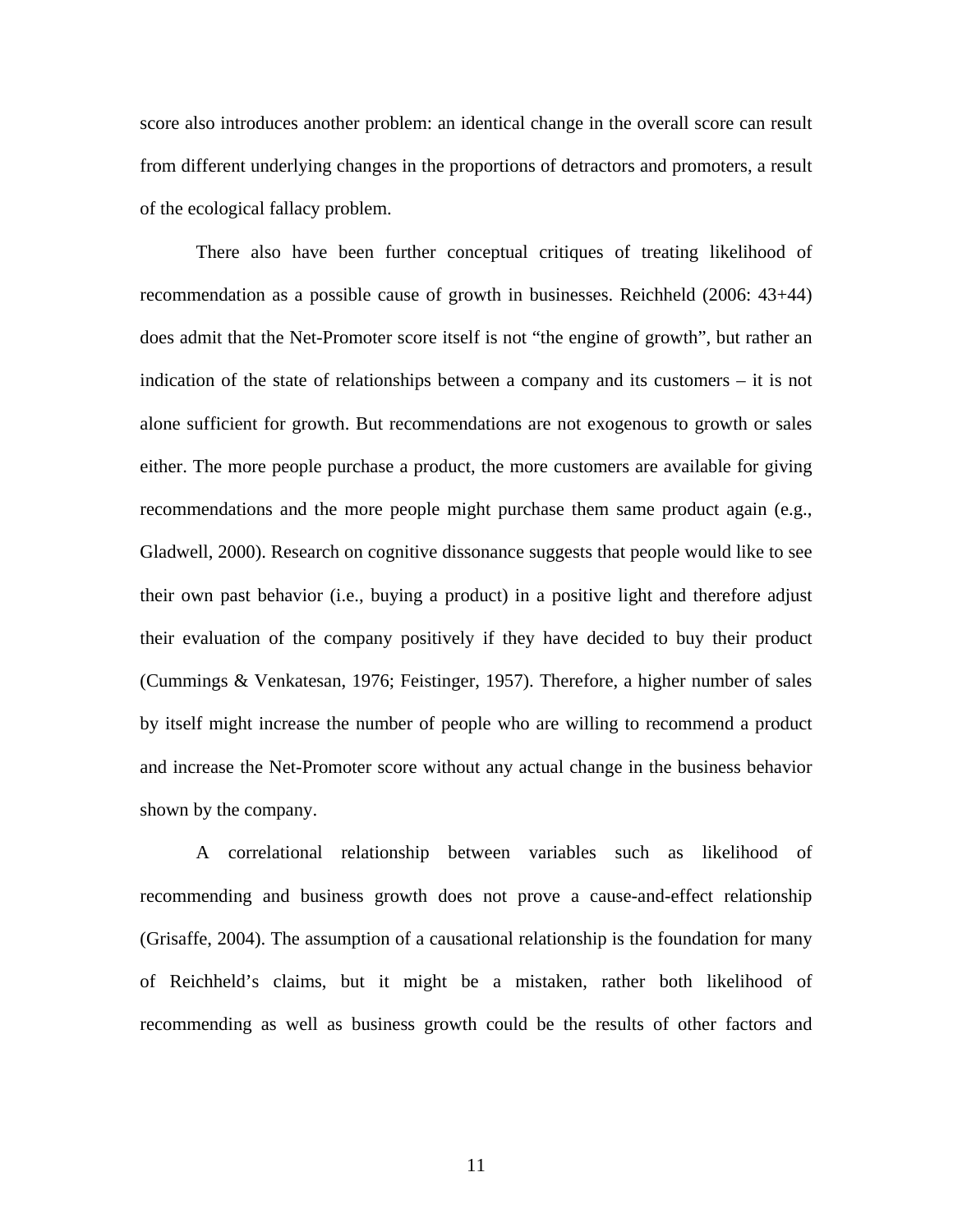score also introduces another problem: an identical change in the overall score can result from different underlying changes in the proportions of detractors and promoters, a result of the ecological fallacy problem.

There also have been further conceptual critiques of treating likelihood of recommendation as a possible cause of growth in businesses. Reichheld (2006: 43+44) does admit that the Net-Promoter score itself is not "the engine of growth", but rather an indication of the state of relationships between a company and its customers – it is not alone sufficient for growth. But recommendations are not exogenous to growth or sales either. The more people purchase a product, the more customers are available for giving recommendations and the more people might purchase them same product again (e.g., Gladwell, 2000). Research on cognitive dissonance suggests that people would like to see their own past behavior (i.e., buying a product) in a positive light and therefore adjust their evaluation of the company positively if they have decided to buy their product (Cummings & Venkatesan, 1976; Feistinger, 1957). Therefore, a higher number of sales by itself might increase the number of people who are willing to recommend a product and increase the Net-Promoter score without any actual change in the business behavior shown by the company.

A correlational relationship between variables such as likelihood of recommending and business growth does not prove a cause-and-effect relationship (Grisaffe, 2004). The assumption of a causational relationship is the foundation for many of Reichheld's claims, but it might be a mistaken, rather both likelihood of recommending as well as business growth could be the results of other factors and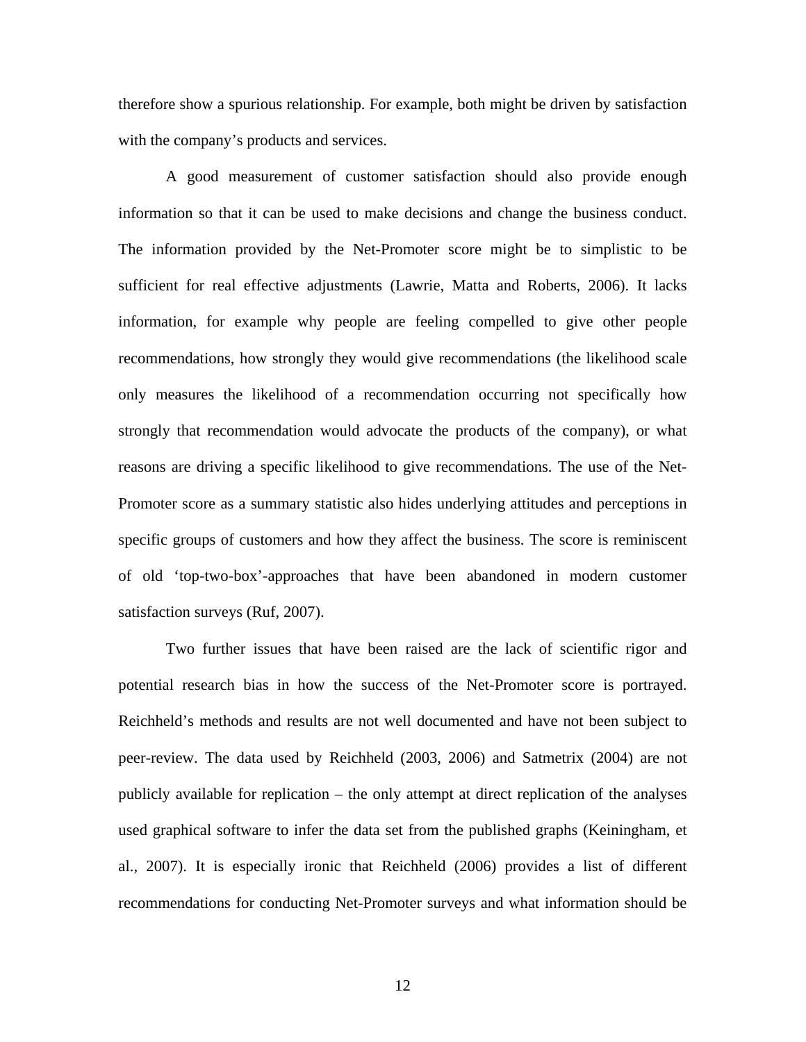therefore show a spurious relationship. For example, both might be driven by satisfaction with the company's products and services.

A good measurement of customer satisfaction should also provide enough information so that it can be used to make decisions and change the business conduct. The information provided by the Net-Promoter score might be to simplistic to be sufficient for real effective adjustments (Lawrie, Matta and Roberts, 2006). It lacks information, for example why people are feeling compelled to give other people recommendations, how strongly they would give recommendations (the likelihood scale only measures the likelihood of a recommendation occurring not specifically how strongly that recommendation would advocate the products of the company), or what reasons are driving a specific likelihood to give recommendations. The use of the Net-Promoter score as a summary statistic also hides underlying attitudes and perceptions in specific groups of customers and how they affect the business. The score is reminiscent of old 'top-two-box'-approaches that have been abandoned in modern customer satisfaction surveys (Ruf, 2007).

Two further issues that have been raised are the lack of scientific rigor and potential research bias in how the success of the Net-Promoter score is portrayed. Reichheld's methods and results are not well documented and have not been subject to peer-review. The data used by Reichheld (2003, 2006) and Satmetrix (2004) are not publicly available for replication – the only attempt at direct replication of the analyses used graphical software to infer the data set from the published graphs (Keiningham, et al., 2007). It is especially ironic that Reichheld (2006) provides a list of different recommendations for conducting Net-Promoter surveys and what information should be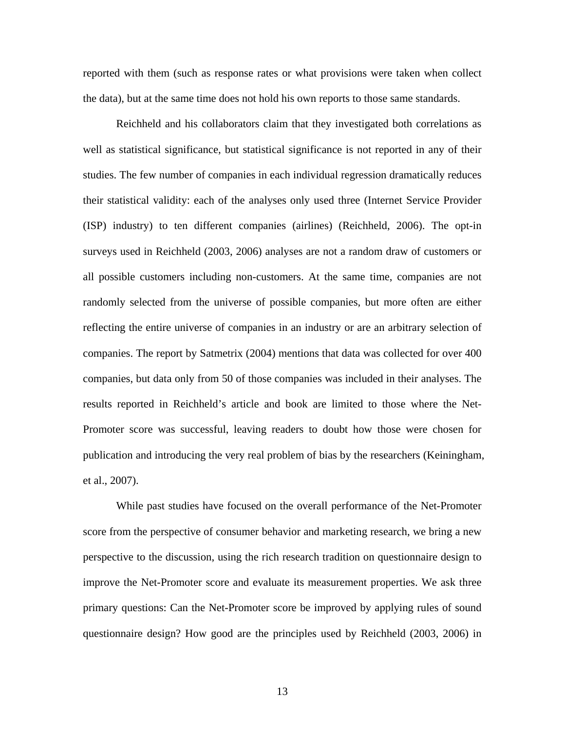reported with them (such as response rates or what provisions were taken when collect the data), but at the same time does not hold his own reports to those same standards.

Reichheld and his collaborators claim that they investigated both correlations as well as statistical significance, but statistical significance is not reported in any of their studies. The few number of companies in each individual regression dramatically reduces their statistical validity: each of the analyses only used three (Internet Service Provider (ISP) industry) to ten different companies (airlines) (Reichheld, 2006). The opt-in surveys used in Reichheld (2003, 2006) analyses are not a random draw of customers or all possible customers including non-customers. At the same time, companies are not randomly selected from the universe of possible companies, but more often are either reflecting the entire universe of companies in an industry or are an arbitrary selection of companies. The report by Satmetrix (2004) mentions that data was collected for over 400 companies, but data only from 50 of those companies was included in their analyses. The results reported in Reichheld's article and book are limited to those where the Net-Promoter score was successful, leaving readers to doubt how those were chosen for publication and introducing the very real problem of bias by the researchers (Keiningham, et al., 2007).

While past studies have focused on the overall performance of the Net-Promoter score from the perspective of consumer behavior and marketing research, we bring a new perspective to the discussion, using the rich research tradition on questionnaire design to improve the Net-Promoter score and evaluate its measurement properties. We ask three primary questions: Can the Net-Promoter score be improved by applying rules of sound questionnaire design? How good are the principles used by Reichheld (2003, 2006) in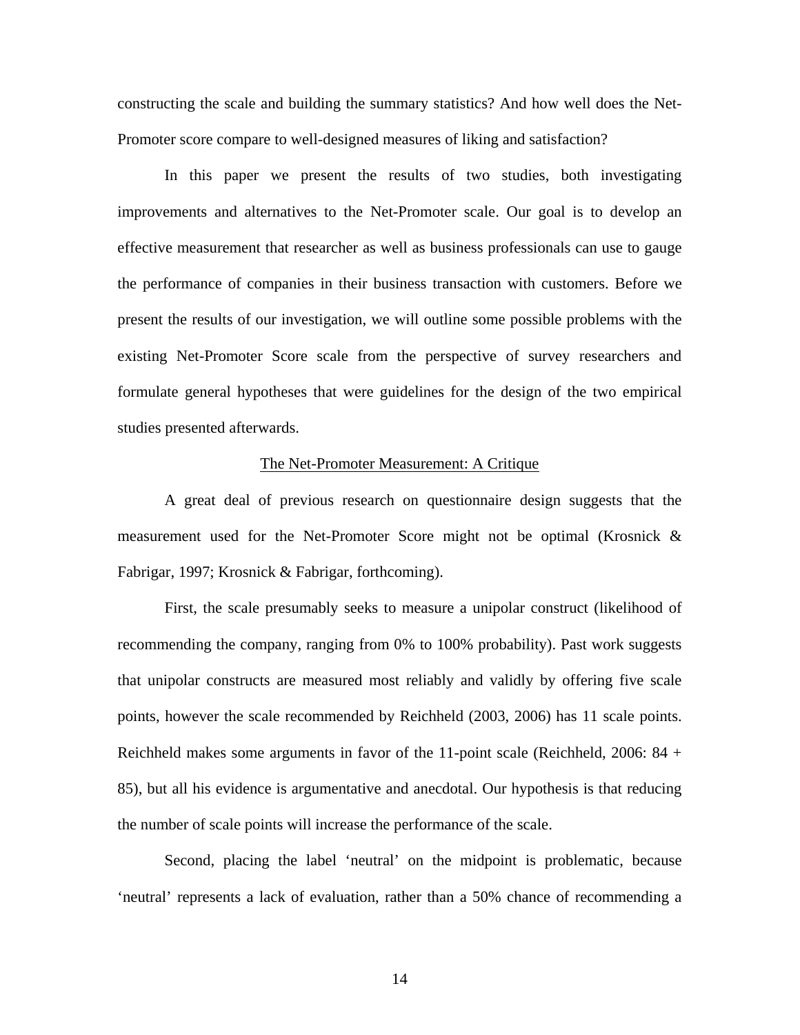constructing the scale and building the summary statistics? And how well does the Net-Promoter score compare to well-designed measures of liking and satisfaction?

In this paper we present the results of two studies, both investigating improvements and alternatives to the Net-Promoter scale. Our goal is to develop an effective measurement that researcher as well as business professionals can use to gauge the performance of companies in their business transaction with customers. Before we present the results of our investigation, we will outline some possible problems with the existing Net-Promoter Score scale from the perspective of survey researchers and formulate general hypotheses that were guidelines for the design of the two empirical studies presented afterwards.

## The Net-Promoter Measurement: A Critique

A great deal of previous research on questionnaire design suggests that the measurement used for the Net-Promoter Score might not be optimal (Krosnick & Fabrigar, 1997; Krosnick & Fabrigar, forthcoming).

First, the scale presumably seeks to measure a unipolar construct (likelihood of recommending the company, ranging from 0% to 100% probability). Past work suggests that unipolar constructs are measured most reliably and validly by offering five scale points, however the scale recommended by Reichheld (2003, 2006) has 11 scale points. Reichheld makes some arguments in favor of the 11-point scale (Reichheld, 2006: 84 + 85), but all his evidence is argumentative and anecdotal. Our hypothesis is that reducing the number of scale points will increase the performance of the scale.

Second, placing the label 'neutral' on the midpoint is problematic, because 'neutral' represents a lack of evaluation, rather than a 50% chance of recommending a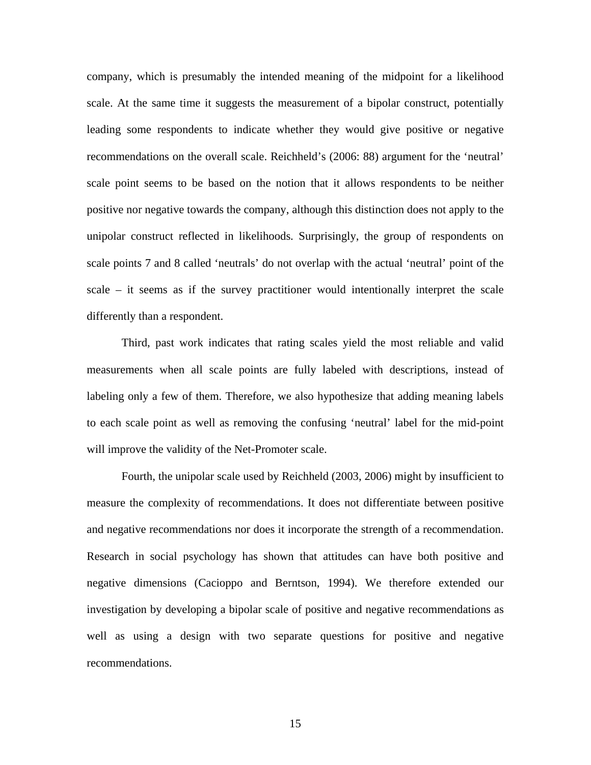company, which is presumably the intended meaning of the midpoint for a likelihood scale. At the same time it suggests the measurement of a bipolar construct, potentially leading some respondents to indicate whether they would give positive or negative recommendations on the overall scale. Reichheld's (2006: 88) argument for the 'neutral' scale point seems to be based on the notion that it allows respondents to be neither positive nor negative towards the company, although this distinction does not apply to the unipolar construct reflected in likelihoods. Surprisingly, the group of respondents on scale points 7 and 8 called 'neutrals' do not overlap with the actual 'neutral' point of the scale – it seems as if the survey practitioner would intentionally interpret the scale differently than a respondent.

Third, past work indicates that rating scales yield the most reliable and valid measurements when all scale points are fully labeled with descriptions, instead of labeling only a few of them. Therefore, we also hypothesize that adding meaning labels to each scale point as well as removing the confusing 'neutral' label for the mid-point will improve the validity of the Net-Promoter scale.

Fourth, the unipolar scale used by Reichheld (2003, 2006) might by insufficient to measure the complexity of recommendations. It does not differentiate between positive and negative recommendations nor does it incorporate the strength of a recommendation. Research in social psychology has shown that attitudes can have both positive and negative dimensions (Cacioppo and Berntson, 1994). We therefore extended our investigation by developing a bipolar scale of positive and negative recommendations as well as using a design with two separate questions for positive and negative recommendations.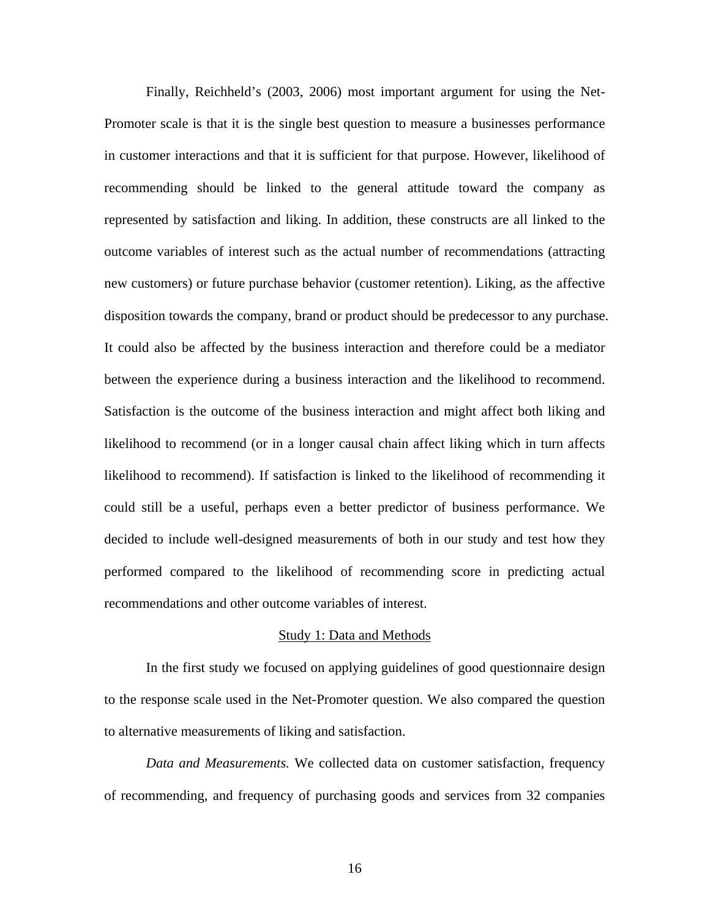Finally, Reichheld's (2003, 2006) most important argument for using the Net-Promoter scale is that it is the single best question to measure a businesses performance in customer interactions and that it is sufficient for that purpose. However, likelihood of recommending should be linked to the general attitude toward the company as represented by satisfaction and liking. In addition, these constructs are all linked to the outcome variables of interest such as the actual number of recommendations (attracting new customers) or future purchase behavior (customer retention). Liking, as the affective disposition towards the company, brand or product should be predecessor to any purchase. It could also be affected by the business interaction and therefore could be a mediator between the experience during a business interaction and the likelihood to recommend. Satisfaction is the outcome of the business interaction and might affect both liking and likelihood to recommend (or in a longer causal chain affect liking which in turn affects likelihood to recommend). If satisfaction is linked to the likelihood of recommending it could still be a useful, perhaps even a better predictor of business performance. We decided to include well-designed measurements of both in our study and test how they performed compared to the likelihood of recommending score in predicting actual recommendations and other outcome variables of interest.

## Study 1: Data and Methods

In the first study we focused on applying guidelines of good questionnaire design to the response scale used in the Net-Promoter question. We also compared the question to alternative measurements of liking and satisfaction.

*Data and Measurements.* We collected data on customer satisfaction, frequency of recommending, and frequency of purchasing goods and services from 32 companies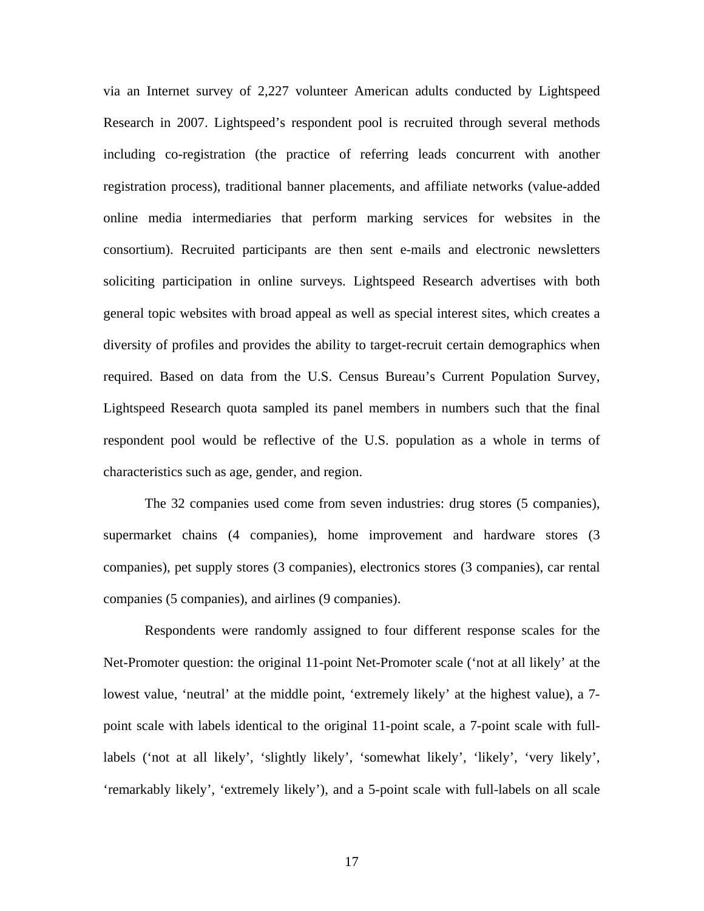via an Internet survey of 2,227 volunteer American adults conducted by Lightspeed Research in 2007. Lightspeed's respondent pool is recruited through several methods including co-registration (the practice of referring leads concurrent with another registration process), traditional banner placements, and affiliate networks (value-added online media intermediaries that perform marking services for websites in the consortium). Recruited participants are then sent e-mails and electronic newsletters soliciting participation in online surveys. Lightspeed Research advertises with both general topic websites with broad appeal as well as special interest sites, which creates a diversity of profiles and provides the ability to target-recruit certain demographics when required. Based on data from the U.S. Census Bureau's Current Population Survey, Lightspeed Research quota sampled its panel members in numbers such that the final respondent pool would be reflective of the U.S. population as a whole in terms of characteristics such as age, gender, and region.

The 32 companies used come from seven industries: drug stores (5 companies), supermarket chains (4 companies), home improvement and hardware stores (3 companies), pet supply stores (3 companies), electronics stores (3 companies), car rental companies (5 companies), and airlines (9 companies).

Respondents were randomly assigned to four different response scales for the Net-Promoter question: the original 11-point Net-Promoter scale ('not at all likely' at the lowest value, 'neutral' at the middle point, 'extremely likely' at the highest value), a 7-point scale with labels identical to the original 11-point scale, a 7-point scale with full-labels ('not at all likely', 'slightly likely', 'somewhat likely', 'likely', 'very likely', 'remarkably likely', 'extremely likely'), and a 5-point scale with full-labels on all scale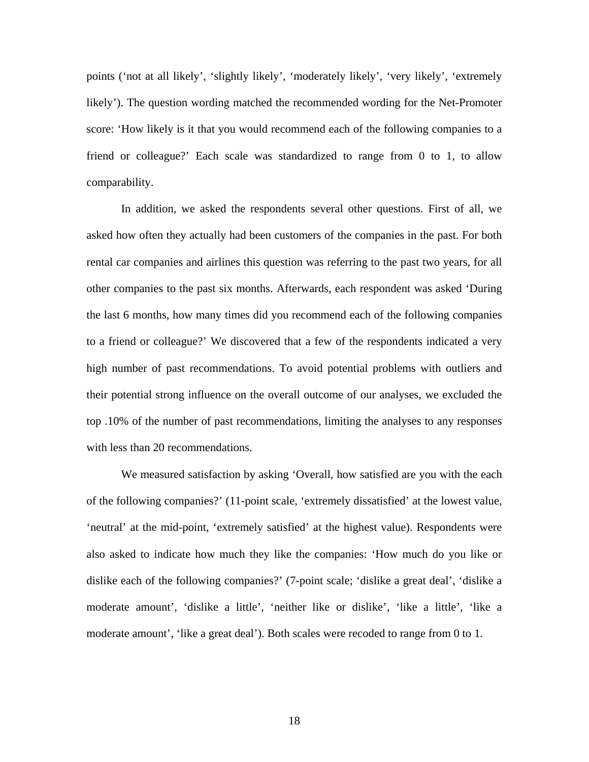points (‘not at all likely’, ‘slightly likely’, ‘moderately likely’, ‘very likely’, ‘extremely likely’). The question wording matched the recommended wording for the Net-Promoter score: ‘How likely is it that you would recommend each of the following companies to a friend or colleague?’ Each scale was standardized to range from 0 to 1, to allow comparability.

In addition, we asked the respondents several other questions. First of all, we asked how often they actually had been customers of the companies in the past. For both rental car companies and airlines this question was referring to the past two years, for all other companies to the past six months. Afterwards, each respondent was asked ‘During the last 6 months, how many times did you recommend each of the following companies to a friend or colleague?’ We discovered that a few of the respondents indicated a very high number of past recommendations. To avoid potential problems with outliers and their potential strong influence on the overall outcome of our analyses, we excluded the top .10% of the number of past recommendations, limiting the analyses to any responses with less than 20 recommendations.

We measured satisfaction by asking ‘Overall, how satisfied are you with the each of the following companies?’ (11-point scale, ‘extremely dissatisfied’ at the lowest value, ‘neutral’ at the mid-point, ‘extremely satisfied’ at the highest value). Respondents were also asked to indicate how much they like the companies: ‘How much do you like or dislike each of the following companies?’ (7-point scale; ‘dislike a great deal’, ‘dislike a moderate amount’, ‘dislike a little’, ‘neither like or dislike’, ‘like a little’, ‘like a moderate amount’, ‘like a great deal’). Both scales were recoded to range from 0 to 1.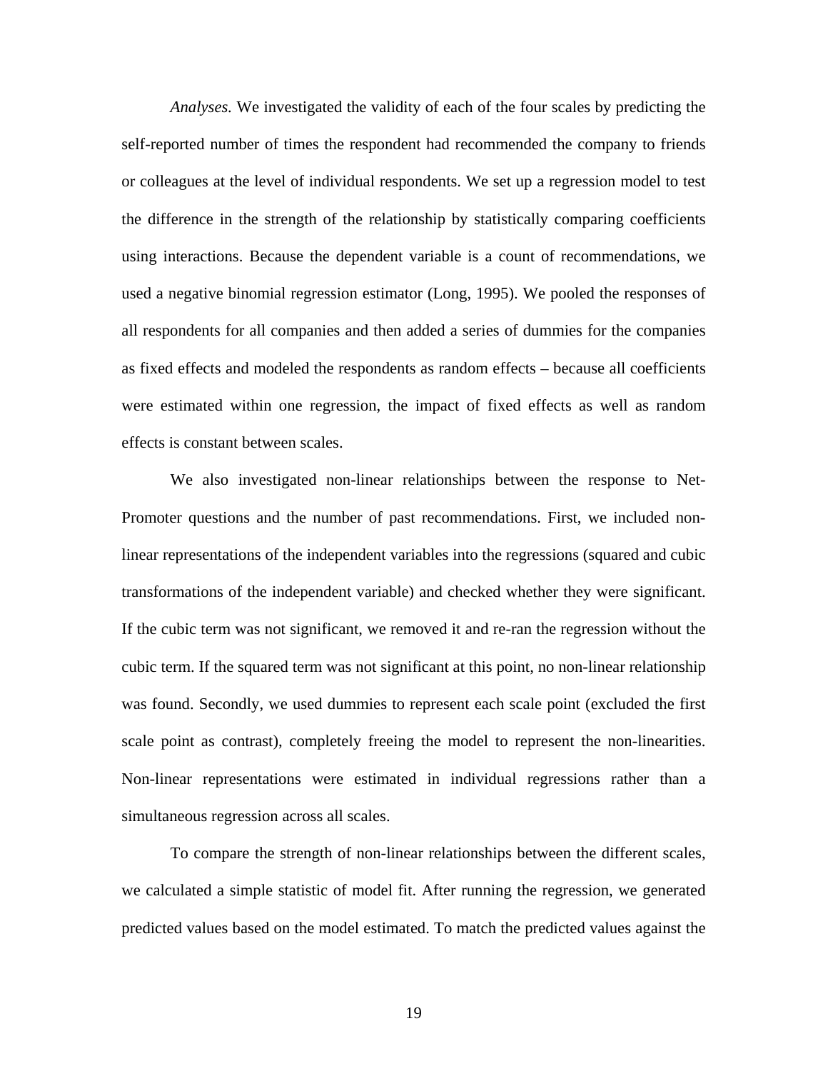*Analyses.* We investigated the validity of each of the four scales by predicting the self-reported number of times the respondent had recommended the company to friends or colleagues at the level of individual respondents. We set up a regression model to test the difference in the strength of the relationship by statistically comparing coefficients using interactions. Because the dependent variable is a count of recommendations, we used a negative binomial regression estimator (Long, 1995). We pooled the responses of all respondents for all companies and then added a series of dummies for the companies as fixed effects and modeled the respondents as random effects – because all coefficients were estimated within one regression, the impact of fixed effects as well as random effects is constant between scales.

We also investigated non-linear relationships between the response to Net-Promoter questions and the number of past recommendations. First, we included non-linear representations of the independent variables into the regressions (squared and cubic transformations of the independent variable) and checked whether they were significant. If the cubic term was not significant, we removed it and re-ran the regression without the cubic term. If the squared term was not significant at this point, no non-linear relationship was found. Secondly, we used dummies to represent each scale point (excluded the first scale point as contrast), completely freeing the model to represent the non-linearities. Non-linear representations were estimated in individual regressions rather than a simultaneous regression across all scales.

To compare the strength of non-linear relationships between the different scales, we calculated a simple statistic of model fit. After running the regression, we generated predicted values based on the model estimated. To match the predicted values against the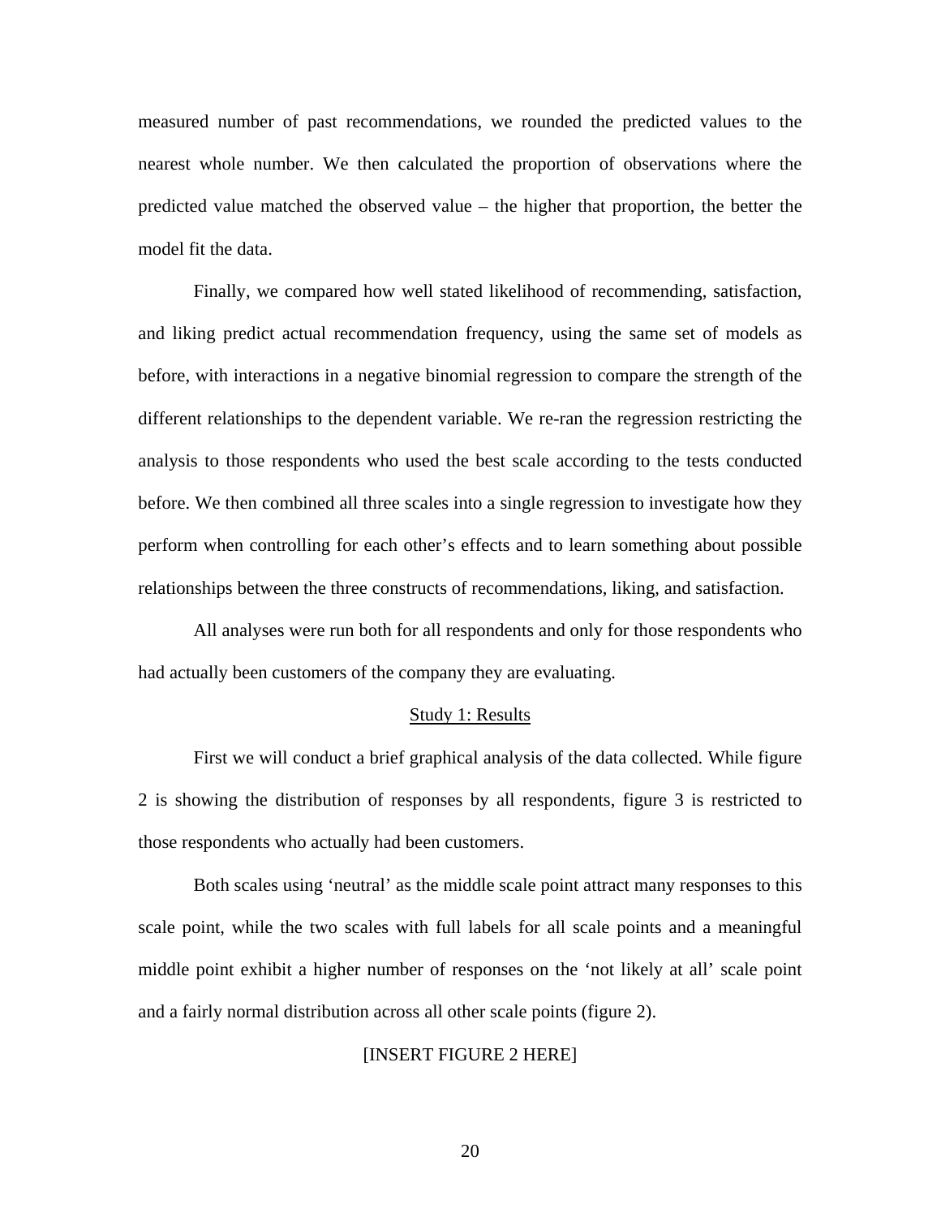measured number of past recommendations, we rounded the predicted values to the nearest whole number. We then calculated the proportion of observations where the predicted value matched the observed value – the higher that proportion, the better the model fit the data.

Finally, we compared how well stated likelihood of recommending, satisfaction, and liking predict actual recommendation frequency, using the same set of models as before, with interactions in a negative binomial regression to compare the strength of the different relationships to the dependent variable. We re-ran the regression restricting the analysis to those respondents who used the best scale according to the tests conducted before. We then combined all three scales into a single regression to investigate how they perform when controlling for each other's effects and to learn something about possible relationships between the three constructs of recommendations, liking, and satisfaction.

All analyses were run both for all respondents and only for those respondents who had actually been customers of the company they are evaluating.

## Study 1: Results

First we will conduct a brief graphical analysis of the data collected. While figure 2 is showing the distribution of responses by all respondents, figure 3 is restricted to those respondents who actually had been customers.

Both scales using 'neutral' as the middle scale point attract many responses to this scale point, while the two scales with full labels for all scale points and a meaningful middle point exhibit a higher number of responses on the 'not likely at all' scale point and a fairly normal distribution across all other scale points (figure 2).

[INSERT FIGURE 2 HERE]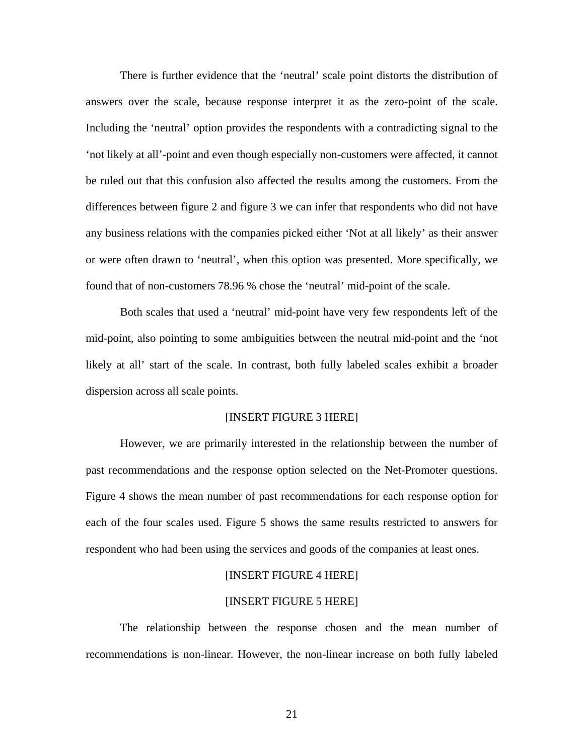There is further evidence that the 'neutral' scale point distorts the distribution of answers over the scale, because response interpret it as the zero-point of the scale. Including the 'neutral' option provides the respondents with a contradicting signal to the 'not likely at all'-point and even though especially non-customers were affected, it cannot be ruled out that this confusion also affected the results among the customers. From the differences between figure 2 and figure 3 we can infer that respondents who did not have any business relations with the companies picked either 'Not at all likely' as their answer or were often drawn to 'neutral', when this option was presented. More specifically, we found that of non-customers 78.96 % chose the 'neutral' mid-point of the scale.

Both scales that used a 'neutral' mid-point have very few respondents left of the mid-point, also pointing to some ambiguities between the neutral mid-point and the 'not likely at all' start of the scale. In contrast, both fully labeled scales exhibit a broader dispersion across all scale points.

[INSERT FIGURE 3 HERE]

However, we are primarily interested in the relationship between the number of past recommendations and the response option selected on the Net-Promoter questions. Figure 4 shows the mean number of past recommendations for each response option for each of the four scales used. Figure 5 shows the same results restricted to answers for respondent who had been using the services and goods of the companies at least ones.

[INSERT FIGURE 4 HERE]

[INSERT FIGURE 5 HERE]

The relationship between the response chosen and the mean number of recommendations is non-linear. However, the non-linear increase on both fully labeled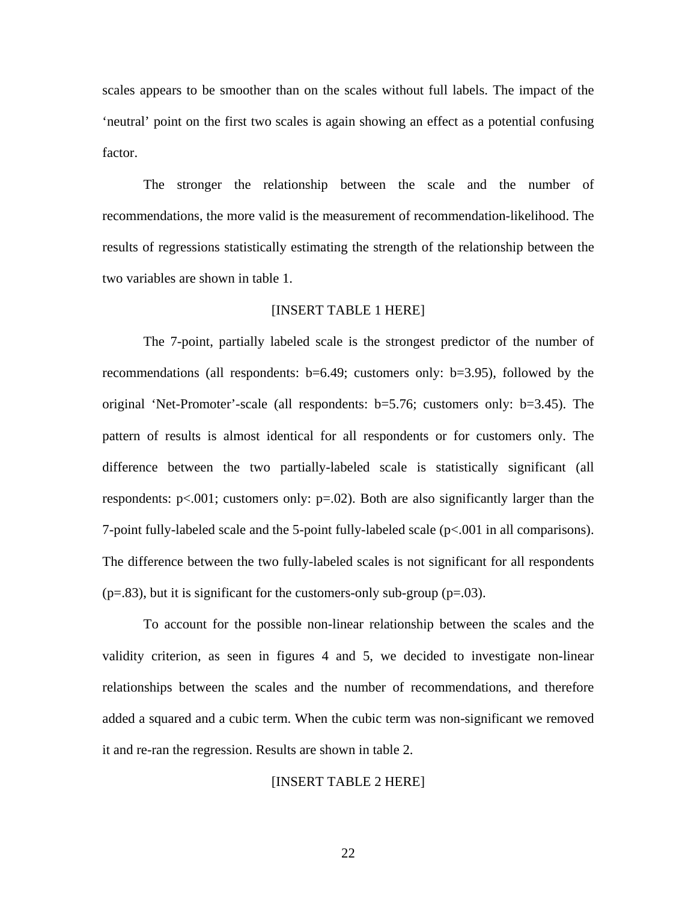scales appears to be smoother than on the scales without full labels. The impact of the 'neutral' point on the first two scales is again showing an effect as a potential confusing factor.

The stronger the relationship between the scale and the number of recommendations, the more valid is the measurement of recommendation-likelihood. The results of regressions statistically estimating the strength of the relationship between the two variables are shown in table 1.

[INSERT TABLE 1 HERE]

The 7-point, partially labeled scale is the strongest predictor of the number of recommendations (all respondents: b=6.49; customers only: b=3.95), followed by the original 'Net-Promoter'-scale (all respondents: b=5.76; customers only: b=3.45). The pattern of results is almost identical for all respondents or for customers only. The difference between the two partially-labeled scale is statistically significant (all respondents: p<.001; customers only: p=.02). Both are also significantly larger than the 7-point fully-labeled scale and the 5-point fully-labeled scale (p<.001 in all comparisons). The difference between the two fully-labeled scales is not significant for all respondents (p=.83), but it is significant for the customers-only sub-group (p=.03).

To account for the possible non-linear relationship between the scales and the validity criterion, as seen in figures 4 and 5, we decided to investigate non-linear relationships between the scales and the number of recommendations, and therefore added a squared and a cubic term. When the cubic term was non-significant we removed it and re-ran the regression. Results are shown in table 2.

[INSERT TABLE 2 HERE]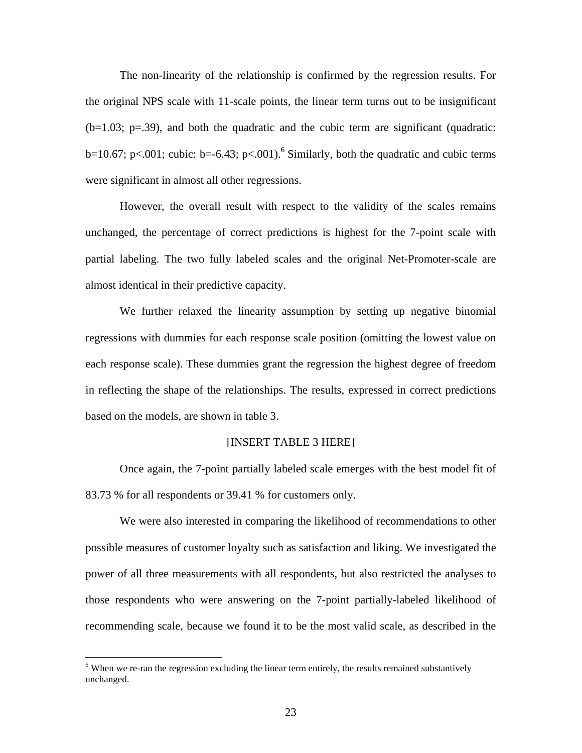The non-linearity of the relationship is confirmed by the regression results. For the original NPS scale with 11-scale points, the linear term turns out to be insignificant ($b=1.03$; $p=.39$), and both the quadratic and the cubic term are significant (quadratic: $b=10.67$; $p<.001$; cubic: $b=-6.43$; $p<.001$).[6] Similarly, both the quadratic and cubic terms were significant in almost all other regressions.

However, the overall result with respect to the validity of the scales remains unchanged, the percentage of correct predictions is highest for the 7-point scale with partial labeling. The two fully labeled scales and the original Net-Promoter-scale are almost identical in their predictive capacity.

We further relaxed the linearity assumption by setting up negative binomial regressions with dummies for each response scale position (omitting the lowest value on each response scale). These dummies grant the regression the highest degree of freedom in reflecting the shape of the relationships. The results, expressed in correct predictions based on the models, are shown in table 3.

[INSERT TABLE 3 HERE]

Once again, the 7-point partially labeled scale emerges with the best model fit of 83.73 % for all respondents or 39.41 % for customers only.

We were also interested in comparing the likelihood of recommendations to other possible measures of customer loyalty such as satisfaction and liking. We investigated the power of all three measurements with all respondents, but also restricted the analyses to those respondents who were answering on the 7-point partially-labeled likelihood of recommending scale, because we found it to be the most valid scale, as described in the

[6] When we re-ran the regression excluding the linear term entirely, the results remained substantively unchanged.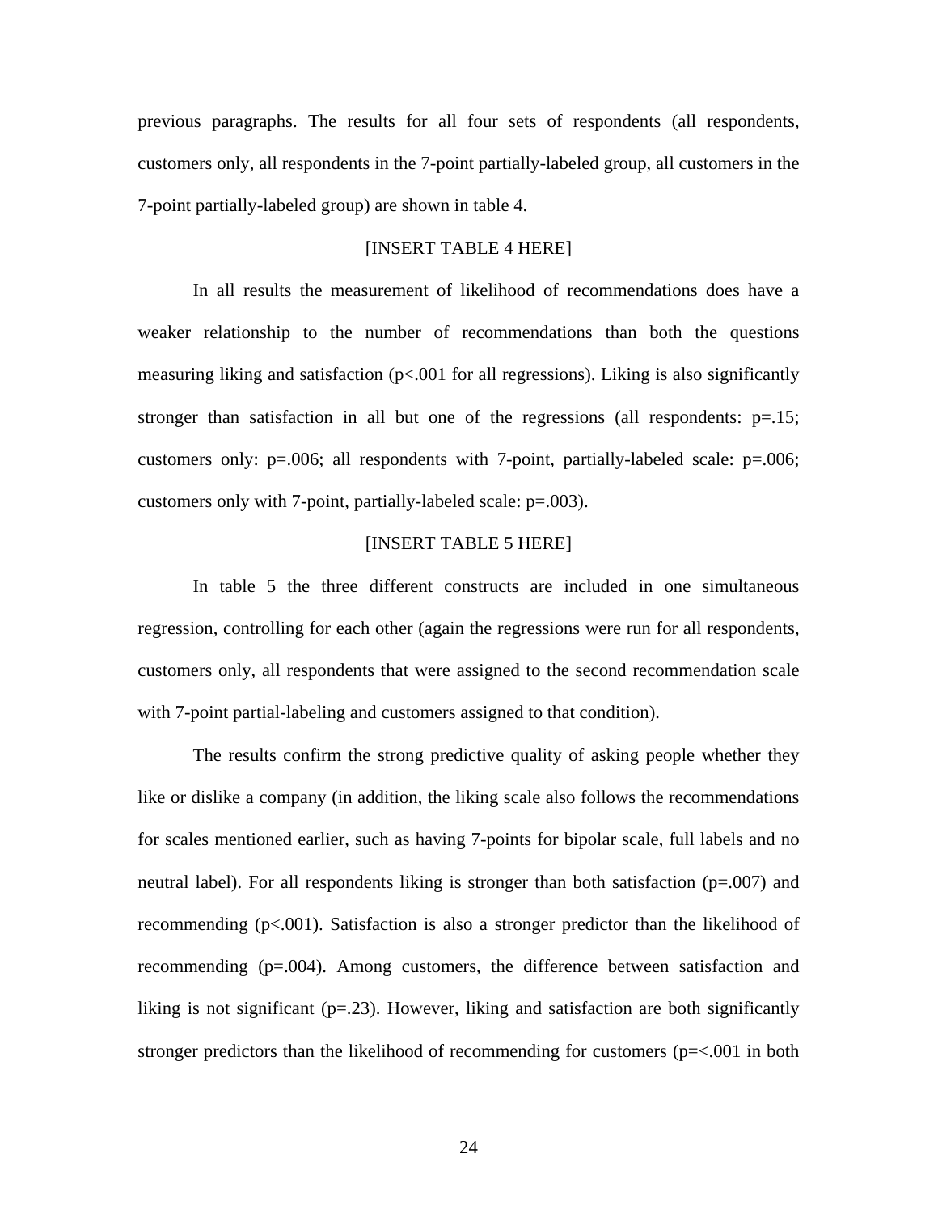previous paragraphs. The results for all four sets of respondents (all respondents, customers only, all respondents in the 7-point partially-labeled group, all customers in the 7-point partially-labeled group) are shown in table 4.

[INSERT TABLE 4 HERE]

In all results the measurement of likelihood of recommendations does have a weaker relationship to the number of recommendations than both the questions measuring liking and satisfaction ($p<.001$ for all regressions). Liking is also significantly stronger than satisfaction in all but one of the regressions (all respondents: $p=.15$; customers only: $p=.006$; all respondents with 7-point, partially-labeled scale: $p=.006$; customers only with 7-point, partially-labeled scale: $p=.003$).

[INSERT TABLE 5 HERE]

In table 5 the three different constructs are included in one simultaneous regression, controlling for each other (again the regressions were run for all respondents, customers only, all respondents that were assigned to the second recommendation scale with 7-point partial-labeling and customers assigned to that condition).

The results confirm the strong predictive quality of asking people whether they like or dislike a company (in addition, the liking scale also follows the recommendations for scales mentioned earlier, such as having 7-points for bipolar scale, full labels and no neutral label). For all respondents liking is stronger than both satisfaction ($p=.007$) and recommending ($p<.001$). Satisfaction is also a stronger predictor than the likelihood of recommending ($p=.004$). Among customers, the difference between satisfaction and liking is not significant ($p=.23$). However, liking and satisfaction are both significantly stronger predictors than the likelihood of recommending for customers ($p=<.001$ in both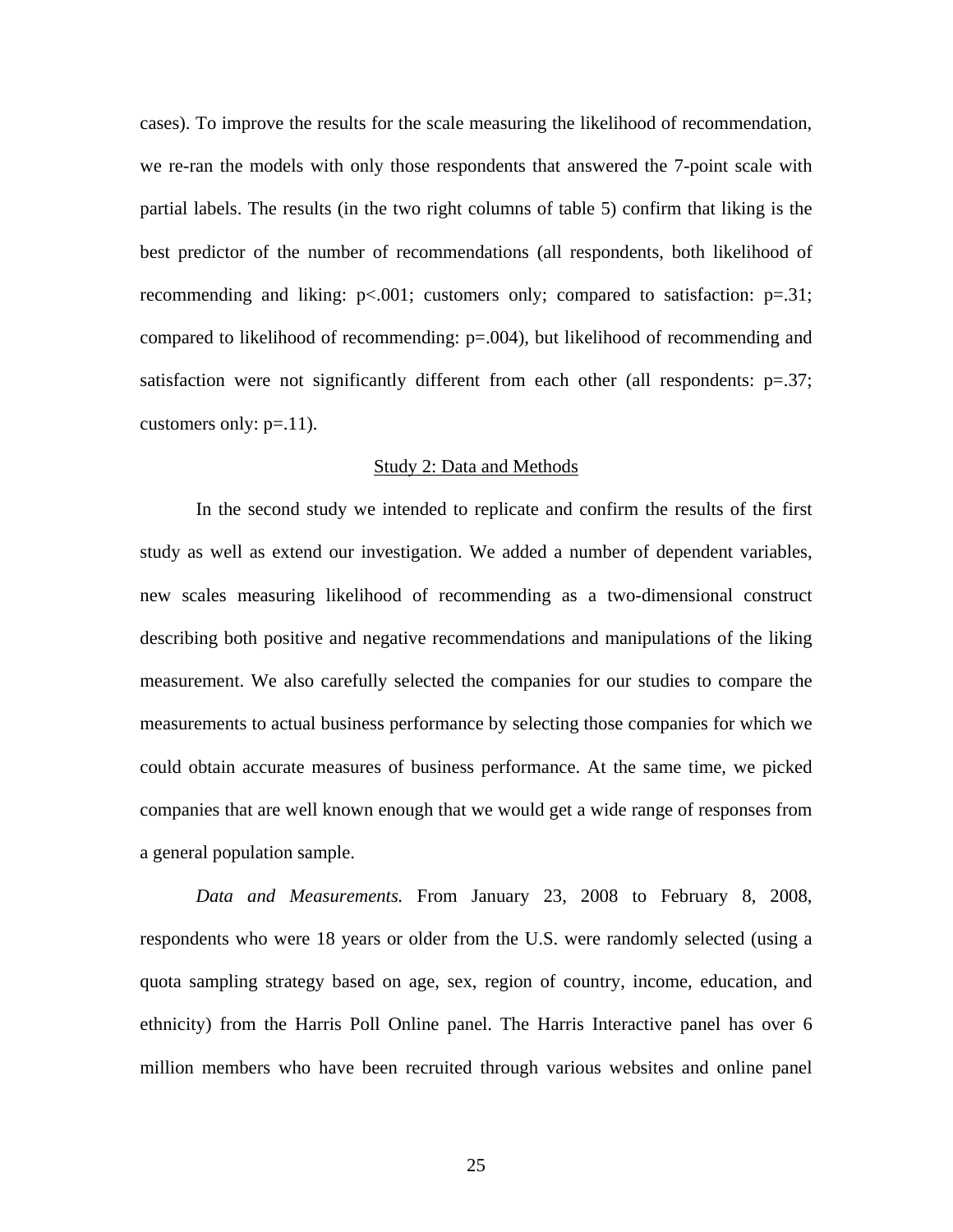cases). To improve the results for the scale measuring the likelihood of recommendation, we re-ran the models with only those respondents that answered the 7-point scale with partial labels. The results (in the two right columns of table 5) confirm that liking is the best predictor of the number of recommendations (all respondents, both likelihood of recommending and liking: $p<.001$; customers only; compared to satisfaction: $p=.31$; compared to likelihood of recommending: $p=.004$), but likelihood of recommending and satisfaction were not significantly different from each other (all respondents: $p=.37$; customers only: $p=.11$).

## Study 2: Data and Methods

In the second study we intended to replicate and confirm the results of the first study as well as extend our investigation. We added a number of dependent variables, new scales measuring likelihood of recommending as a two-dimensional construct describing both positive and negative recommendations and manipulations of the liking measurement. We also carefully selected the companies for our studies to compare the measurements to actual business performance by selecting those companies for which we could obtain accurate measures of business performance. At the same time, we picked companies that are well known enough that we would get a wide range of responses from a general population sample.

*Data and Measurements.* From January 23, 2008 to February 8, 2008, respondents who were 18 years or older from the U.S. were randomly selected (using a quota sampling strategy based on age, sex, region of country, income, education, and ethnicity) from the Harris Poll Online panel. The Harris Interactive panel has over 6 million members who have been recruited through various websites and online panel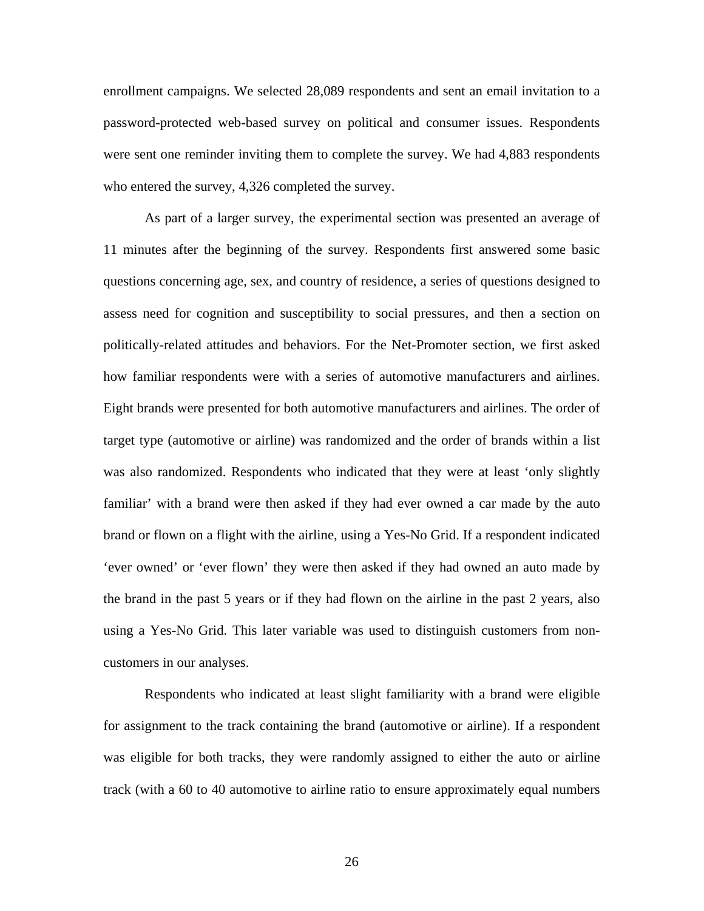enrollment campaigns. We selected 28,089 respondents and sent an email invitation to a password-protected web-based survey on political and consumer issues. Respondents were sent one reminder inviting them to complete the survey. We had 4,883 respondents who entered the survey, 4,326 completed the survey.

As part of a larger survey, the experimental section was presented an average of 11 minutes after the beginning of the survey. Respondents first answered some basic questions concerning age, sex, and country of residence, a series of questions designed to assess need for cognition and susceptibility to social pressures, and then a section on politically-related attitudes and behaviors. For the Net-Promoter section, we first asked how familiar respondents were with a series of automotive manufacturers and airlines. Eight brands were presented for both automotive manufacturers and airlines. The order of target type (automotive or airline) was randomized and the order of brands within a list was also randomized. Respondents who indicated that they were at least 'only slightly familiar' with a brand were then asked if they had ever owned a car made by the auto brand or flown on a flight with the airline, using a Yes-No Grid. If a respondent indicated 'ever owned' or 'ever flown' they were then asked if they had owned an auto made by the brand in the past 5 years or if they had flown on the airline in the past 2 years, also using a Yes-No Grid. This later variable was used to distinguish customers from non-customers in our analyses.

Respondents who indicated at least slight familiarity with a brand were eligible for assignment to the track containing the brand (automotive or airline). If a respondent was eligible for both tracks, they were randomly assigned to either the auto or airline track (with a 60 to 40 automotive to airline ratio to ensure approximately equal numbers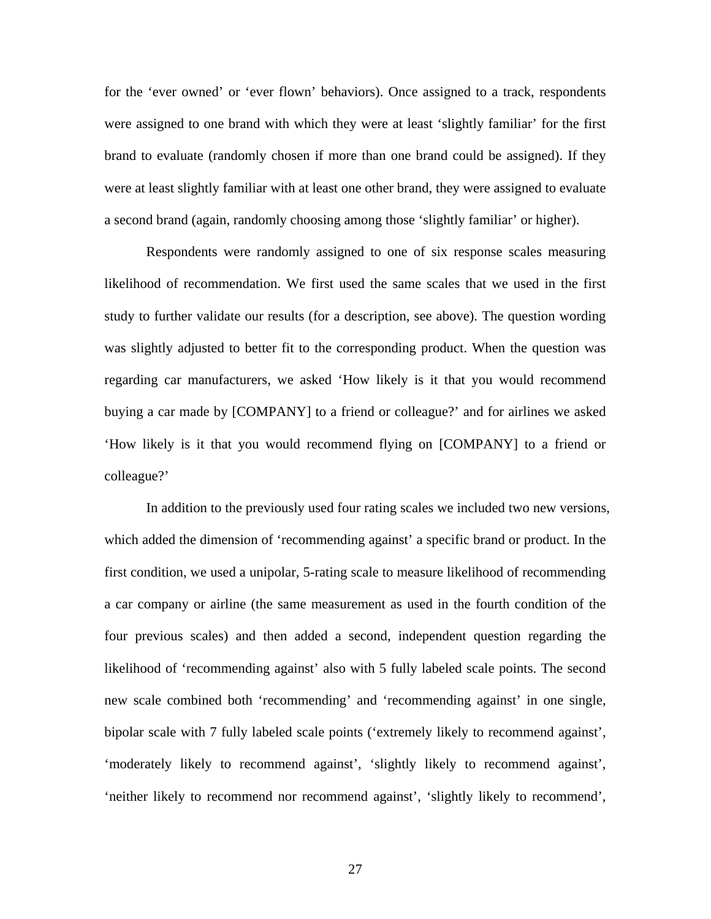for the ‘ever owned’ or ‘ever flown’ behaviors). Once assigned to a track, respondents were assigned to one brand with which they were at least ‘slightly familiar’ for the first brand to evaluate (randomly chosen if more than one brand could be assigned). If they were at least slightly familiar with at least one other brand, they were assigned to evaluate a second brand (again, randomly choosing among those ‘slightly familiar’ or higher).

Respondents were randomly assigned to one of six response scales measuring likelihood of recommendation. We first used the same scales that we used in the first study to further validate our results (for a description, see above). The question wording was slightly adjusted to better fit to the corresponding product. When the question was regarding car manufacturers, we asked ‘How likely is it that you would recommend buying a car made by [COMPANY] to a friend or colleague?’ and for airlines we asked ‘How likely is it that you would recommend flying on [COMPANY] to a friend or colleague?’

In addition to the previously used four rating scales we included two new versions, which added the dimension of ‘recommending against’ a specific brand or product. In the first condition, we used a unipolar, 5-rating scale to measure likelihood of recommending a car company or airline (the same measurement as used in the fourth condition of the four previous scales) and then added a second, independent question regarding the likelihood of ‘recommending against’ also with 5 fully labeled scale points. The second new scale combined both ‘recommending’ and ‘recommending against’ in one single, bipolar scale with 7 fully labeled scale points (‘extremely likely to recommend against’, ‘moderately likely to recommend against’, ‘slightly likely to recommend against’, ‘neither likely to recommend nor recommend against’, ‘slightly likely to recommend’,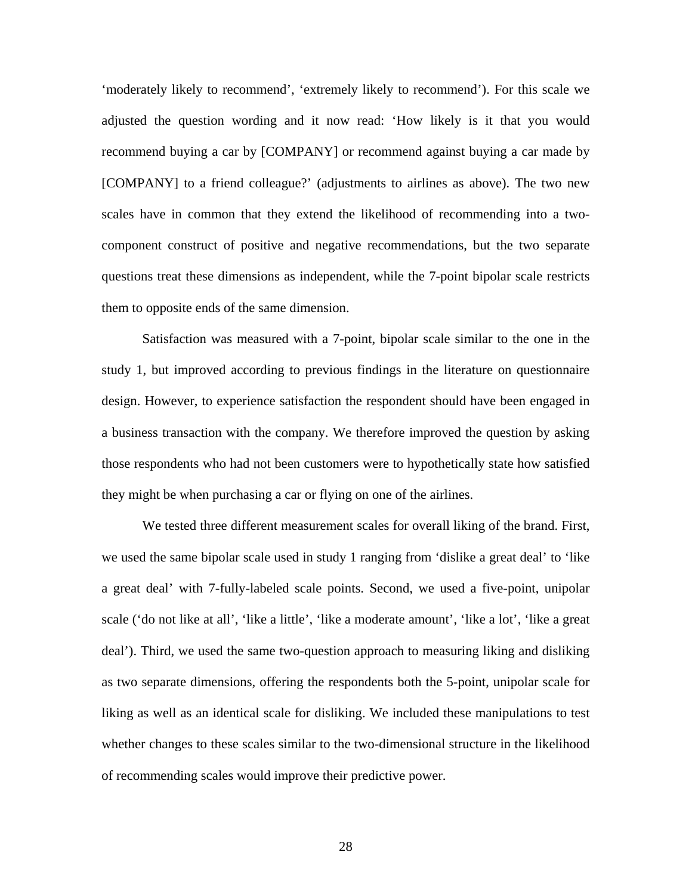'moderately likely to recommend', 'extremely likely to recommend'). For this scale we adjusted the question wording and it now read: 'How likely is it that you would recommend buying a car by [COMPANY] or recommend against buying a car made by [COMPANY] to a friend colleague?' (adjustments to airlines as above). The two new scales have in common that they extend the likelihood of recommending into a two-component construct of positive and negative recommendations, but the two separate questions treat these dimensions as independent, while the 7-point bipolar scale restricts them to opposite ends of the same dimension.

Satisfaction was measured with a 7-point, bipolar scale similar to the one in the study 1, but improved according to previous findings in the literature on questionnaire design. However, to experience satisfaction the respondent should have been engaged in a business transaction with the company. We therefore improved the question by asking those respondents who had not been customers were to hypothetically state how satisfied they might be when purchasing a car or flying on one of the airlines.

We tested three different measurement scales for overall liking of the brand. First, we used the same bipolar scale used in study 1 ranging from 'dislike a great deal' to 'like a great deal' with 7-fully-labeled scale points. Second, we used a five-point, unipolar scale ('do not like at all', 'like a little', 'like a moderate amount', 'like a lot', 'like a great deal'). Third, we used the same two-question approach to measuring liking and disliking as two separate dimensions, offering the respondents both the 5-point, unipolar scale for liking as well as an identical scale for disliking. We included these manipulations to test whether changes to these scales similar to the two-dimensional structure in the likelihood of recommending scales would improve their predictive power.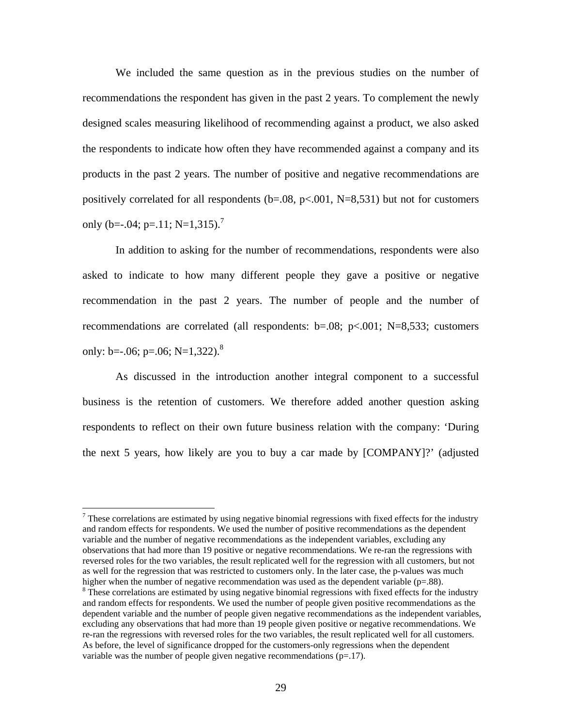We included the same question as in the previous studies on the number of recommendations the respondent has given in the past 2 years. To complement the newly designed scales measuring likelihood of recommending against a product, we also asked the respondents to indicate how often they have recommended against a company and its products in the past 2 years. The number of positive and negative recommendations are positively correlated for all respondents (b=.08, p<.001, N=8,531) but not for customers only (b=-.04; p=.11; N=1,315).[7]

In addition to asking for the number of recommendations, respondents were also asked to indicate to how many different people they gave a positive or negative recommendation in the past 2 years. The number of people and the number of recommendations are correlated (all respondents: b=.08; p<.001; N=8,533; customers only: b=-.06; p=.06; N=1,322).[8]

As discussed in the introduction another integral component to a successful business is the retention of customers. We therefore added another question asking respondents to reflect on their own future business relation with the company: 'During the next 5 years, how likely are you to buy a car made by [COMPANY]?' (adjusted

---

[7] These correlations are estimated by using negative binomial regressions with fixed effects for the industry and random effects for respondents. We used the number of positive recommendations as the dependent variable and the number of negative recommendations as the independent variables, excluding any observations that had more than 19 positive or negative recommendations. We re-ran the regressions with reversed roles for the two variables, the result replicated well for the regression with all customers, but not as well for the regression that was restricted to customers only. In the later case, the p-values was much higher when the number of negative recommendation was used as the dependent variable (p=.88).

[8] These correlations are estimated by using negative binomial regressions with fixed effects for the industry and random effects for respondents. We used the number of people given positive recommendations as the dependent variable and the number of people given negative recommendations as the independent variables, excluding any observations that had more than 19 people given positive or negative recommendations. We re-ran the regressions with reversed roles for the two variables, the result replicated well for all customers. As before, the level of significance dropped for the customers-only regressions when the dependent variable was the number of people given negative recommendations (p=.17).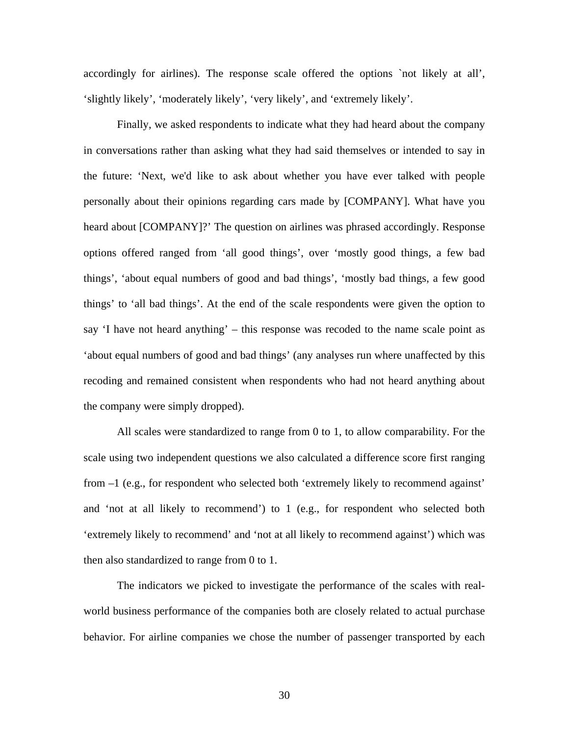accordingly for airlines). The response scale offered the options `not likely at all', 'slightly likely', 'moderately likely', 'very likely', and 'extremely likely'.

Finally, we asked respondents to indicate what they had heard about the company in conversations rather than asking what they had said themselves or intended to say in the future: 'Next, we'd like to ask about whether you have ever talked with people personally about their opinions regarding cars made by [COMPANY]. What have you heard about [COMPANY]?' The question on airlines was phrased accordingly. Response options offered ranged from 'all good things', over 'mostly good things, a few bad things', 'about equal numbers of good and bad things', 'mostly bad things, a few good things' to 'all bad things'. At the end of the scale respondents were given the option to say 'I have not heard anything' – this response was recoded to the name scale point as 'about equal numbers of good and bad things' (any analyses run where unaffected by this recoding and remained consistent when respondents who had not heard anything about the company were simply dropped).

All scales were standardized to range from 0 to 1, to allow comparability. For the scale using two independent questions we also calculated a difference score first ranging from –1 (e.g., for respondent who selected both 'extremely likely to recommend against' and 'not at all likely to recommend') to 1 (e.g., for respondent who selected both 'extremely likely to recommend' and 'not at all likely to recommend against') which was then also standardized to range from 0 to 1.

The indicators we picked to investigate the performance of the scales with real-world business performance of the companies both are closely related to actual purchase behavior. For airline companies we chose the number of passenger transported by each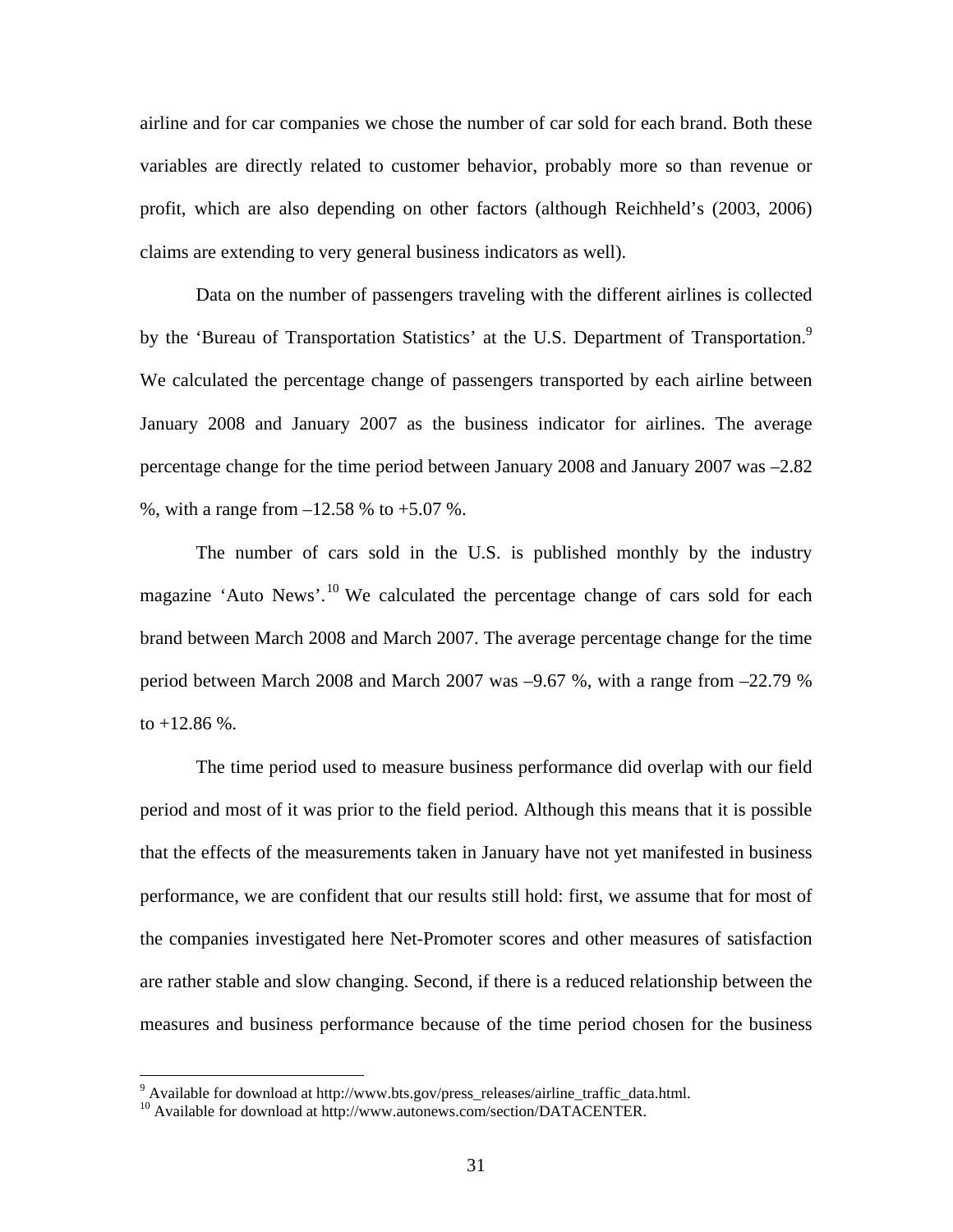airline and for car companies we chose the number of car sold for each brand. Both these variables are directly related to customer behavior, probably more so than revenue or profit, which are also depending on other factors (although Reichheld's (2003, 2006) claims are extending to very general business indicators as well).

Data on the number of passengers traveling with the different airlines is collected by the 'Bureau of Transportation Statistics' at the U.S. Department of Transportation.[9] We calculated the percentage change of passengers transported by each airline between January 2008 and January 2007 as the business indicator for airlines. The average percentage change for the time period between January 2008 and January 2007 was –2.82 %, with a range from –12.58 % to +5.07 %.

The number of cars sold in the U.S. is published monthly by the industry magazine 'Auto News'.[10] We calculated the percentage change of cars sold for each brand between March 2008 and March 2007. The average percentage change for the time period between March 2008 and March 2007 was –9.67 %, with a range from –22.79 % to +12.86 %.

The time period used to measure business performance did overlap with our field period and most of it was prior to the field period. Although this means that it is possible that the effects of the measurements taken in January have not yet manifested in business performance, we are confident that our results still hold: first, we assume that for most of the companies investigated here Net-Promoter scores and other measures of satisfaction are rather stable and slow changing. Second, if there is a reduced relationship between the measures and business performance because of the time period chosen for the business

[9] Available for download at http://www.bts.gov/press_releases/airline_traffic_data.html.
[10] Available for download at http://www.autonews.com/section/DATACENTER.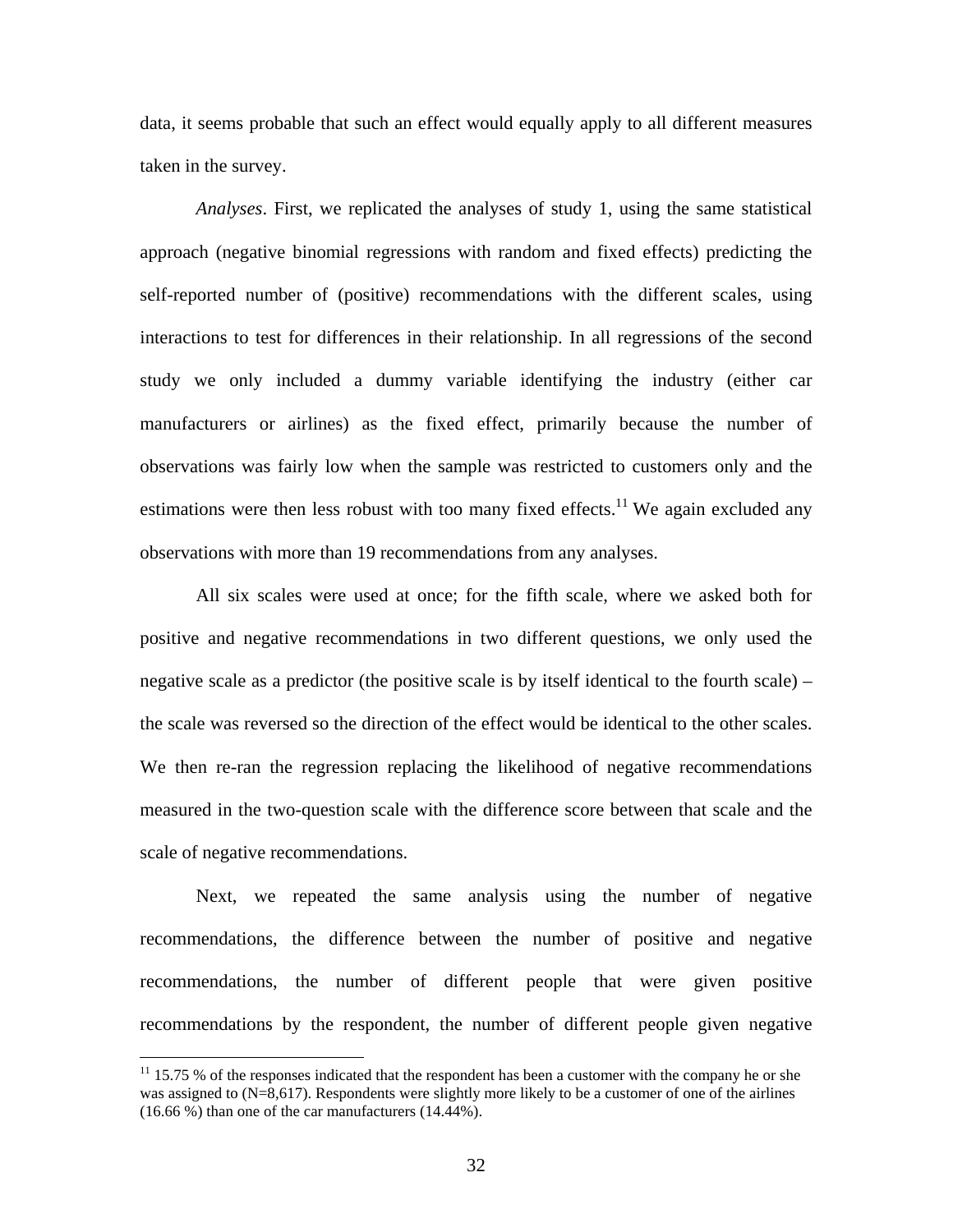data, it seems probable that such an effect would equally apply to all different measures taken in the survey.

*Analyses*. First, we replicated the analyses of study 1, using the same statistical approach (negative binomial regressions with random and fixed effects) predicting the self-reported number of (positive) recommendations with the different scales, using interactions to test for differences in their relationship. In all regressions of the second study we only included a dummy variable identifying the industry (either car manufacturers or airlines) as the fixed effect, primarily because the number of observations was fairly low when the sample was restricted to customers only and the estimations were then less robust with too many fixed effects.[11] We again excluded any observations with more than 19 recommendations from any analyses.

All six scales were used at once; for the fifth scale, where we asked both for positive and negative recommendations in two different questions, we only used the negative scale as a predictor (the positive scale is by itself identical to the fourth scale) – the scale was reversed so the direction of the effect would be identical to the other scales. We then re-ran the regression replacing the likelihood of negative recommendations measured in the two-question scale with the difference score between that scale and the scale of negative recommendations.

Next, we repeated the same analysis using the number of negative recommendations, the difference between the number of positive and negative recommendations, the number of different people that were given positive recommendations by the respondent, the number of different people given negative

[11] 15.75 % of the responses indicated that the respondent has been a customer with the company he or she was assigned to (N=8,617). Respondents were slightly more likely to be a customer of one of the airlines (16.66 %) than one of the car manufacturers (14.44%).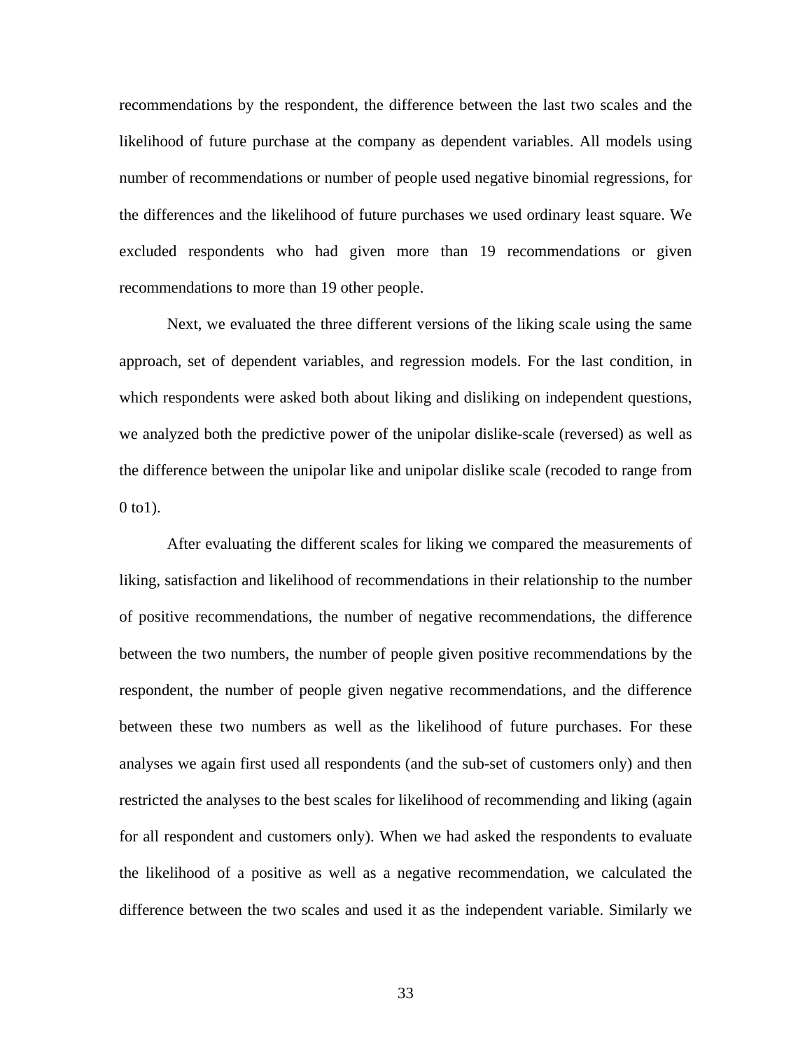recommendations by the respondent, the difference between the last two scales and the likelihood of future purchase at the company as dependent variables. All models using number of recommendations or number of people used negative binomial regressions, for the differences and the likelihood of future purchases we used ordinary least square. We excluded respondents who had given more than 19 recommendations or given recommendations to more than 19 other people.

Next, we evaluated the three different versions of the liking scale using the same approach, set of dependent variables, and regression models. For the last condition, in which respondents were asked both about liking and disliking on independent questions, we analyzed both the predictive power of the unipolar dislike-scale (reversed) as well as the difference between the unipolar like and unipolar dislike scale (recoded to range from 0 to1).

After evaluating the different scales for liking we compared the measurements of liking, satisfaction and likelihood of recommendations in their relationship to the number of positive recommendations, the number of negative recommendations, the difference between the two numbers, the number of people given positive recommendations by the respondent, the number of people given negative recommendations, and the difference between these two numbers as well as the likelihood of future purchases. For these analyses we again first used all respondents (and the sub-set of customers only) and then restricted the analyses to the best scales for likelihood of recommending and liking (again for all respondent and customers only). When we had asked the respondents to evaluate the likelihood of a positive as well as a negative recommendation, we calculated the difference between the two scales and used it as the independent variable. Similarly we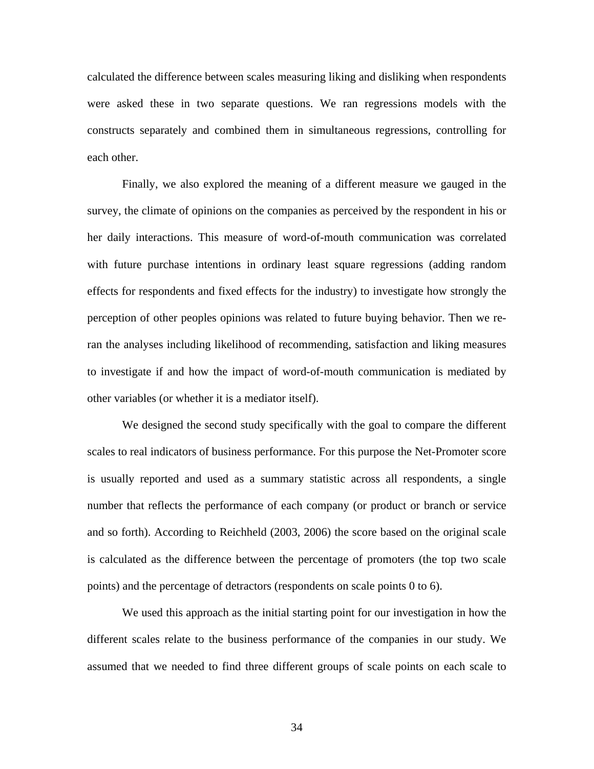calculated the difference between scales measuring liking and disliking when respondents were asked these in two separate questions. We ran regressions models with the constructs separately and combined them in simultaneous regressions, controlling for each other.

Finally, we also explored the meaning of a different measure we gauged in the survey, the climate of opinions on the companies as perceived by the respondent in his or her daily interactions. This measure of word-of-mouth communication was correlated with future purchase intentions in ordinary least square regressions (adding random effects for respondents and fixed effects for the industry) to investigate how strongly the perception of other peoples opinions was related to future buying behavior. Then we re-ran the analyses including likelihood of recommending, satisfaction and liking measures to investigate if and how the impact of word-of-mouth communication is mediated by other variables (or whether it is a mediator itself).

We designed the second study specifically with the goal to compare the different scales to real indicators of business performance. For this purpose the Net-Promoter score is usually reported and used as a summary statistic across all respondents, a single number that reflects the performance of each company (or product or branch or service and so forth). According to Reichheld (2003, 2006) the score based on the original scale is calculated as the difference between the percentage of promoters (the top two scale points) and the percentage of detractors (respondents on scale points 0 to 6).

We used this approach as the initial starting point for our investigation in how the different scales relate to the business performance of the companies in our study. We assumed that we needed to find three different groups of scale points on each scale to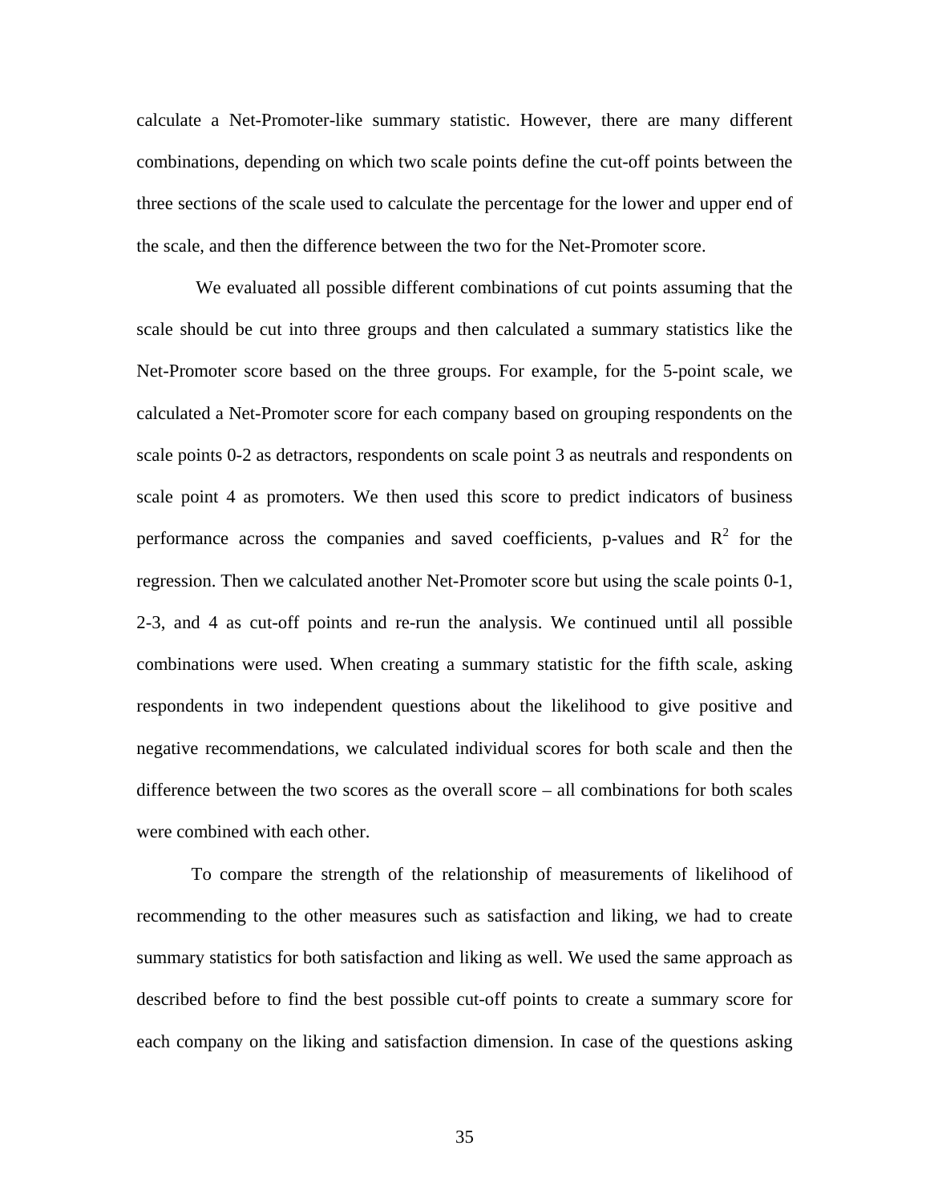calculate a Net-Promoter-like summary statistic. However, there are many different combinations, depending on which two scale points define the cut-off points between the three sections of the scale used to calculate the percentage for the lower and upper end of the scale, and then the difference between the two for the Net-Promoter score.

We evaluated all possible different combinations of cut points assuming that the scale should be cut into three groups and then calculated a summary statistics like the Net-Promoter score based on the three groups. For example, for the 5-point scale, we calculated a Net-Promoter score for each company based on grouping respondents on the scale points 0-2 as detractors, respondents on scale point 3 as neutrals and respondents on scale point 4 as promoters. We then used this score to predict indicators of business performance across the companies and saved coefficients, p-values and $R^2$ for the regression. Then we calculated another Net-Promoter score but using the scale points 0-1, 2-3, and 4 as cut-off points and re-run the analysis. We continued until all possible combinations were used. When creating a summary statistic for the fifth scale, asking respondents in two independent questions about the likelihood to give positive and negative recommendations, we calculated individual scores for both scale and then the difference between the two scores as the overall score – all combinations for both scales were combined with each other.

To compare the strength of the relationship of measurements of likelihood of recommending to the other measures such as satisfaction and liking, we had to create summary statistics for both satisfaction and liking as well. We used the same approach as described before to find the best possible cut-off points to create a summary score for each company on the liking and satisfaction dimension. In case of the questions asking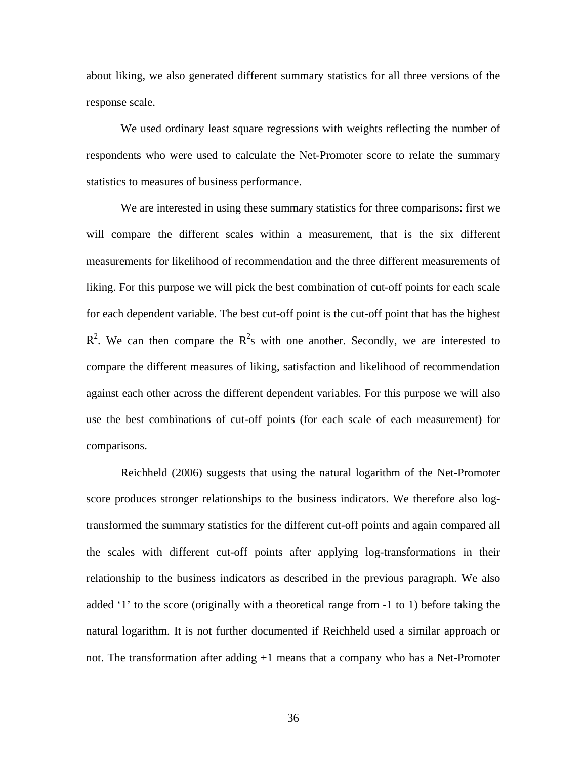about liking, we also generated different summary statistics for all three versions of the response scale.

We used ordinary least square regressions with weights reflecting the number of respondents who were used to calculate the Net-Promoter score to relate the summary statistics to measures of business performance.

We are interested in using these summary statistics for three comparisons: first we will compare the different scales within a measurement, that is the six different measurements for likelihood of recommendation and the three different measurements of liking. For this purpose we will pick the best combination of cut-off points for each scale for each dependent variable. The best cut-off point is the cut-off point that has the highest $R^2$. We can then compare the $R^2$s with one another. Secondly, we are interested to compare the different measures of liking, satisfaction and likelihood of recommendation against each other across the different dependent variables. For this purpose we will also use the best combinations of cut-off points (for each scale of each measurement) for comparisons.

Reichheld (2006) suggests that using the natural logarithm of the Net-Promoter score produces stronger relationships to the business indicators. We therefore also log-transformed the summary statistics for the different cut-off points and again compared all the scales with different cut-off points after applying log-transformations in their relationship to the business indicators as described in the previous paragraph. We also added '1' to the score (originally with a theoretical range from -1 to 1) before taking the natural logarithm. It is not further documented if Reichheld used a similar approach or not. The transformation after adding +1 means that a company who has a Net-Promoter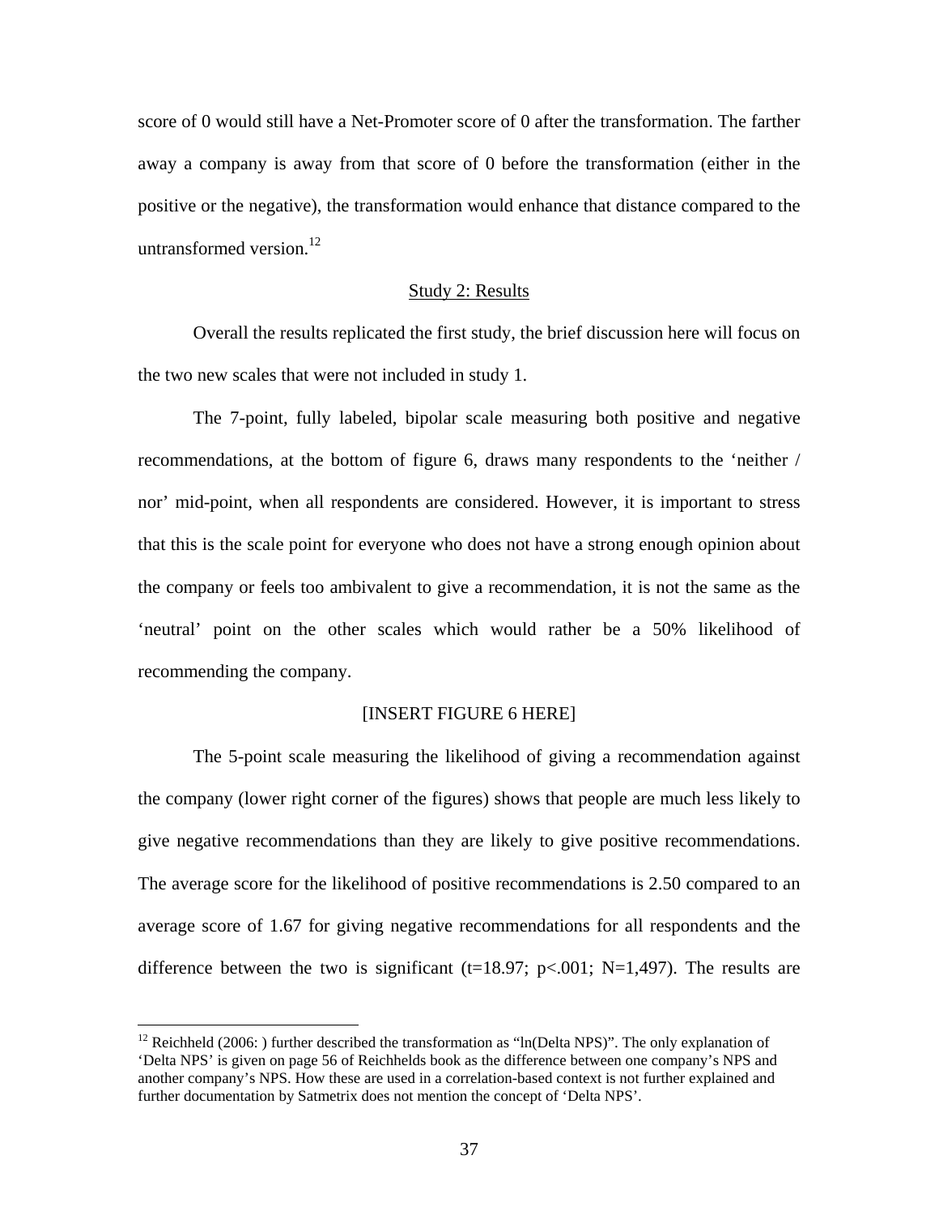score of 0 would still have a Net-Promoter score of 0 after the transformation. The farther away a company is away from that score of 0 before the transformation (either in the positive or the negative), the transformation would enhance that distance compared to the untransformed version.[12]

<u>Study 2: Results</u>

Overall the results replicated the first study, the brief discussion here will focus on the two new scales that were not included in study 1.

The 7-point, fully labeled, bipolar scale measuring both positive and negative recommendations, at the bottom of figure 6, draws many respondents to the 'neither / nor' mid-point, when all respondents are considered. However, it is important to stress that this is the scale point for everyone who does not have a strong enough opinion about the company or feels too ambivalent to give a recommendation, it is not the same as the 'neutral' point on the other scales which would rather be a 50% likelihood of recommending the company.

[INSERT FIGURE 6 HERE]

The 5-point scale measuring the likelihood of giving a recommendation against the company (lower right corner of the figures) shows that people are much less likely to give negative recommendations than they are likely to give positive recommendations. The average score for the likelihood of positive recommendations is 2.50 compared to an average score of 1.67 for giving negative recommendations for all respondents and the difference between the two is significant ($t=18.97$; $p<.001$; $N=1{,}497$). The results are

---

[12] Reichheld (2006: ) further described the transformation as "ln(Delta NPS)". The only explanation of 'Delta NPS' is given on page 56 of Reichhelds book as the difference between one company's NPS and another company's NPS. How these are used in a correlation-based context is not further explained and further documentation by Satmetrix does not mention the concept of 'Delta NPS'.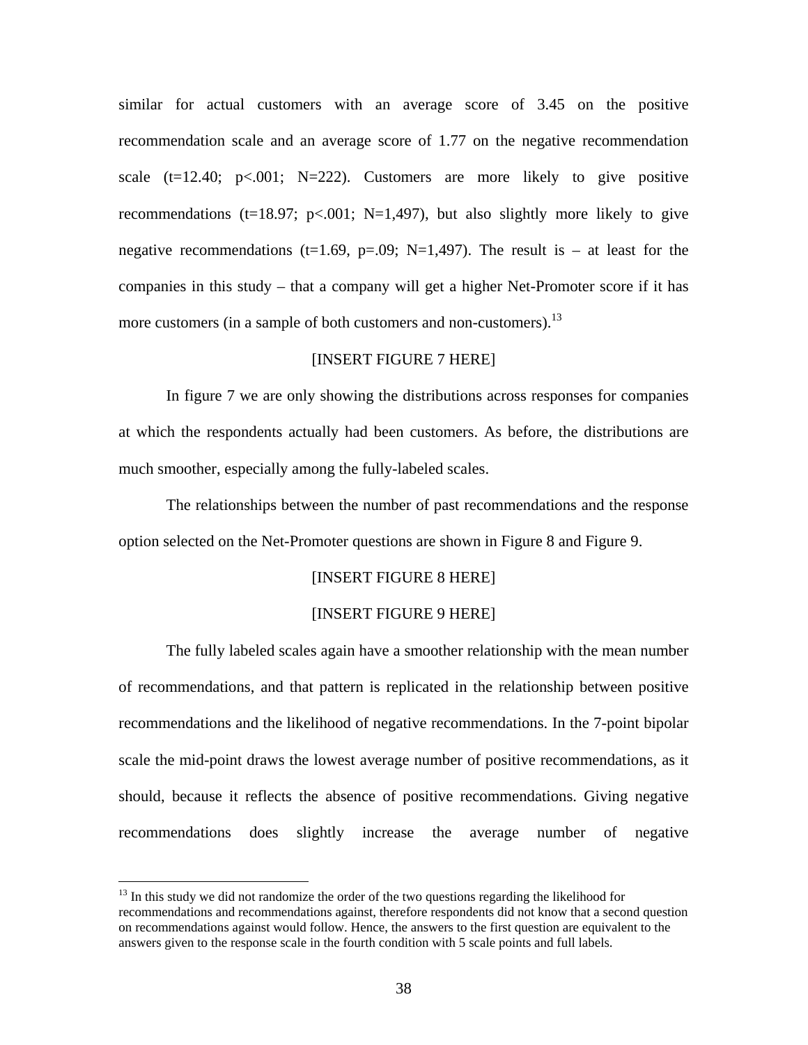similar for actual customers with an average score of 3.45 on the positive recommendation scale and an average score of 1.77 on the negative recommendation scale ($t=12.40$; $p<.001$; $N=222$). Customers are more likely to give positive recommendations ($t=18.97$; $p<.001$; $N=1{,}497$), but also slightly more likely to give negative recommendations ($t=1.69$, $p=.09$; $N=1{,}497$). The result is – at least for the companies in this study – that a company will get a higher Net-Promoter score if it has more customers (in a sample of both customers and non-customers).[13]

[INSERT FIGURE 7 HERE]

In figure 7 we are only showing the distributions across responses for companies at which the respondents actually had been customers. As before, the distributions are much smoother, especially among the fully-labeled scales.

The relationships between the number of past recommendations and the response option selected on the Net-Promoter questions are shown in Figure 8 and Figure 9.

[INSERT FIGURE 8 HERE]

[INSERT FIGURE 9 HERE]

The fully labeled scales again have a smoother relationship with the mean number of recommendations, and that pattern is replicated in the relationship between positive recommendations and the likelihood of negative recommendations. In the 7-point bipolar scale the mid-point draws the lowest average number of positive recommendations, as it should, because it reflects the absence of positive recommendations. Giving negative recommendations does slightly increase the average number of negative

---

[13] In this study we did not randomize the order of the two questions regarding the likelihood for recommendations and recommendations against, therefore respondents did not know that a second question on recommendations against would follow. Hence, the answers to the first question are equivalent to the answers given to the response scale in the fourth condition with 5 scale points and full labels.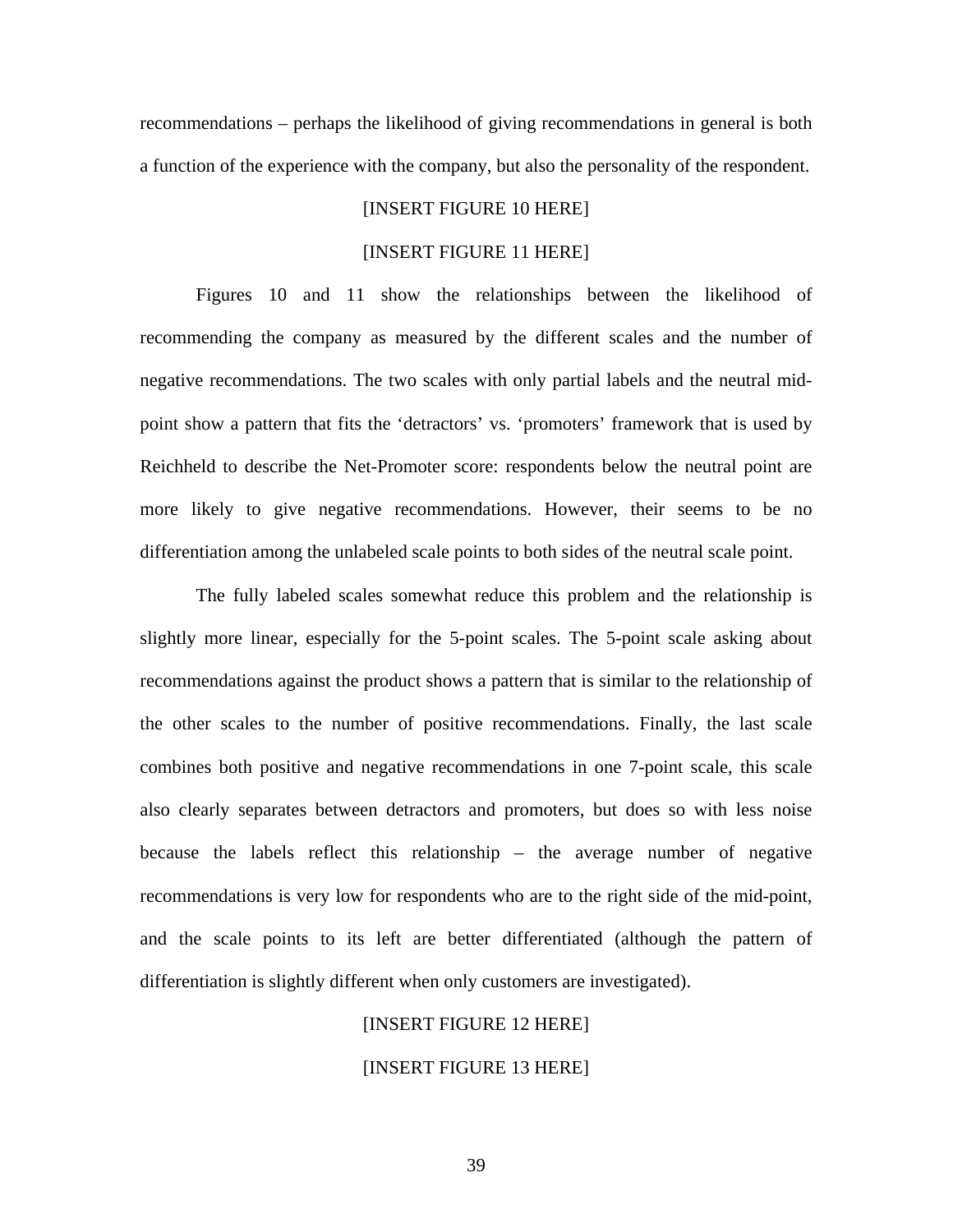recommendations – perhaps the likelihood of giving recommendations in general is both a function of the experience with the company, but also the personality of the respondent.

[INSERT FIGURE 10 HERE]

[INSERT FIGURE 11 HERE]

Figures 10 and 11 show the relationships between the likelihood of recommending the company as measured by the different scales and the number of negative recommendations. The two scales with only partial labels and the neutral mid-point show a pattern that fits the 'detractors' vs. 'promoters' framework that is used by Reichheld to describe the Net-Promoter score: respondents below the neutral point are more likely to give negative recommendations. However, their seems to be no differentiation among the unlabeled scale points to both sides of the neutral scale point.

The fully labeled scales somewhat reduce this problem and the relationship is slightly more linear, especially for the 5-point scales. The 5-point scale asking about recommendations against the product shows a pattern that is similar to the relationship of the other scales to the number of positive recommendations. Finally, the last scale combines both positive and negative recommendations in one 7-point scale, this scale also clearly separates between detractors and promoters, but does so with less noise because the labels reflect this relationship – the average number of negative recommendations is very low for respondents who are to the right side of the mid-point, and the scale points to its left are better differentiated (although the pattern of differentiation is slightly different when only customers are investigated).

[INSERT FIGURE 12 HERE]

[INSERT FIGURE 13 HERE]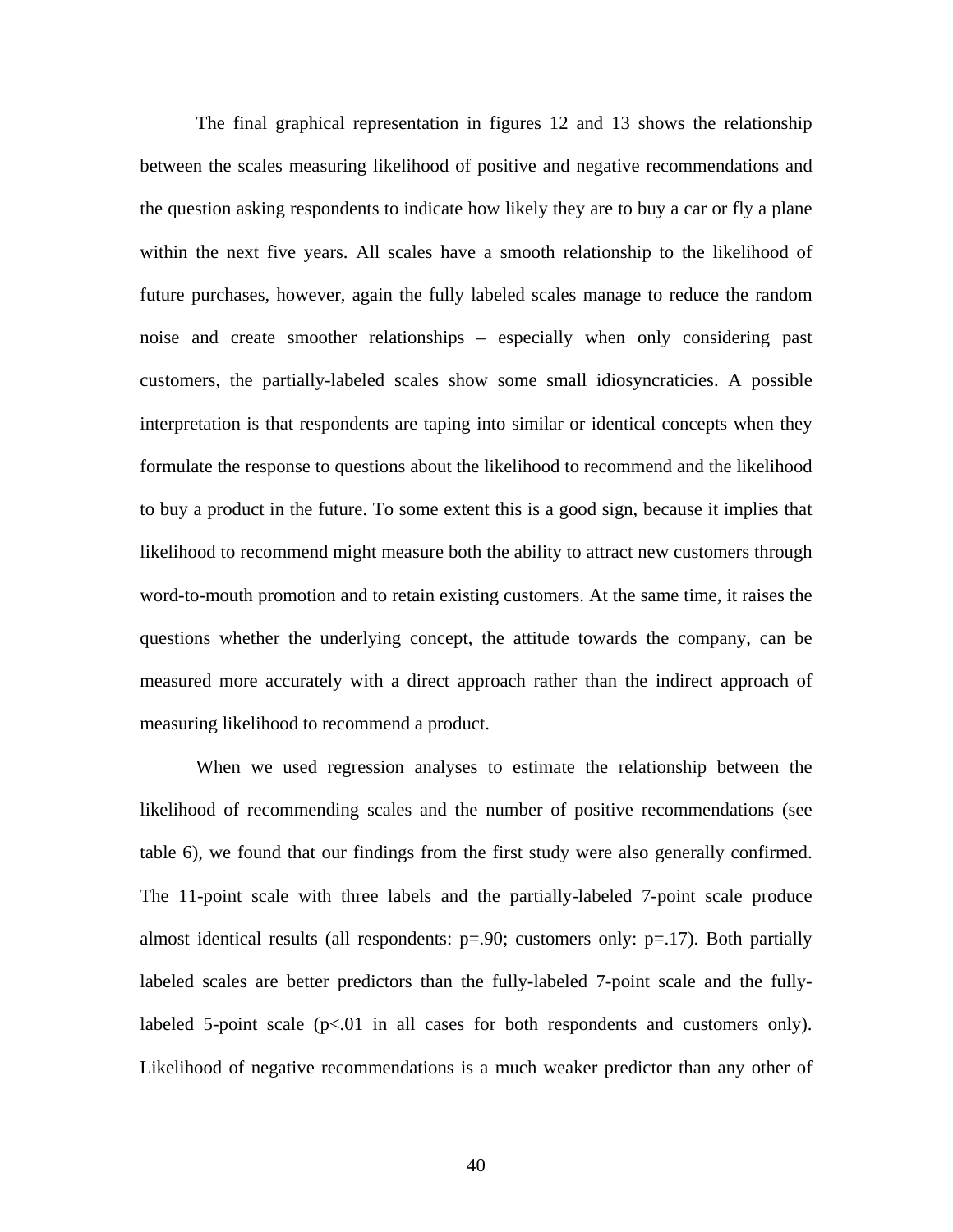The final graphical representation in figures 12 and 13 shows the relationship between the scales measuring likelihood of positive and negative recommendations and the question asking respondents to indicate how likely they are to buy a car or fly a plane within the next five years. All scales have a smooth relationship to the likelihood of future purchases, however, again the fully labeled scales manage to reduce the random noise and create smoother relationships – especially when only considering past customers, the partially-labeled scales show some small idiosyncraticies. A possible interpretation is that respondents are taping into similar or identical concepts when they formulate the response to questions about the likelihood to recommend and the likelihood to buy a product in the future. To some extent this is a good sign, because it implies that likelihood to recommend might measure both the ability to attract new customers through word-to-mouth promotion and to retain existing customers. At the same time, it raises the questions whether the underlying concept, the attitude towards the company, can be measured more accurately with a direct approach rather than the indirect approach of measuring likelihood to recommend a product.

When we used regression analyses to estimate the relationship between the likelihood of recommending scales and the number of positive recommendations (see table 6), we found that our findings from the first study were also generally confirmed. The 11-point scale with three labels and the partially-labeled 7-point scale produce almost identical results (all respondents: $p=.90$; customers only: $p=.17$). Both partially labeled scales are better predictors than the fully-labeled 7-point scale and the fully-labeled 5-point scale ($p<.01$ in all cases for both respondents and customers only). Likelihood of negative recommendations is a much weaker predictor than any other of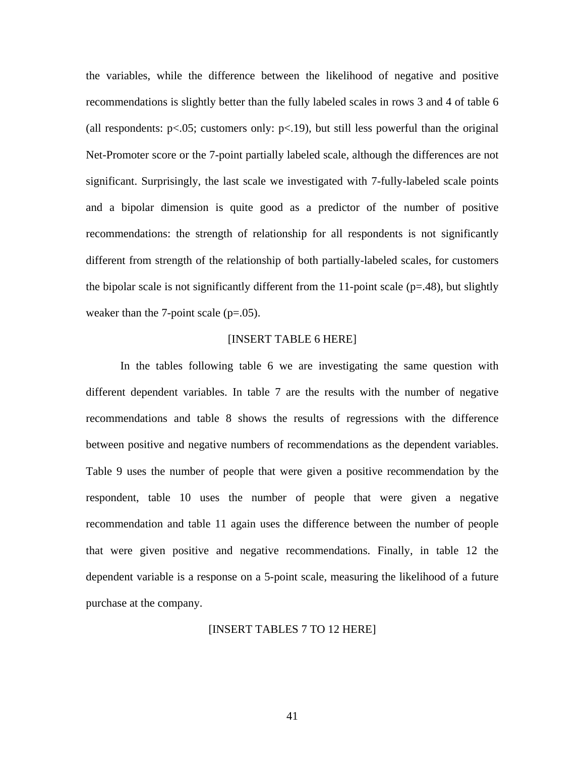the variables, while the difference between the likelihood of negative and positive recommendations is slightly better than the fully labeled scales in rows 3 and 4 of table 6 (all respondents: $p<.05$; customers only: $p<.19$), but still less powerful than the original Net-Promoter score or the 7-point partially labeled scale, although the differences are not significant. Surprisingly, the last scale we investigated with 7-fully-labeled scale points and a bipolar dimension is quite good as a predictor of the number of positive recommendations: the strength of relationship for all respondents is not significantly different from strength of the relationship of both partially-labeled scales, for customers the bipolar scale is not significantly different from the 11-point scale ($p=.48$), but slightly weaker than the 7-point scale ($p=.05$).

[INSERT TABLE 6 HERE]

In the tables following table 6 we are investigating the same question with different dependent variables. In table 7 are the results with the number of negative recommendations and table 8 shows the results of regressions with the difference between positive and negative numbers of recommendations as the dependent variables. Table 9 uses the number of people that were given a positive recommendation by the respondent, table 10 uses the number of people that were given a negative recommendation and table 11 again uses the difference between the number of people that were given positive and negative recommendations. Finally, in table 12 the dependent variable is a response on a 5-point scale, measuring the likelihood of a future purchase at the company.

[INSERT TABLES 7 TO 12 HERE]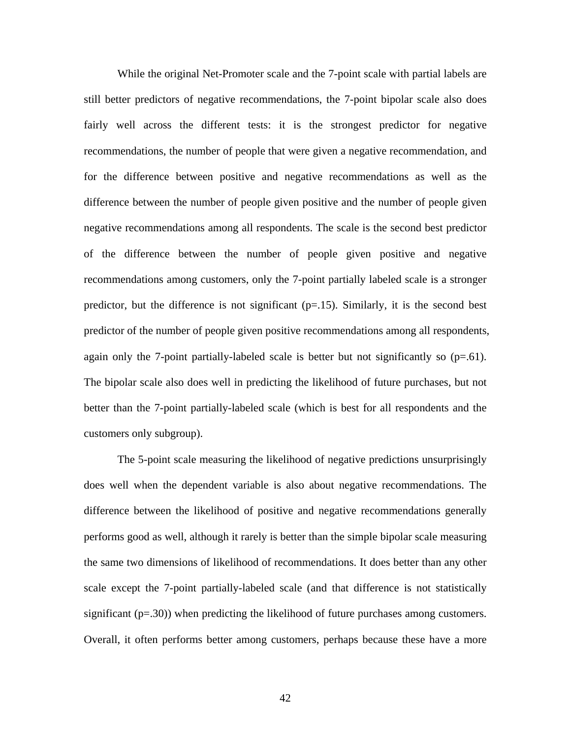While the original Net-Promoter scale and the 7-point scale with partial labels are still better predictors of negative recommendations, the 7-point bipolar scale also does fairly well across the different tests: it is the strongest predictor for negative recommendations, the number of people that were given a negative recommendation, and for the difference between positive and negative recommendations as well as the difference between the number of people given positive and the number of people given negative recommendations among all respondents. The scale is the second best predictor of the difference between the number of people given positive and negative recommendations among customers, only the 7-point partially labeled scale is a stronger predictor, but the difference is not significant (p=.15). Similarly, it is the second best predictor of the number of people given positive recommendations among all respondents, again only the 7-point partially-labeled scale is better but not significantly so (p=.61). The bipolar scale also does well in predicting the likelihood of future purchases, but not better than the 7-point partially-labeled scale (which is best for all respondents and the customers only subgroup).

The 5-point scale measuring the likelihood of negative predictions unsurprisingly does well when the dependent variable is also about negative recommendations. The difference between the likelihood of positive and negative recommendations generally performs good as well, although it rarely is better than the simple bipolar scale measuring the same two dimensions of likelihood of recommendations. It does better than any other scale except the 7-point partially-labeled scale (and that difference is not statistically significant (p=.30)) when predicting the likelihood of future purchases among customers. Overall, it often performs better among customers, perhaps because these have a more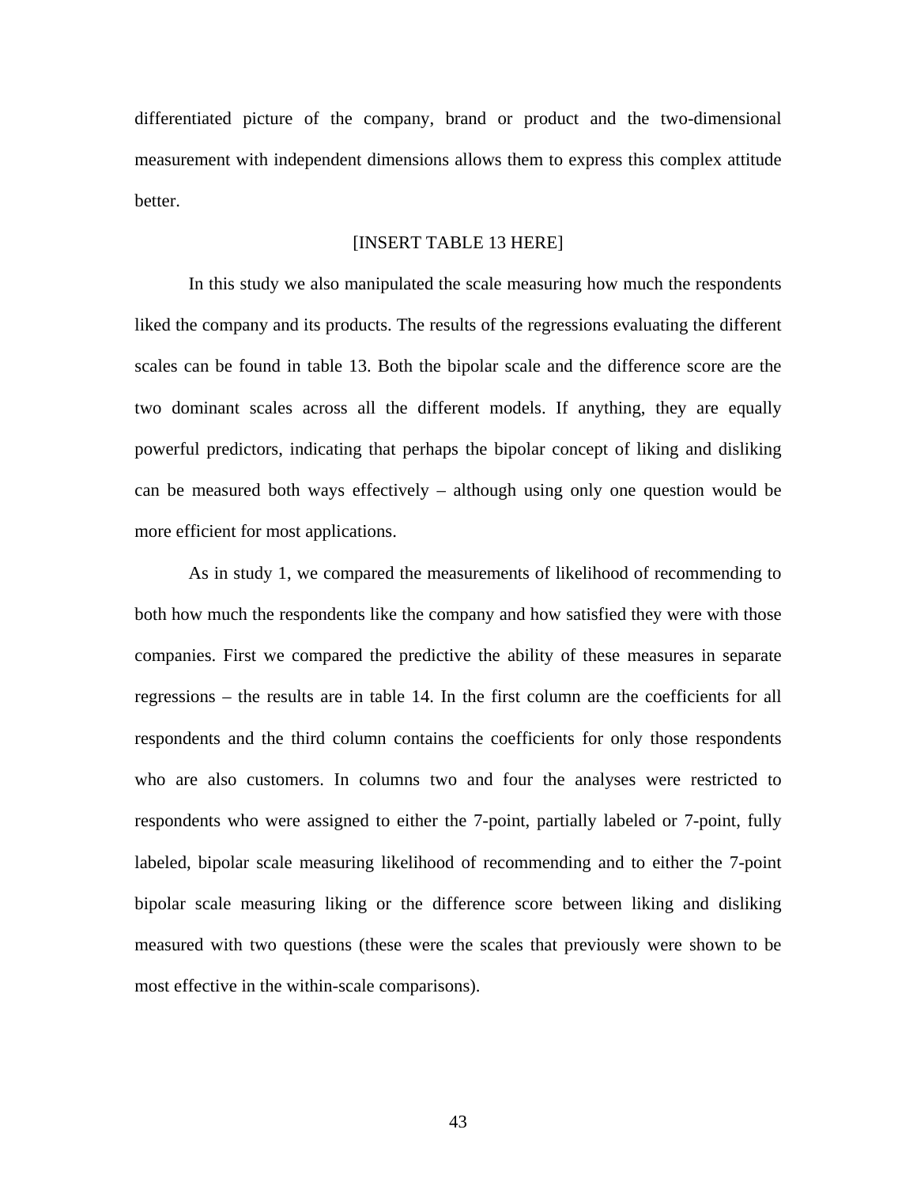differentiated picture of the company, brand or product and the two-dimensional measurement with independent dimensions allows them to express this complex attitude better.

[INSERT TABLE 13 HERE]

In this study we also manipulated the scale measuring how much the respondents liked the company and its products. The results of the regressions evaluating the different scales can be found in table 13. Both the bipolar scale and the difference score are the two dominant scales across all the different models. If anything, they are equally powerful predictors, indicating that perhaps the bipolar concept of liking and disliking can be measured both ways effectively – although using only one question would be more efficient for most applications.

As in study 1, we compared the measurements of likelihood of recommending to both how much the respondents like the company and how satisfied they were with those companies. First we compared the predictive the ability of these measures in separate regressions – the results are in table 14. In the first column are the coefficients for all respondents and the third column contains the coefficients for only those respondents who are also customers. In columns two and four the analyses were restricted to respondents who were assigned to either the 7-point, partially labeled or 7-point, fully labeled, bipolar scale measuring likelihood of recommending and to either the 7-point bipolar scale measuring liking or the difference score between liking and disliking measured with two questions (these were the scales that previously were shown to be most effective in the within-scale comparisons).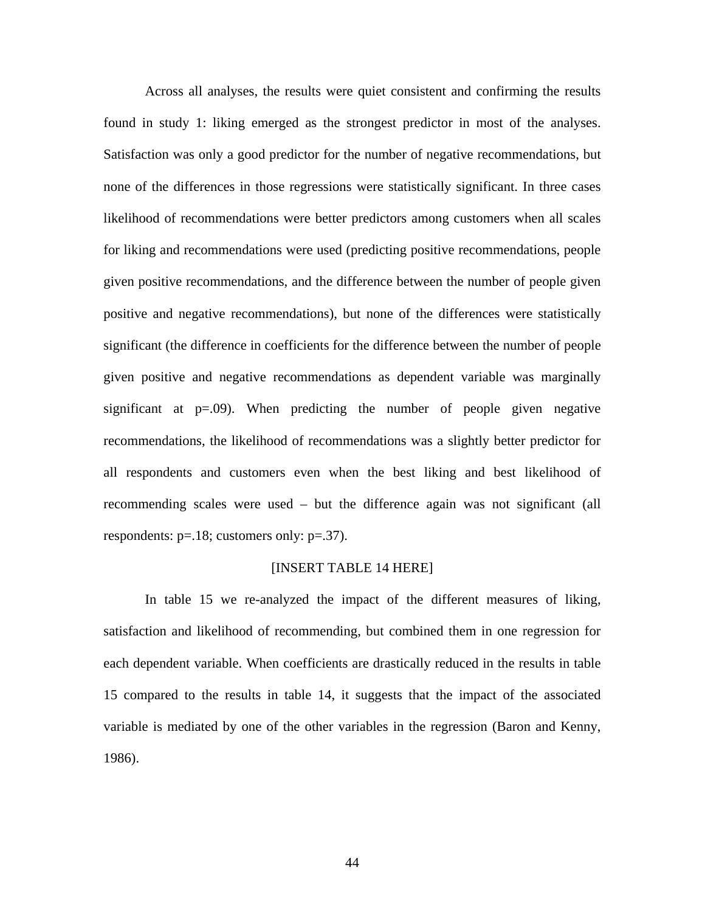Across all analyses, the results were quiet consistent and confirming the results found in study 1: liking emerged as the strongest predictor in most of the analyses. Satisfaction was only a good predictor for the number of negative recommendations, but none of the differences in those regressions were statistically significant. In three cases likelihood of recommendations were better predictors among customers when all scales for liking and recommendations were used (predicting positive recommendations, people given positive recommendations, and the difference between the number of people given positive and negative recommendations), but none of the differences were statistically significant (the difference in coefficients for the difference between the number of people given positive and negative recommendations as dependent variable was marginally significant at p=.09). When predicting the number of people given negative recommendations, the likelihood of recommendations was a slightly better predictor for all respondents and customers even when the best liking and best likelihood of recommending scales were used – but the difference again was not significant (all respondents: p=.18; customers only: p=.37).

[INSERT TABLE 14 HERE]

In table 15 we re-analyzed the impact of the different measures of liking, satisfaction and likelihood of recommending, but combined them in one regression for each dependent variable. When coefficients are drastically reduced in the results in table 15 compared to the results in table 14, it suggests that the impact of the associated variable is mediated by one of the other variables in the regression (Baron and Kenny, 1986).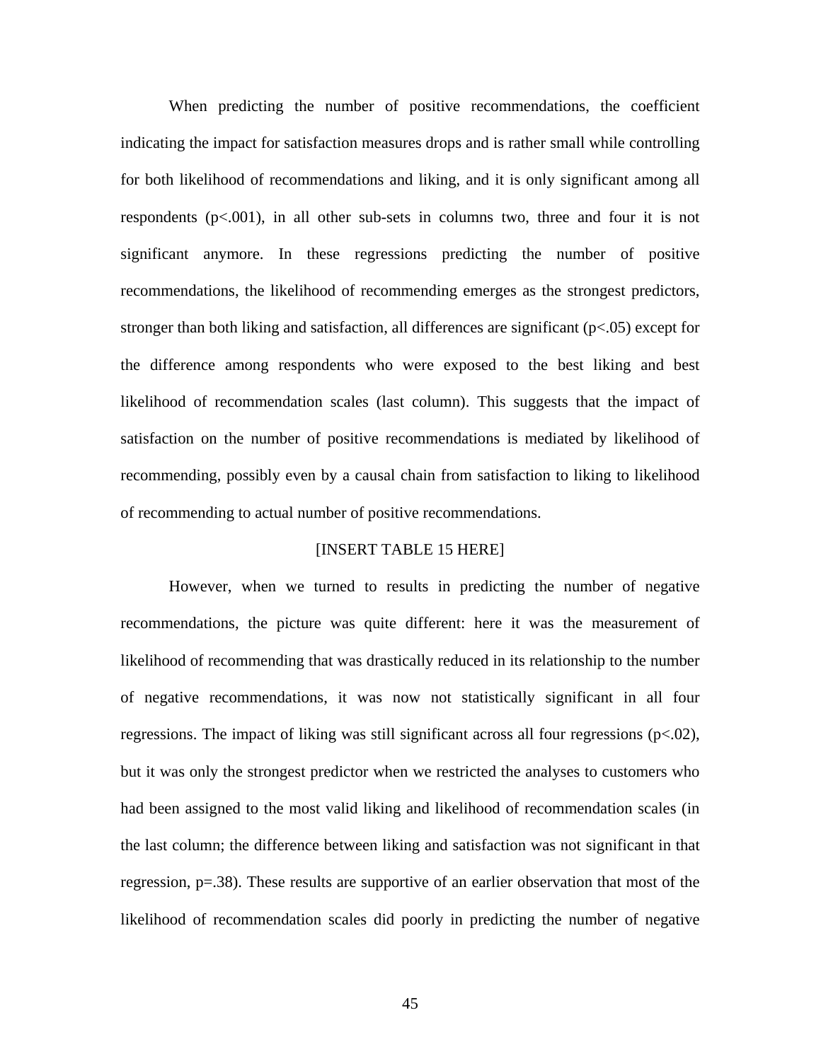When predicting the number of positive recommendations, the coefficient indicating the impact for satisfaction measures drops and is rather small while controlling for both likelihood of recommendations and liking, and it is only significant among all respondents ($p<.001$), in all other sub-sets in columns two, three and four it is not significant anymore. In these regressions predicting the number of positive recommendations, the likelihood of recommending emerges as the strongest predictors, stronger than both liking and satisfaction, all differences are significant ($p<.05$) except for the difference among respondents who were exposed to the best liking and best likelihood of recommendation scales (last column). This suggests that the impact of satisfaction on the number of positive recommendations is mediated by likelihood of recommending, possibly even by a causal chain from satisfaction to liking to likelihood of recommending to actual number of positive recommendations.

[INSERT TABLE 15 HERE]

However, when we turned to results in predicting the number of negative recommendations, the picture was quite different: here it was the measurement of likelihood of recommending that was drastically reduced in its relationship to the number of negative recommendations, it was now not statistically significant in all four regressions. The impact of liking was still significant across all four regressions ($p<.02$), but it was only the strongest predictor when we restricted the analyses to customers who had been assigned to the most valid liking and likelihood of recommendation scales (in the last column; the difference between liking and satisfaction was not significant in that regression, $p=.38$). These results are supportive of an earlier observation that most of the likelihood of recommendation scales did poorly in predicting the number of negative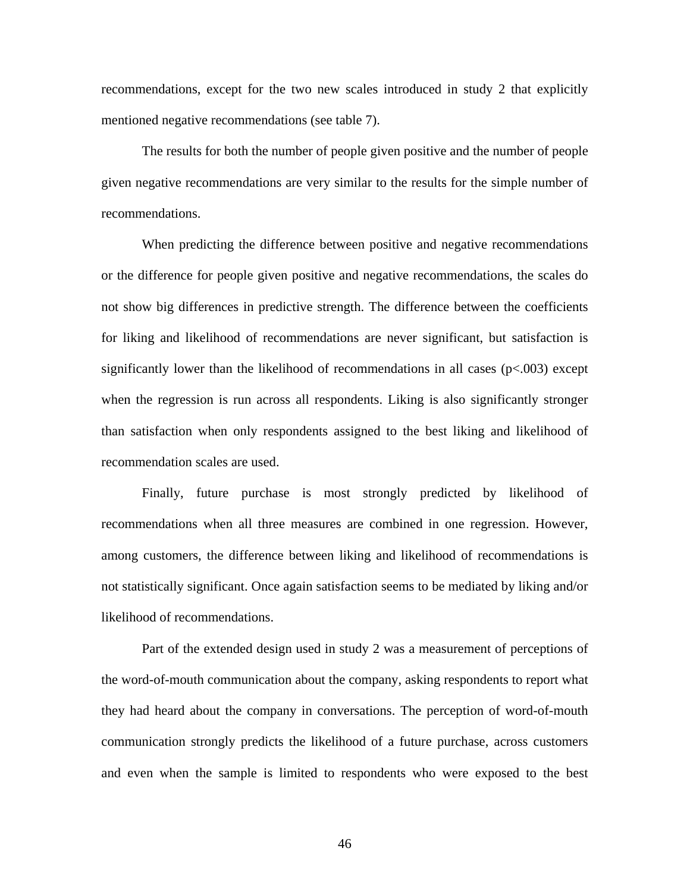recommendations, except for the two new scales introduced in study 2 that explicitly mentioned negative recommendations (see table 7).

The results for both the number of people given positive and the number of people given negative recommendations are very similar to the results for the simple number of recommendations.

When predicting the difference between positive and negative recommendations or the difference for people given positive and negative recommendations, the scales do not show big differences in predictive strength. The difference between the coefficients for liking and likelihood of recommendations are never significant, but satisfaction is significantly lower than the likelihood of recommendations in all cases ($p<.003$) except when the regression is run across all respondents. Liking is also significantly stronger than satisfaction when only respondents assigned to the best liking and likelihood of recommendation scales are used.

Finally, future purchase is most strongly predicted by likelihood of recommendations when all three measures are combined in one regression. However, among customers, the difference between liking and likelihood of recommendations is not statistically significant. Once again satisfaction seems to be mediated by liking and/or likelihood of recommendations.

Part of the extended design used in study 2 was a measurement of perceptions of the word-of-mouth communication about the company, asking respondents to report what they had heard about the company in conversations. The perception of word-of-mouth communication strongly predicts the likelihood of a future purchase, across customers and even when the sample is limited to respondents who were exposed to the best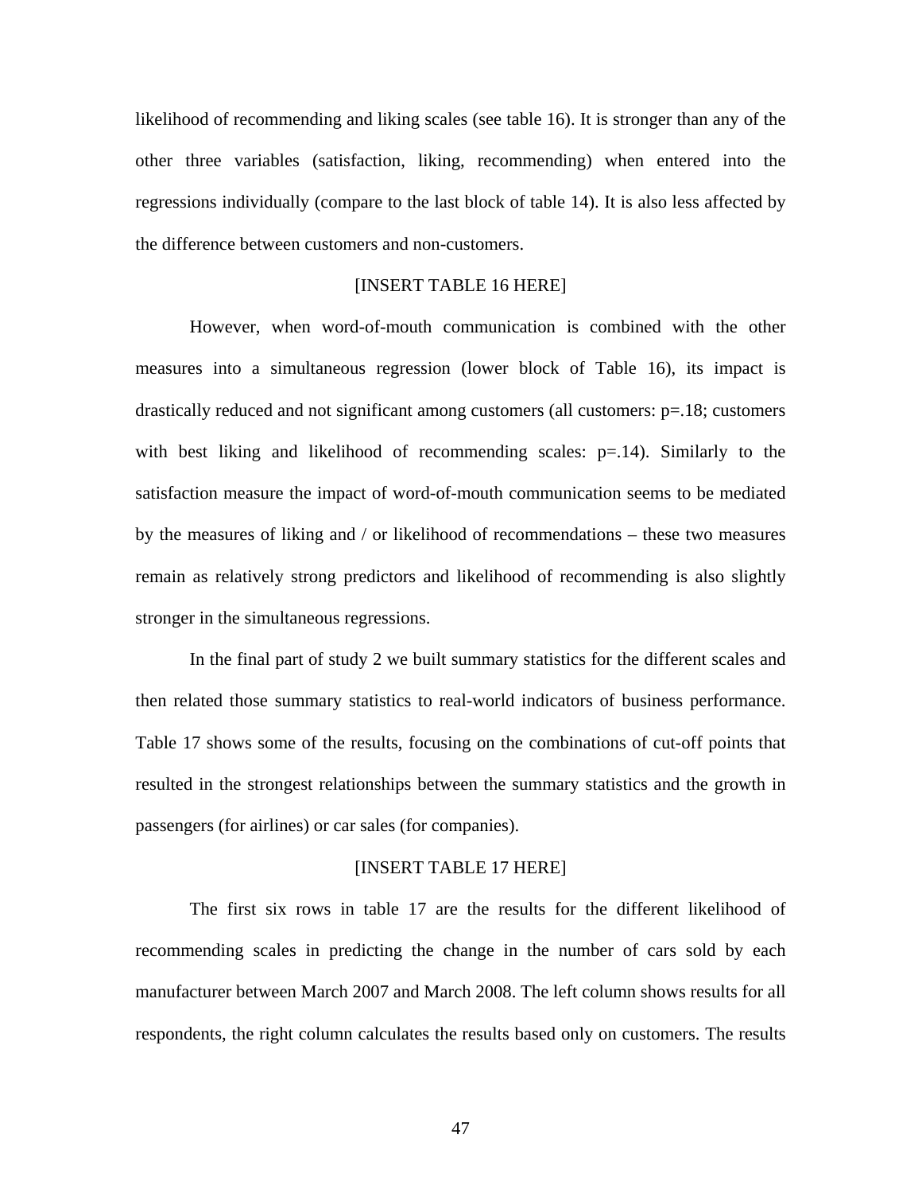likelihood of recommending and liking scales (see table 16). It is stronger than any of the other three variables (satisfaction, liking, recommending) when entered into the regressions individually (compare to the last block of table 14). It is also less affected by the difference between customers and non-customers.

[INSERT TABLE 16 HERE]

However, when word-of-mouth communication is combined with the other measures into a simultaneous regression (lower block of Table 16), its impact is drastically reduced and not significant among customers (all customers: $p=.18$; customers with best liking and likelihood of recommending scales: $p=.14$). Similarly to the satisfaction measure the impact of word-of-mouth communication seems to be mediated by the measures of liking and / or likelihood of recommendations – these two measures remain as relatively strong predictors and likelihood of recommending is also slightly stronger in the simultaneous regressions.

In the final part of study 2 we built summary statistics for the different scales and then related those summary statistics to real-world indicators of business performance. Table 17 shows some of the results, focusing on the combinations of cut-off points that resulted in the strongest relationships between the summary statistics and the growth in passengers (for airlines) or car sales (for companies).

[INSERT TABLE 17 HERE]

The first six rows in table 17 are the results for the different likelihood of recommending scales in predicting the change in the number of cars sold by each manufacturer between March 2007 and March 2008. The left column shows results for all respondents, the right column calculates the results based only on customers. The results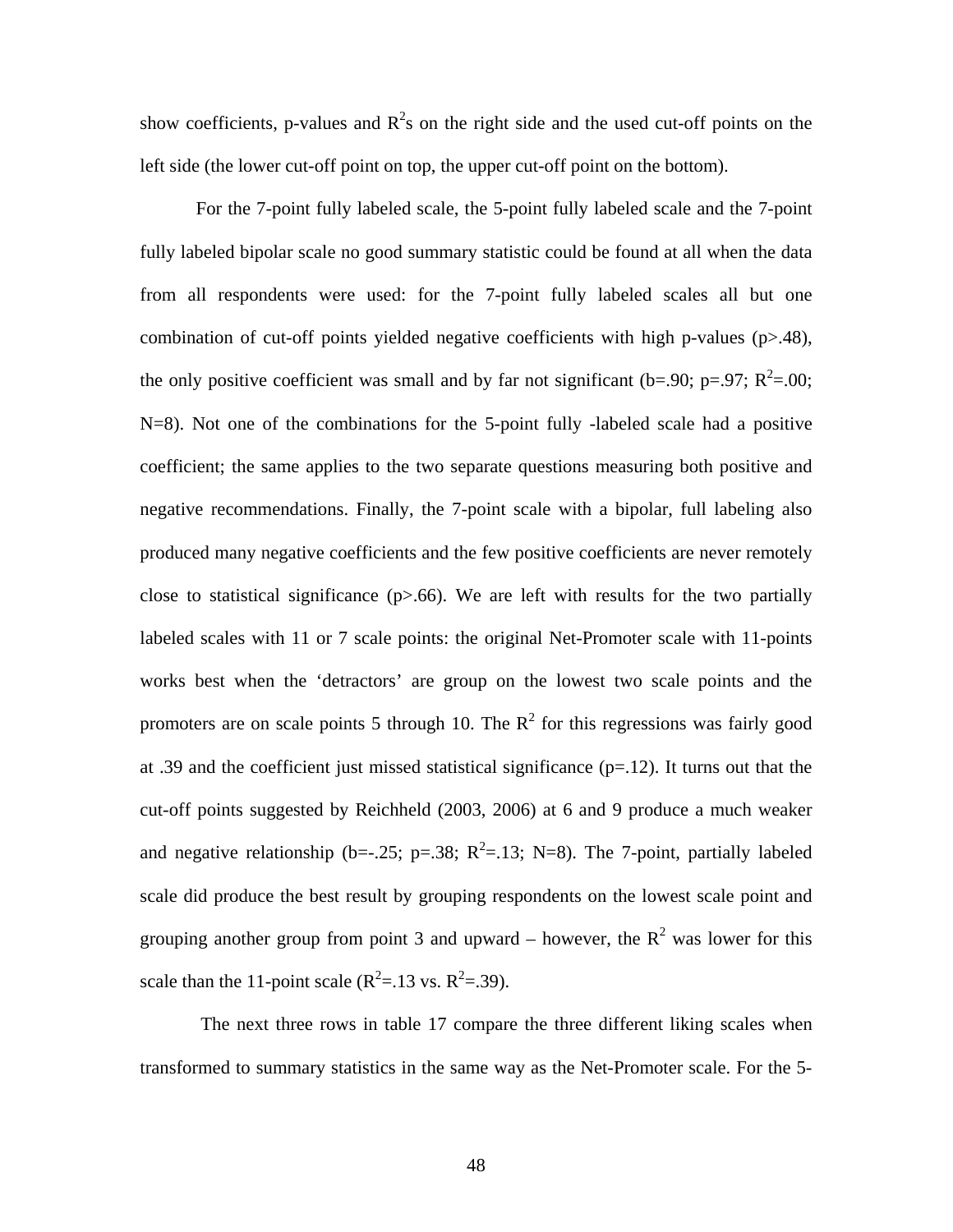show coefficients, p-values and $R^2$s on the right side and the used cut-off points on the left side (the lower cut-off point on top, the upper cut-off point on the bottom).

For the 7-point fully labeled scale, the 5-point fully labeled scale and the 7-point fully labeled bipolar scale no good summary statistic could be found at all when the data from all respondents were used: for the 7-point fully labeled scales all but one combination of cut-off points yielded negative coefficients with high p-values ($p>.48$), the only positive coefficient was small and by far not significant ($b=.90$; $p=.97$; $R^2=.00$; $N=8$). Not one of the combinations for the 5-point fully -labeled scale had a positive coefficient; the same applies to the two separate questions measuring both positive and negative recommendations. Finally, the 7-point scale with a bipolar, full labeling also produced many negative coefficients and the few positive coefficients are never remotely close to statistical significance ($p>.66$). We are left with results for the two partially labeled scales with 11 or 7 scale points: the original Net-Promoter scale with 11-points works best when the 'detractors' are group on the lowest two scale points and the promoters are on scale points 5 through 10. The $R^2$ for this regressions was fairly good at .39 and the coefficient just missed statistical significance ($p=.12$). It turns out that the cut-off points suggested by Reichheld (2003, 2006) at 6 and 9 produce a much weaker and negative relationship ($b=-.25$; $p=.38$; $R^2=.13$; $N=8$). The 7-point, partially labeled scale did produce the best result by grouping respondents on the lowest scale point and grouping another group from point 3 and upward – however, the $R^2$ was lower for this scale than the 11-point scale ($R^2=.13$ vs. $R^2=.39$).

The next three rows in table 17 compare the three different liking scales when transformed to summary statistics in the same way as the Net-Promoter scale. For the 5-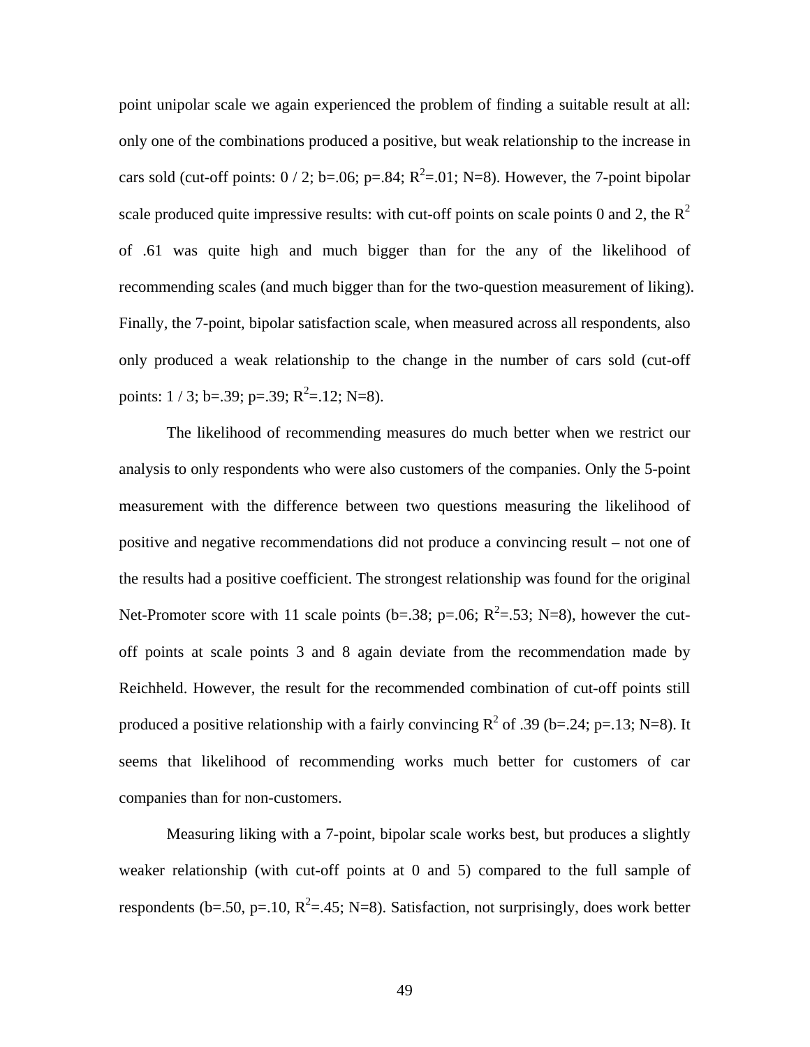point unipolar scale we again experienced the problem of finding a suitable result at all: only one of the combinations produced a positive, but weak relationship to the increase in cars sold (cut-off points: 0 / 2; b=.06; p=.84; $R^2$=.01; N=8). However, the 7-point bipolar scale produced quite impressive results: with cut-off points on scale points 0 and 2, the $R^2$ of .61 was quite high and much bigger than for the any of the likelihood of recommending scales (and much bigger than for the two-question measurement of liking). Finally, the 7-point, bipolar satisfaction scale, when measured across all respondents, also only produced a weak relationship to the change in the number of cars sold (cut-off points: 1 / 3; b=.39; p=.39; $R^2$=.12; N=8).

The likelihood of recommending measures do much better when we restrict our analysis to only respondents who were also customers of the companies. Only the 5-point measurement with the difference between two questions measuring the likelihood of positive and negative recommendations did not produce a convincing result – not one of the results had a positive coefficient. The strongest relationship was found for the original Net-Promoter score with 11 scale points (b=.38; p=.06; $R^2$=.53; N=8), however the cut-off points at scale points 3 and 8 again deviate from the recommendation made by Reichheld. However, the result for the recommended combination of cut-off points still produced a positive relationship with a fairly convincing $R^2$ of .39 (b=.24; p=.13; N=8). It seems that likelihood of recommending works much better for customers of car companies than for non-customers.

Measuring liking with a 7-point, bipolar scale works best, but produces a slightly weaker relationship (with cut-off points at 0 and 5) compared to the full sample of respondents (b=.50, p=.10, $R^2$=.45; N=8). Satisfaction, not surprisingly, does work better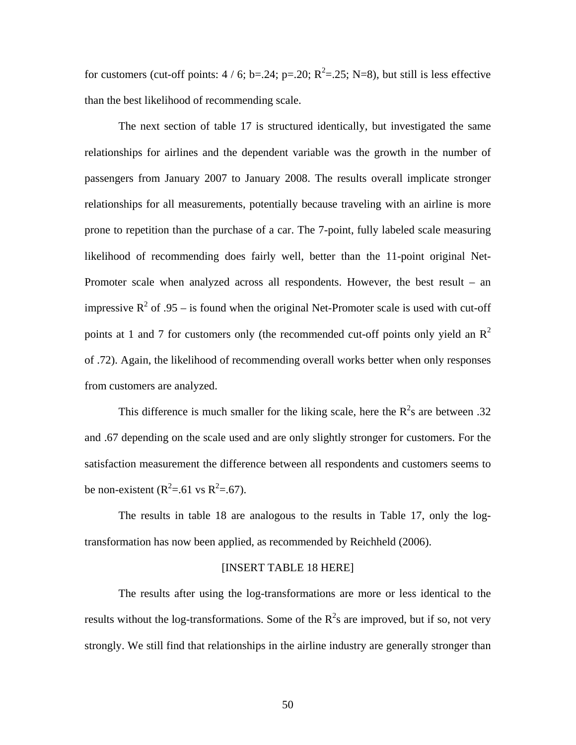for customers (cut-off points: 4 / 6; b=.24; p=.20; $R^2$=.25; N=8), but still is less effective than the best likelihood of recommending scale.

The next section of table 17 is structured identically, but investigated the same relationships for airlines and the dependent variable was the growth in the number of passengers from January 2007 to January 2008. The results overall implicate stronger relationships for all measurements, potentially because traveling with an airline is more prone to repetition than the purchase of a car. The 7-point, fully labeled scale measuring likelihood of recommending does fairly well, better than the 11-point original Net-Promoter scale when analyzed across all respondents. However, the best result – an impressive $R^2$ of .95 – is found when the original Net-Promoter scale is used with cut-off points at 1 and 7 for customers only (the recommended cut-off points only yield an $R^2$ of .72). Again, the likelihood of recommending overall works better when only responses from customers are analyzed.

This difference is much smaller for the liking scale, here the $R^2$s are between .32 and .67 depending on the scale used and are only slightly stronger for customers. For the satisfaction measurement the difference between all respondents and customers seems to be non-existent ($R^2$=.61 vs $R^2$=.67).

The results in table 18 are analogous to the results in Table 17, only the log-transformation has now been applied, as recommended by Reichheld (2006).

[INSERT TABLE 18 HERE]

The results after using the log-transformations are more or less identical to the results without the log-transformations. Some of the $R^2$s are improved, but if so, not very strongly. We still find that relationships in the airline industry are generally stronger than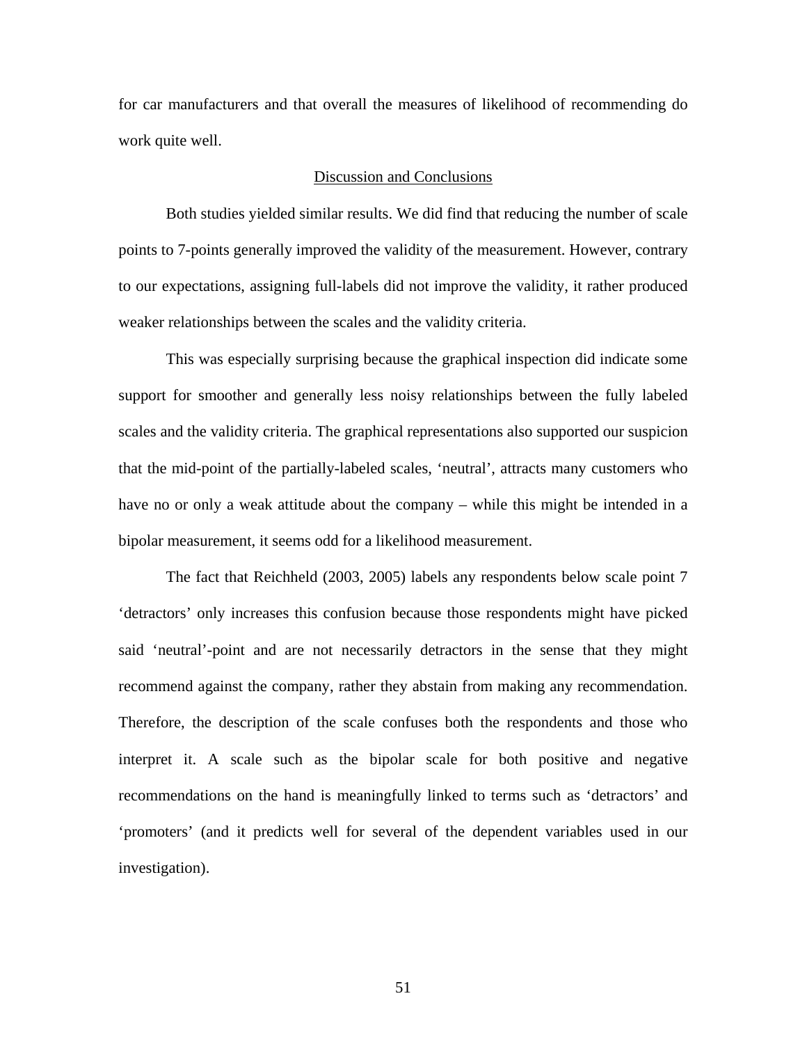for car manufacturers and that overall the measures of likelihood of recommending do work quite well.

## Discussion and Conclusions

Both studies yielded similar results. We did find that reducing the number of scale points to 7-points generally improved the validity of the measurement. However, contrary to our expectations, assigning full-labels did not improve the validity, it rather produced weaker relationships between the scales and the validity criteria.

This was especially surprising because the graphical inspection did indicate some support for smoother and generally less noisy relationships between the fully labeled scales and the validity criteria. The graphical representations also supported our suspicion that the mid-point of the partially-labeled scales, 'neutral', attracts many customers who have no or only a weak attitude about the company – while this might be intended in a bipolar measurement, it seems odd for a likelihood measurement.

The fact that Reichheld (2003, 2005) labels any respondents below scale point 7 'detractors' only increases this confusion because those respondents might have picked said 'neutral'-point and are not necessarily detractors in the sense that they might recommend against the company, rather they abstain from making any recommendation. Therefore, the description of the scale confuses both the respondents and those who interpret it. A scale such as the bipolar scale for both positive and negative recommendations on the hand is meaningfully linked to terms such as 'detractors' and 'promoters' (and it predicts well for several of the dependent variables used in our investigation).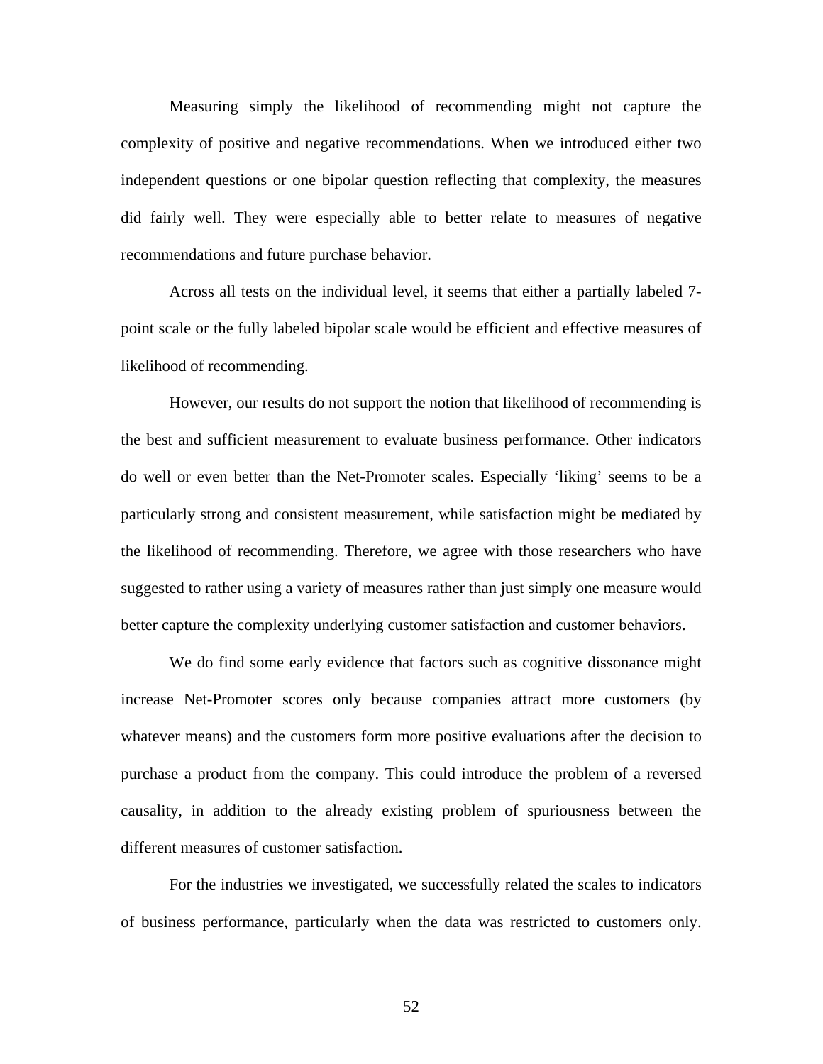Measuring simply the likelihood of recommending might not capture the complexity of positive and negative recommendations. When we introduced either two independent questions or one bipolar question reflecting that complexity, the measures did fairly well. They were especially able to better relate to measures of negative recommendations and future purchase behavior.

Across all tests on the individual level, it seems that either a partially labeled 7-point scale or the fully labeled bipolar scale would be efficient and effective measures of likelihood of recommending.

However, our results do not support the notion that likelihood of recommending is the best and sufficient measurement to evaluate business performance. Other indicators do well or even better than the Net-Promoter scales. Especially 'liking' seems to be a particularly strong and consistent measurement, while satisfaction might be mediated by the likelihood of recommending. Therefore, we agree with those researchers who have suggested to rather using a variety of measures rather than just simply one measure would better capture the complexity underlying customer satisfaction and customer behaviors.

We do find some early evidence that factors such as cognitive dissonance might increase Net-Promoter scores only because companies attract more customers (by whatever means) and the customers form more positive evaluations after the decision to purchase a product from the company. This could introduce the problem of a reversed causality, in addition to the already existing problem of spuriousness between the different measures of customer satisfaction.

For the industries we investigated, we successfully related the scales to indicators of business performance, particularly when the data was restricted to customers only.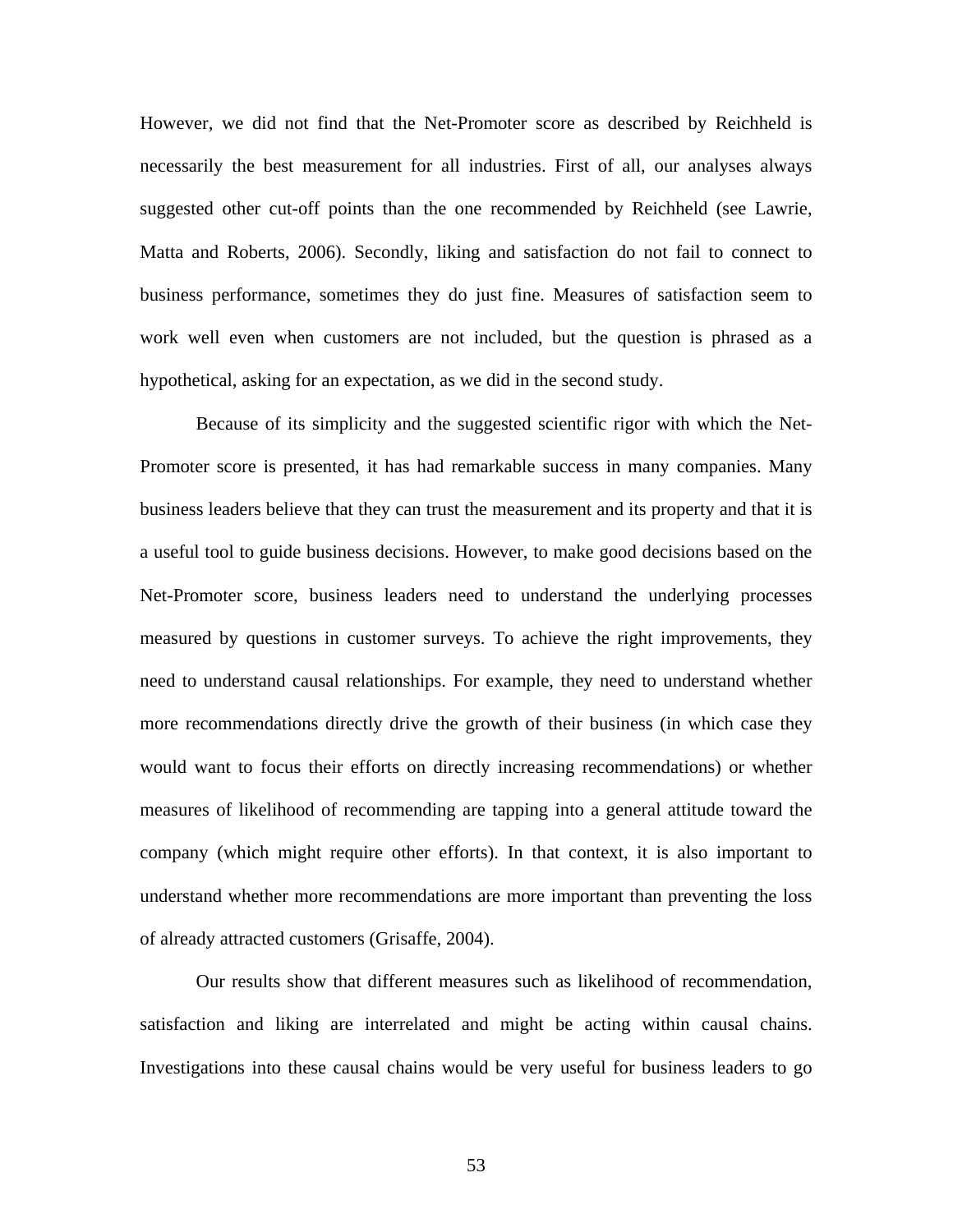However, we did not find that the Net-Promoter score as described by Reichheld is necessarily the best measurement for all industries. First of all, our analyses always suggested other cut-off points than the one recommended by Reichheld (see Lawrie, Matta and Roberts, 2006). Secondly, liking and satisfaction do not fail to connect to business performance, sometimes they do just fine. Measures of satisfaction seem to work well even when customers are not included, but the question is phrased as a hypothetical, asking for an expectation, as we did in the second study.

Because of its simplicity and the suggested scientific rigor with which the Net-Promoter score is presented, it has had remarkable success in many companies. Many business leaders believe that they can trust the measurement and its property and that it is a useful tool to guide business decisions. However, to make good decisions based on the Net-Promoter score, business leaders need to understand the underlying processes measured by questions in customer surveys. To achieve the right improvements, they need to understand causal relationships. For example, they need to understand whether more recommendations directly drive the growth of their business (in which case they would want to focus their efforts on directly increasing recommendations) or whether measures of likelihood of recommending are tapping into a general attitude toward the company (which might require other efforts). In that context, it is also important to understand whether more recommendations are more important than preventing the loss of already attracted customers (Grisaffe, 2004).

Our results show that different measures such as likelihood of recommendation, satisfaction and liking are interrelated and might be acting within causal chains. Investigations into these causal chains would be very useful for business leaders to go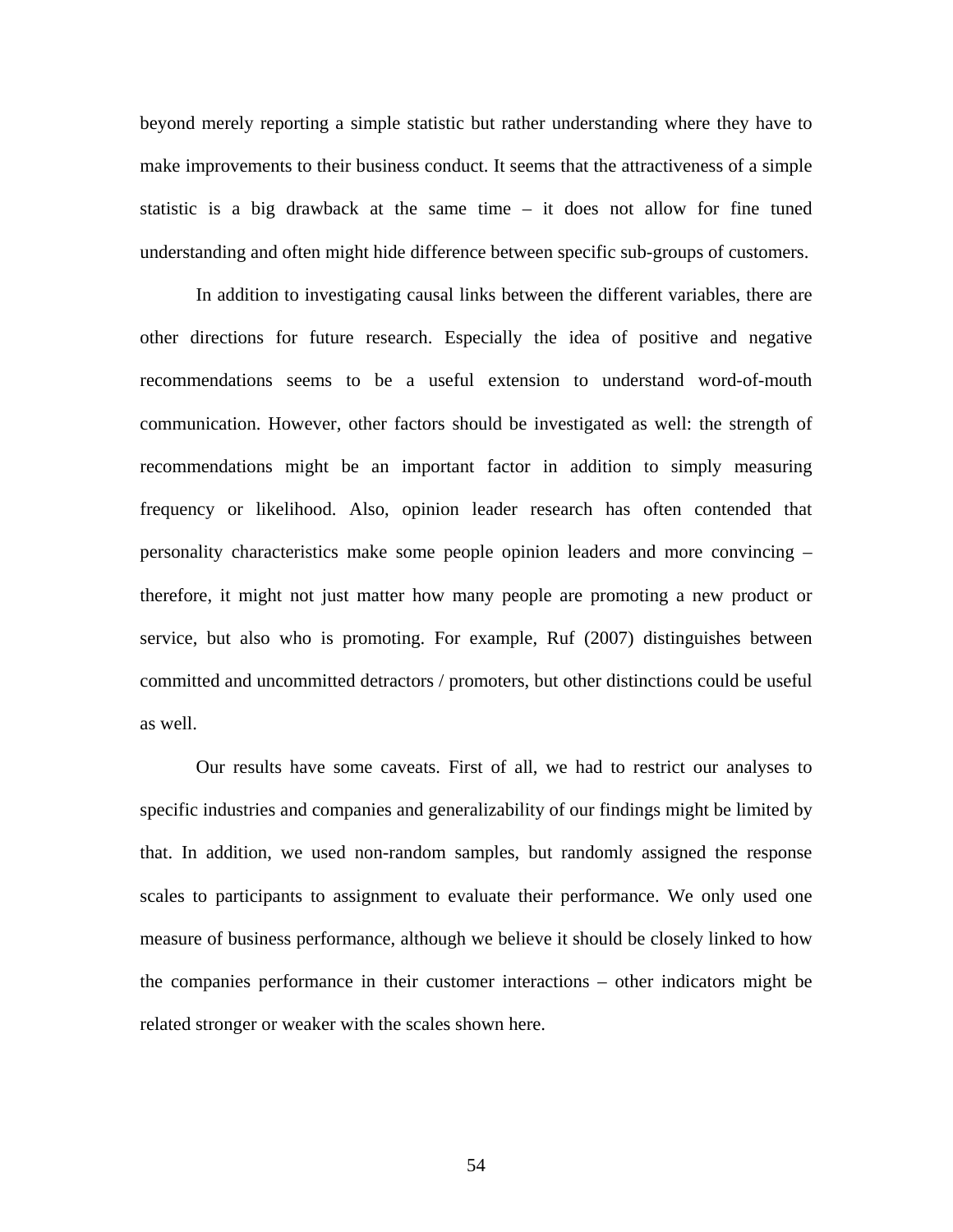beyond merely reporting a simple statistic but rather understanding where they have to make improvements to their business conduct. It seems that the attractiveness of a simple statistic is a big drawback at the same time – it does not allow for fine tuned understanding and often might hide difference between specific sub-groups of customers.

In addition to investigating causal links between the different variables, there are other directions for future research. Especially the idea of positive and negative recommendations seems to be a useful extension to understand word-of-mouth communication. However, other factors should be investigated as well: the strength of recommendations might be an important factor in addition to simply measuring frequency or likelihood. Also, opinion leader research has often contended that personality characteristics make some people opinion leaders and more convincing – therefore, it might not just matter how many people are promoting a new product or service, but also who is promoting. For example, Ruf (2007) distinguishes between committed and uncommitted detractors / promoters, but other distinctions could be useful as well.

Our results have some caveats. First of all, we had to restrict our analyses to specific industries and companies and generalizability of our findings might be limited by that. In addition, we used non-random samples, but randomly assigned the response scales to participants to assignment to evaluate their performance. We only used one measure of business performance, although we believe it should be closely linked to how the companies performance in their customer interactions – other indicators might be related stronger or weaker with the scales shown here.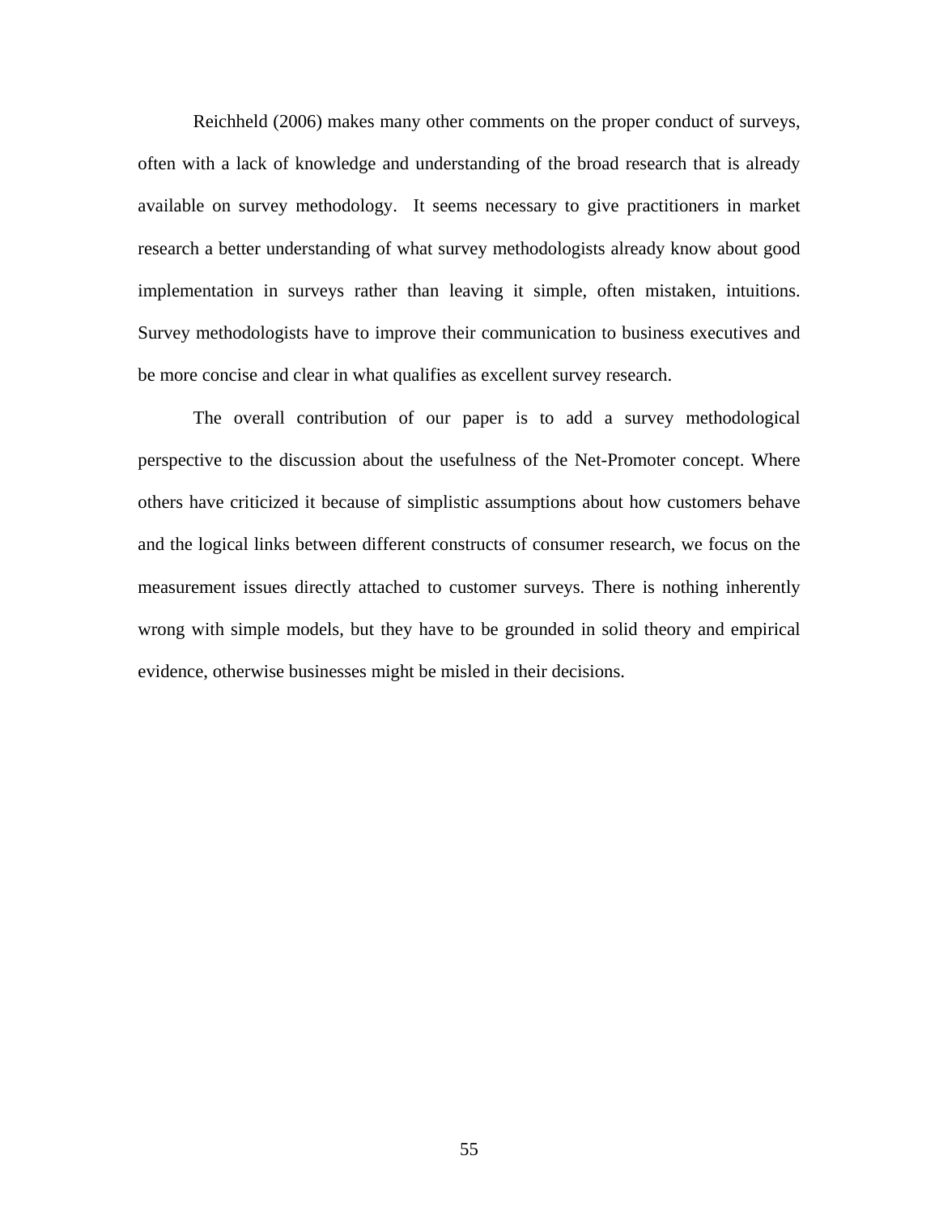Reichheld (2006) makes many other comments on the proper conduct of surveys, often with a lack of knowledge and understanding of the broad research that is already available on survey methodology. It seems necessary to give practitioners in market research a better understanding of what survey methodologists already know about good implementation in surveys rather than leaving it simple, often mistaken, intuitions. Survey methodologists have to improve their communication to business executives and be more concise and clear in what qualifies as excellent survey research.

The overall contribution of our paper is to add a survey methodological perspective to the discussion about the usefulness of the Net-Promoter concept. Where others have criticized it because of simplistic assumptions about how customers behave and the logical links between different constructs of consumer research, we focus on the measurement issues directly attached to customer surveys. There is nothing inherently wrong with simple models, but they have to be grounded in solid theory and empirical evidence, otherwise businesses might be misled in their decisions.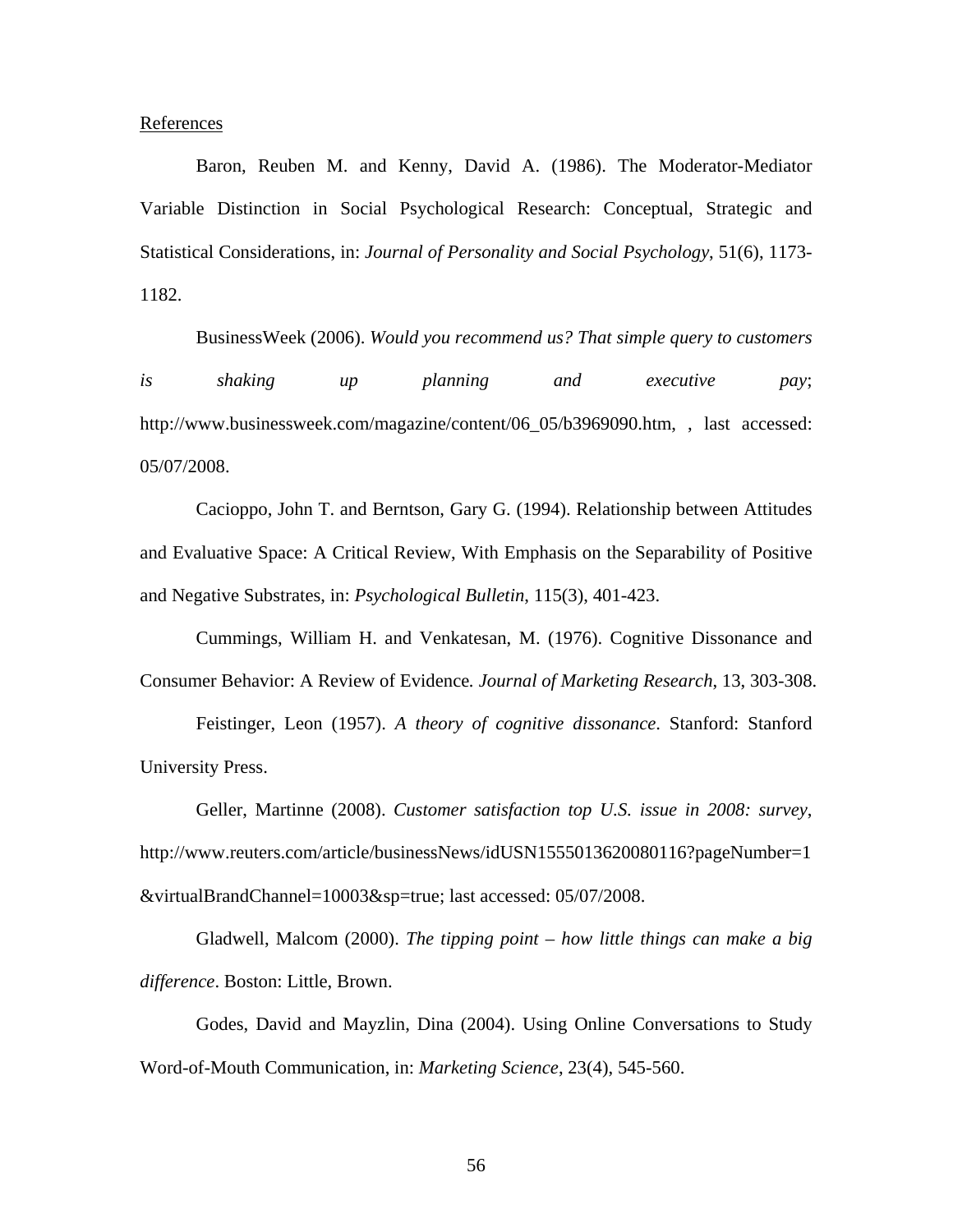References

Baron, Reuben M. and Kenny, David A. (1986). The Moderator-Mediator Variable Distinction in Social Psychological Research: Conceptual, Strategic and Statistical Considerations, in: *Journal of Personality and Social Psychology*, 51(6), 1173-1182.

BusinessWeek (2006). *Would you recommend us? That simple query to customers is shaking up planning and executive pay*; http://www.businessweek.com/magazine/content/06_05/b3969090.htm, , last accessed: 05/07/2008.

Cacioppo, John T. and Berntson, Gary G. (1994). Relationship between Attitudes and Evaluative Space: A Critical Review, With Emphasis on the Separability of Positive and Negative Substrates, in: *Psychological Bulletin*, 115(3), 401-423.

Cummings, William H. and Venkatesan, M. (1976). Cognitive Dissonance and Consumer Behavior: A Review of Evidence. *Journal of Marketing Research*, 13, 303-308.

Feistinger, Leon (1957). *A theory of cognitive dissonance*. Stanford: Stanford University Press.

Geller, Martinne (2008). *Customer satisfaction top U.S. issue in 2008: survey*, http://www.reuters.com/article/businessNews/idUSN1555013620080116?pageNumber=1&virtualBrandChannel=10003&sp=true; last accessed: 05/07/2008.

Gladwell, Malcom (2000). *The tipping point – how little things can make a big difference*. Boston: Little, Brown.

Godes, David and Mayzlin, Dina (2004). Using Online Conversations to Study Word-of-Mouth Communication, in: *Marketing Science*, 23(4), 545-560.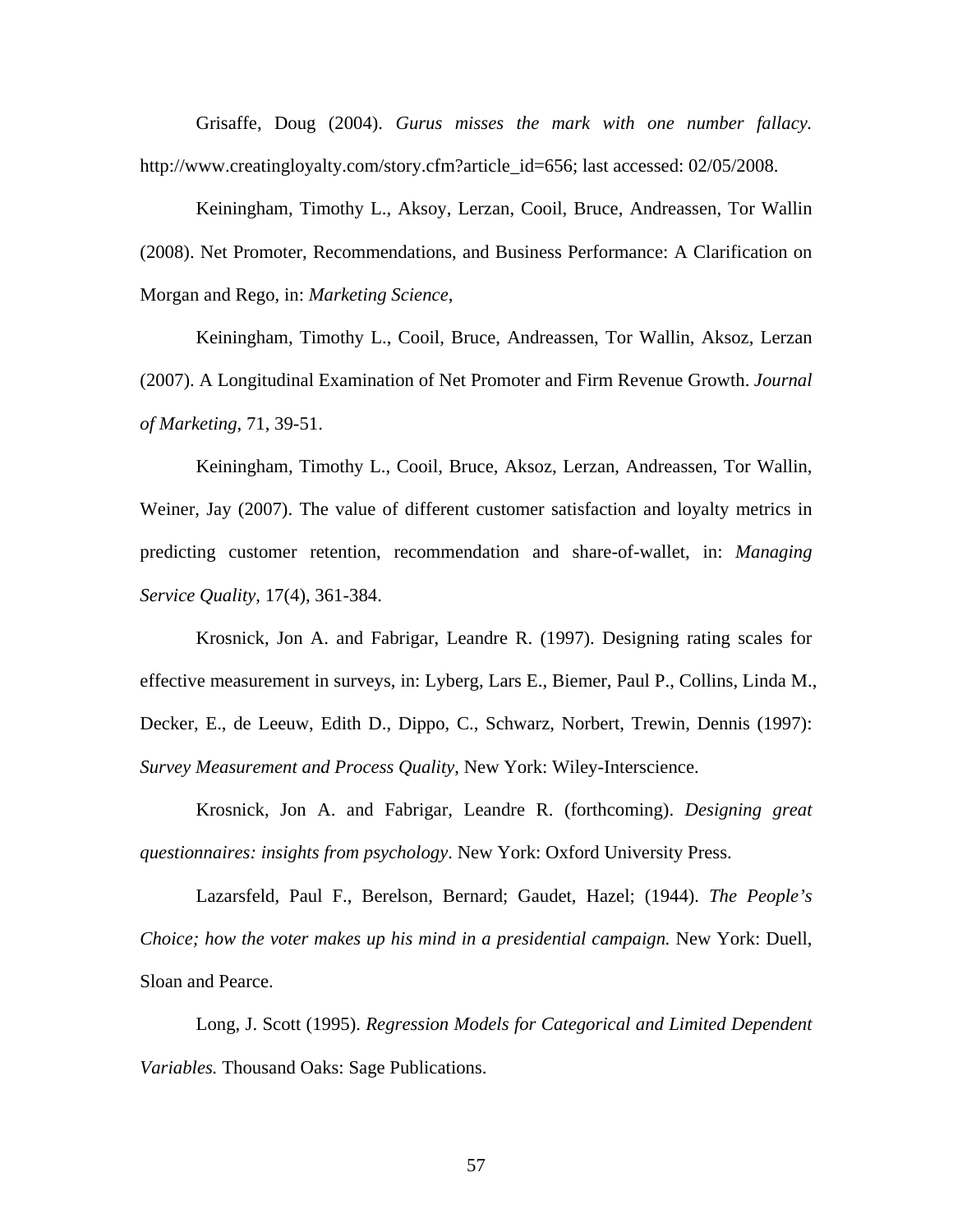Grisaffe, Doug (2004). *Gurus misses the mark with one number fallacy.* http://www.creatingloyalty.com/story.cfm?article_id=656; last accessed: 02/05/2008.

Keiningham, Timothy L., Aksoy, Lerzan, Cooil, Bruce, Andreassen, Tor Wallin (2008). Net Promoter, Recommendations, and Business Performance: A Clarification on Morgan and Rego, in: *Marketing Science*,

Keiningham, Timothy L., Cooil, Bruce, Andreassen, Tor Wallin, Aksoz, Lerzan (2007). A Longitudinal Examination of Net Promoter and Firm Revenue Growth. *Journal of Marketing*, 71, 39-51.

Keiningham, Timothy L., Cooil, Bruce, Aksoz, Lerzan, Andreassen, Tor Wallin, Weiner, Jay (2007). The value of different customer satisfaction and loyalty metrics in predicting customer retention, recommendation and share-of-wallet, in: *Managing Service Quality*, 17(4), 361-384.

Krosnick, Jon A. and Fabrigar, Leandre R. (1997). Designing rating scales for effective measurement in surveys, in: Lyberg, Lars E., Biemer, Paul P., Collins, Linda M., Decker, E., de Leeuw, Edith D., Dippo, C., Schwarz, Norbert, Trewin, Dennis (1997): *Survey Measurement and Process Quality*, New York: Wiley-Interscience.

Krosnick, Jon A. and Fabrigar, Leandre R. (forthcoming). *Designing great questionnaires: insights from psychology*. New York: Oxford University Press.

Lazarsfeld, Paul F., Berelson, Bernard; Gaudet, Hazel; (1944). *The People's Choice; how the voter makes up his mind in a presidential campaign.* New York: Duell, Sloan and Pearce.

Long, J. Scott (1995). *Regression Models for Categorical and Limited Dependent Variables.* Thousand Oaks: Sage Publications.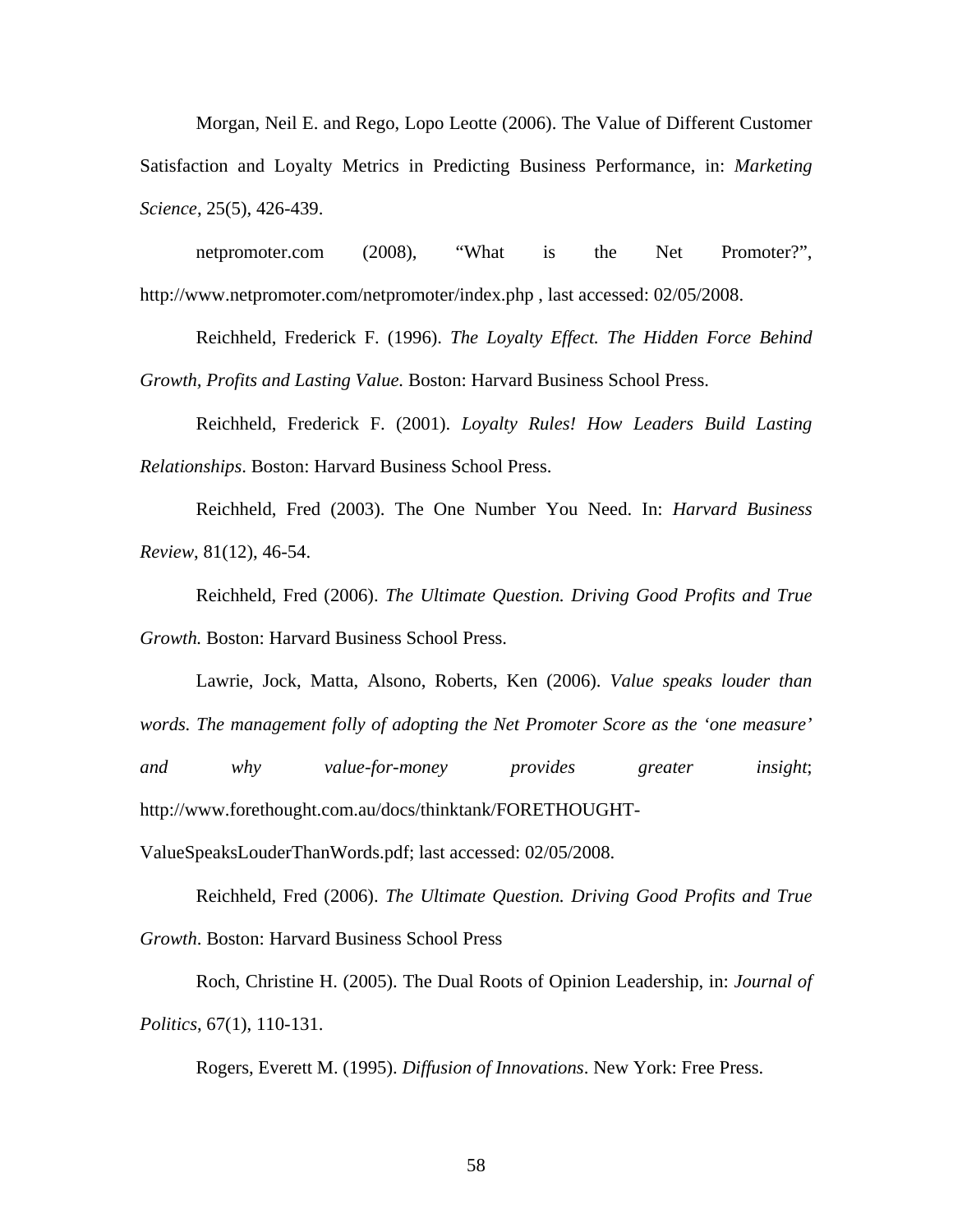Morgan, Neil E. and Rego, Lopo Leotte (2006). The Value of Different Customer Satisfaction and Loyalty Metrics in Predicting Business Performance, in: *Marketing Science*, 25(5), 426-439.

netpromoter.com (2008), “What is the Net Promoter?”, http://www.netpromoter.com/netpromoter/index.php , last accessed: 02/05/2008.

Reichheld, Frederick F. (1996). *The Loyalty Effect. The Hidden Force Behind Growth, Profits and Lasting Value.* Boston: Harvard Business School Press.

Reichheld, Frederick F. (2001). *Loyalty Rules! How Leaders Build Lasting Relationships*. Boston: Harvard Business School Press.

Reichheld, Fred (2003). The One Number You Need. In: *Harvard Business Review*, 81(12), 46-54.

Reichheld, Fred (2006). *The Ultimate Question. Driving Good Profits and True Growth.* Boston: Harvard Business School Press.

Lawrie, Jock, Matta, Alsono, Roberts, Ken (2006). *Value speaks louder than words. The management folly of adopting the Net Promoter Score as the ‘one measure’ and why value-for-money provides greater insight*; http://www.forethought.com.au/docs/thinktank/FORETHOUGHT-ValueSpeaksLouderThanWords.pdf; last accessed: 02/05/2008.

Reichheld, Fred (2006). *The Ultimate Question. Driving Good Profits and True Growth*. Boston: Harvard Business School Press

Roch, Christine H. (2005). The Dual Roots of Opinion Leadership, in: *Journal of Politics*, 67(1), 110-131.

Rogers, Everett M. (1995). *Diffusion of Innovations*. New York: Free Press.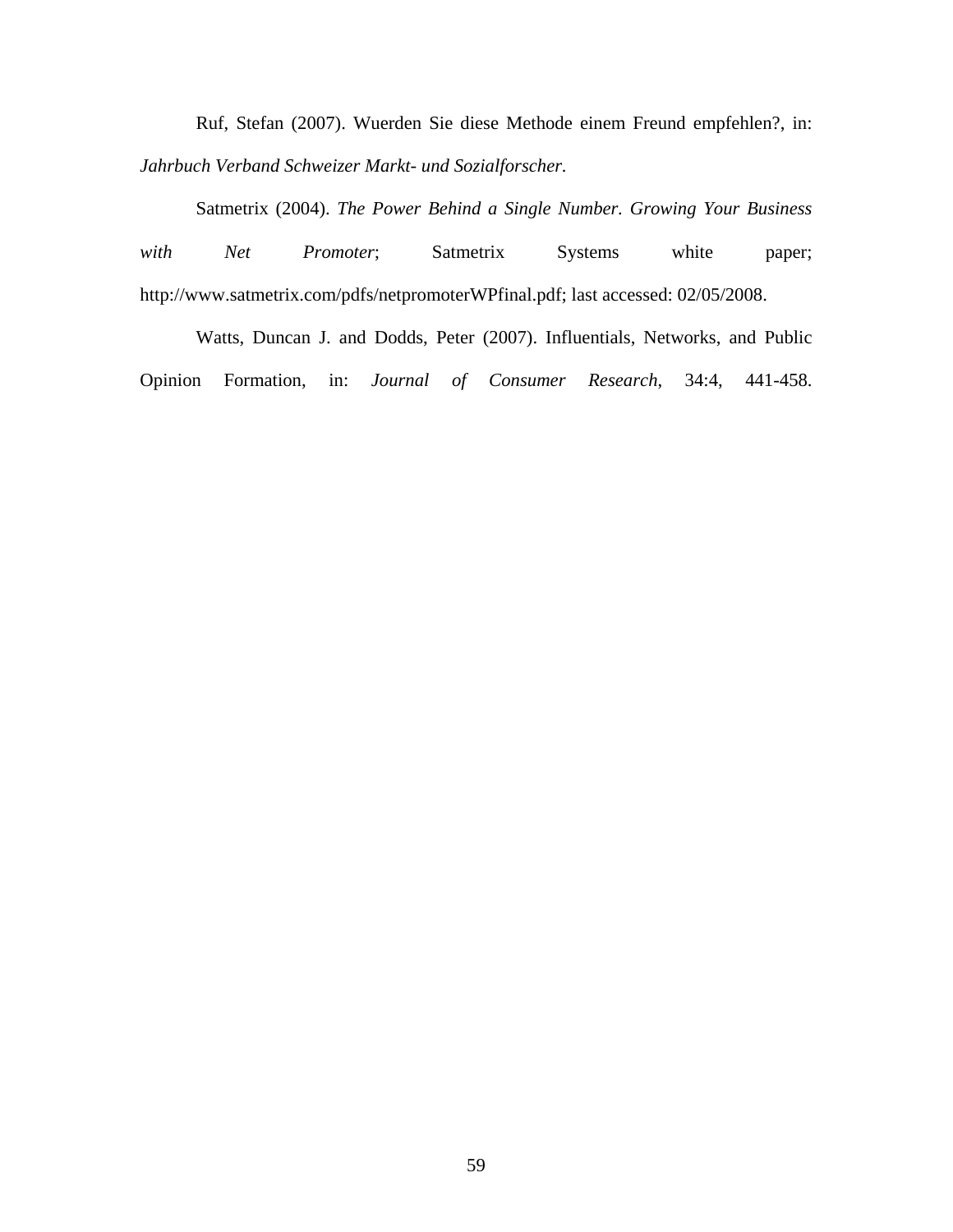Ruf, Stefan (2007). Wuerden Sie diese Methode einem Freund empfehlen?, in: *Jahrbuch Verband Schweizer Markt- und Sozialforscher*.

Satmetrix (2004). *The Power Behind a Single Number. Growing Your Business with Net Promoter*; Satmetrix Systems white paper; http://www.satmetrix.com/pdfs/netpromoterWPfinal.pdf; last accessed: 02/05/2008.

Watts, Duncan J. and Dodds, Peter (2007). Influentials, Networks, and Public Opinion Formation, in: *Journal of Consumer Research*, 34:4, 441-458.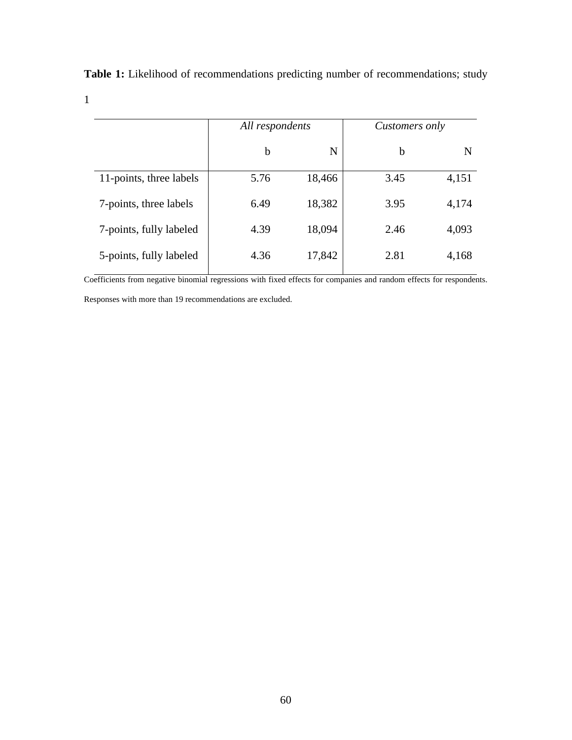**Table 1:** Likelihood of recommendations predicting number of recommendations; study 1

| | *All respondents* | | *Customers only* | |
|---|---|---|---|---|
| | b | N | b | N |
| 11-points, three labels | 5.76 | 18,466 | 3.45 | 4,151 |
| 7-points, three labels | 6.49 | 18,382 | 3.95 | 4,174 |
| 7-points, fully labeled | 4.39 | 18,094 | 2.46 | 4,093 |
| 5-points, fully labeled | 4.36 | 17,842 | 2.81 | 4,168 |

Coefficients from negative binomial regressions with fixed effects for companies and random effects for respondents.

Responses with more than 19 recommendations are excluded.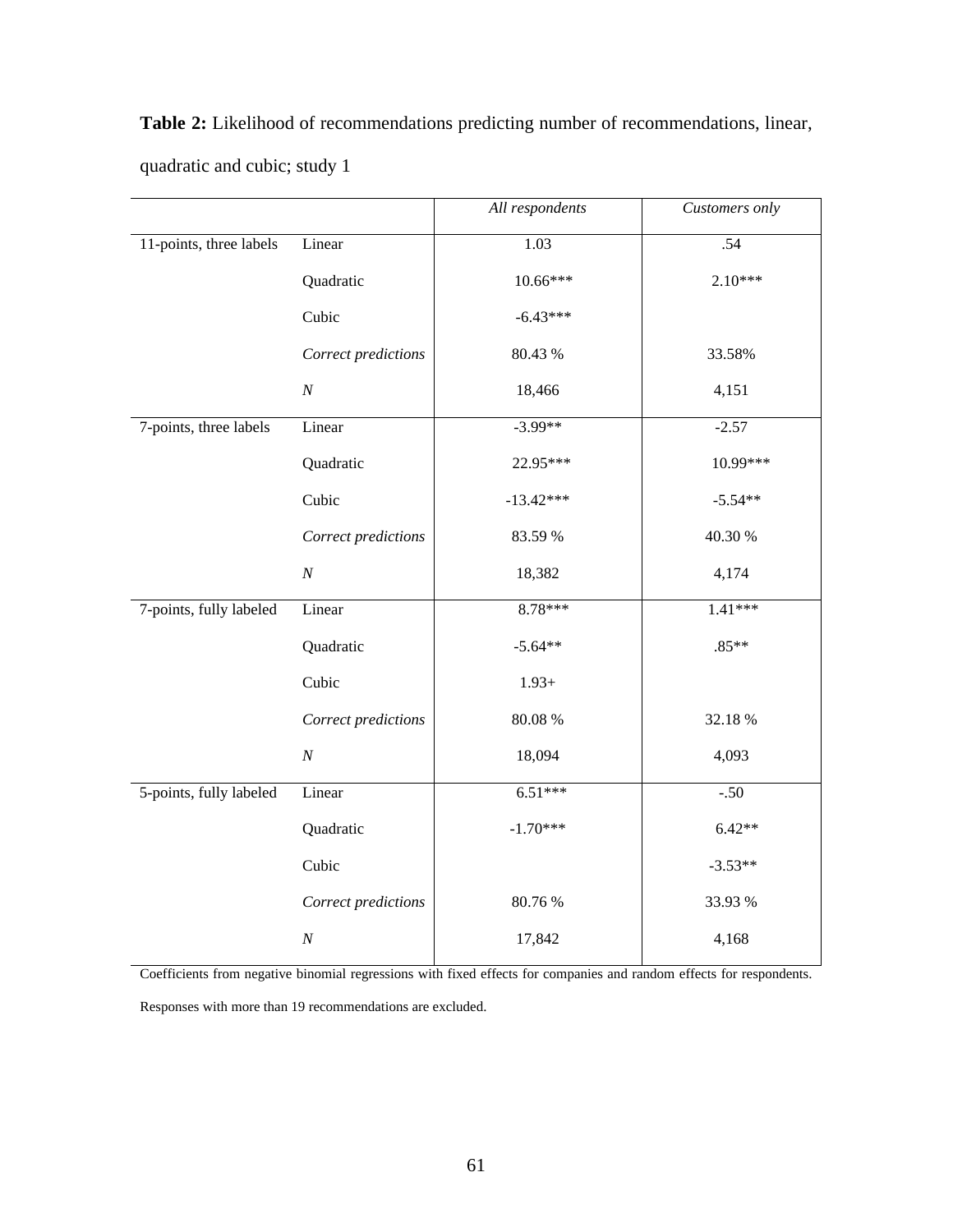**Table 2:** Likelihood of recommendations predicting number of recommendations, linear, quadratic and cubic; study 1

| | | *All respondents* | *Customers only* |
|---|---|---|---|
| 11-points, three labels | Linear | 1.03 | .54 |
| | Quadratic | 10.66*** | 2.10*** |
| | Cubic | -6.43*** | |
| | *Correct predictions* | 80.43 % | 33.58% |
| | *N* | 18,466 | 4,151 |
| 7-points, three labels | Linear | -3.99** | -2.57 |
| | Quadratic | 22.95*** | 10.99*** |
| | Cubic | -13.42*** | -5.54** |
| | *Correct predictions* | 83.59 % | 40.30 % |
| | *N* | 18,382 | 4,174 |
| 7-points, fully labeled | Linear | 8.78*** | 1.41*** |
| | Quadratic | -5.64** | .85** |
| | Cubic | 1.93+ | |
| | *Correct predictions* | 80.08 % | 32.18 % |
| | *N* | 18,094 | 4,093 |
| 5-points, fully labeled | Linear | 6.51*** | -.50 |
| | Quadratic | -1.70*** | 6.42** |
| | Cubic | | -3.53** |
| | *Correct predictions* | 80.76 % | 33.93 % |
| | *N* | 17,842 | 4,168 |

Coefficients from negative binomial regressions with fixed effects for companies and random effects for respondents.

Responses with more than 19 recommendations are excluded.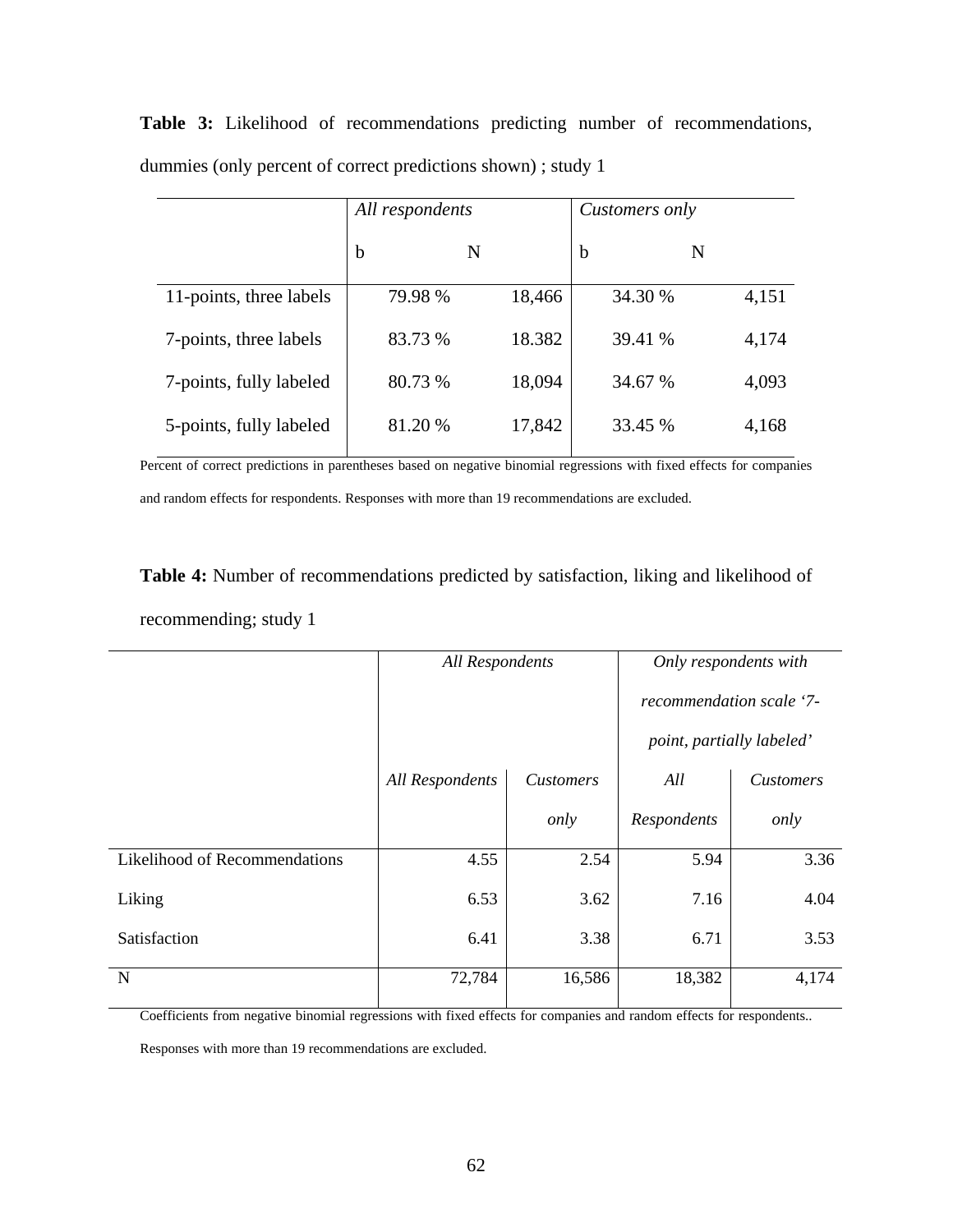**Table 3:** Likelihood of recommendations predicting number of recommendations, dummies (only percent of correct predictions shown) ; study 1

| | *All respondents* | | *Customers only* | |
|---|---|---|---|---|
| | b | N | b | N |
| 11-points, three labels | 79.98 % | 18,466 | 34.30 % | 4,151 |
| 7-points, three labels | 83.73 % | 18.382 | 39.41 % | 4,174 |
| 7-points, fully labeled | 80.73 % | 18,094 | 34.67 % | 4,093 |
| 5-points, fully labeled | 81.20 % | 17,842 | 33.45 % | 4,168 |

Percent of correct predictions in parentheses based on negative binomial regressions with fixed effects for companies and random effects for respondents. Responses with more than 19 recommendations are excluded.

**Table 4:** Number of recommendations predicted by satisfaction, liking and likelihood of recommending; study 1

| | *All Respondents* | | *Only respondents with recommendation scale '7-point, partially labeled'* | |
|---|---|---|---|---|
| | *All Respondents* | *Customers only* | *All Respondents* | *Customers only* |
| Likelihood of Recommendations | 4.55 | 2.54 | 5.94 | 3.36 |
| Liking | 6.53 | 3.62 | 7.16 | 4.04 |
| Satisfaction | 6.41 | 3.38 | 6.71 | 3.53 |
| N | 72,784 | 16,586 | 18,382 | 4,174 |

Coefficients from negative binomial regressions with fixed effects for companies and random effects for respondents..

Responses with more than 19 recommendations are excluded.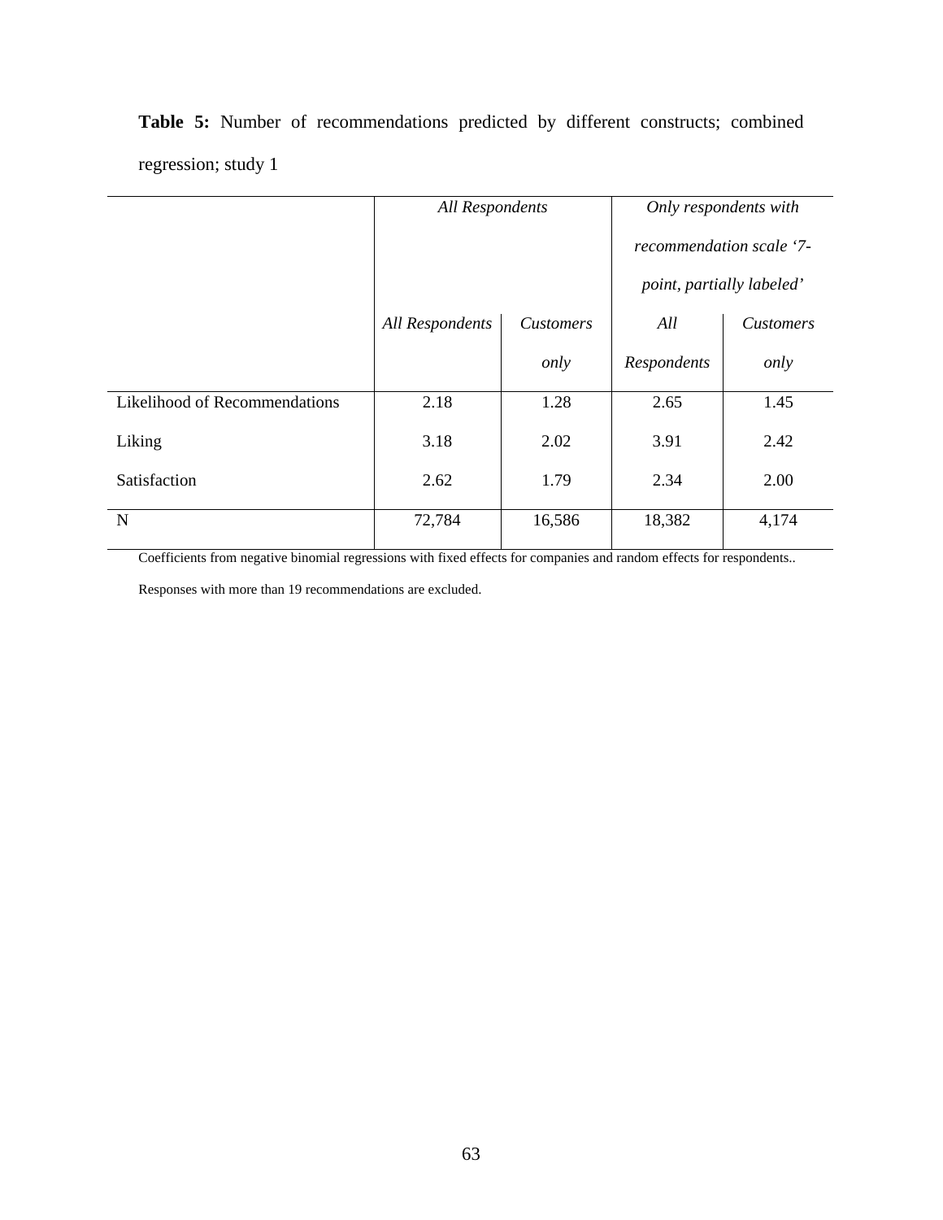**Table 5:** Number of recommendations predicted by different constructs; combined regression; study 1

| | *All Respondents* | | *Only respondents with recommendation scale '7-point, partially labeled'* | |
|---|---|---|---|---|
| | *All Respondents* | *Customers only* | *All Respondents* | *Customers only* |
| Likelihood of Recommendations | 2.18 | 1.28 | 2.65 | 1.45 |
| Liking | 3.18 | 2.02 | 3.91 | 2.42 |
| Satisfaction | 2.62 | 1.79 | 2.34 | 2.00 |
| N | 72,784 | 16,586 | 18,382 | 4,174 |

Coefficients from negative binomial regressions with fixed effects for companies and random effects for respondents..

Responses with more than 19 recommendations are excluded.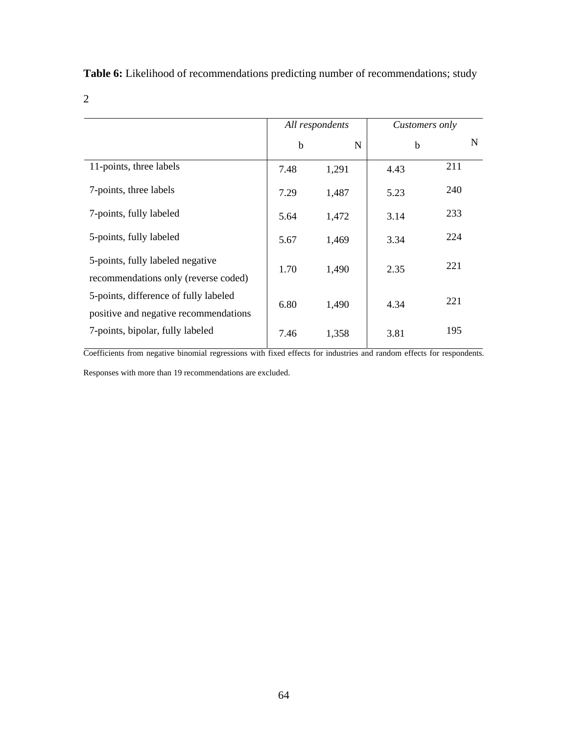**Table 6:** Likelihood of recommendations predicting number of recommendations; study 2

| | *All respondents* | | *Customers only* | |
|---|---|---|---|---|
| | b | N | b | N |
| 11-points, three labels | 7.48 | 1,291 | 4.43 | 211 |
| 7-points, three labels | 7.29 | 1,487 | 5.23 | 240 |
| 7-points, fully labeled | 5.64 | 1,472 | 3.14 | 233 |
| 5-points, fully labeled | 5.67 | 1,469 | 3.34 | 224 |
| 5-points, fully labeled negative recommendations only (reverse coded) | 1.70 | 1,490 | 2.35 | 221 |
| 5-points, difference of fully labeled positive and negative recommendations | 6.80 | 1,490 | 4.34 | 221 |
| 7-points, bipolar, fully labeled | 7.46 | 1,358 | 3.81 | 195 |

Coefficients from negative binomial regressions with fixed effects for industries and random effects for respondents. Responses with more than 19 recommendations are excluded.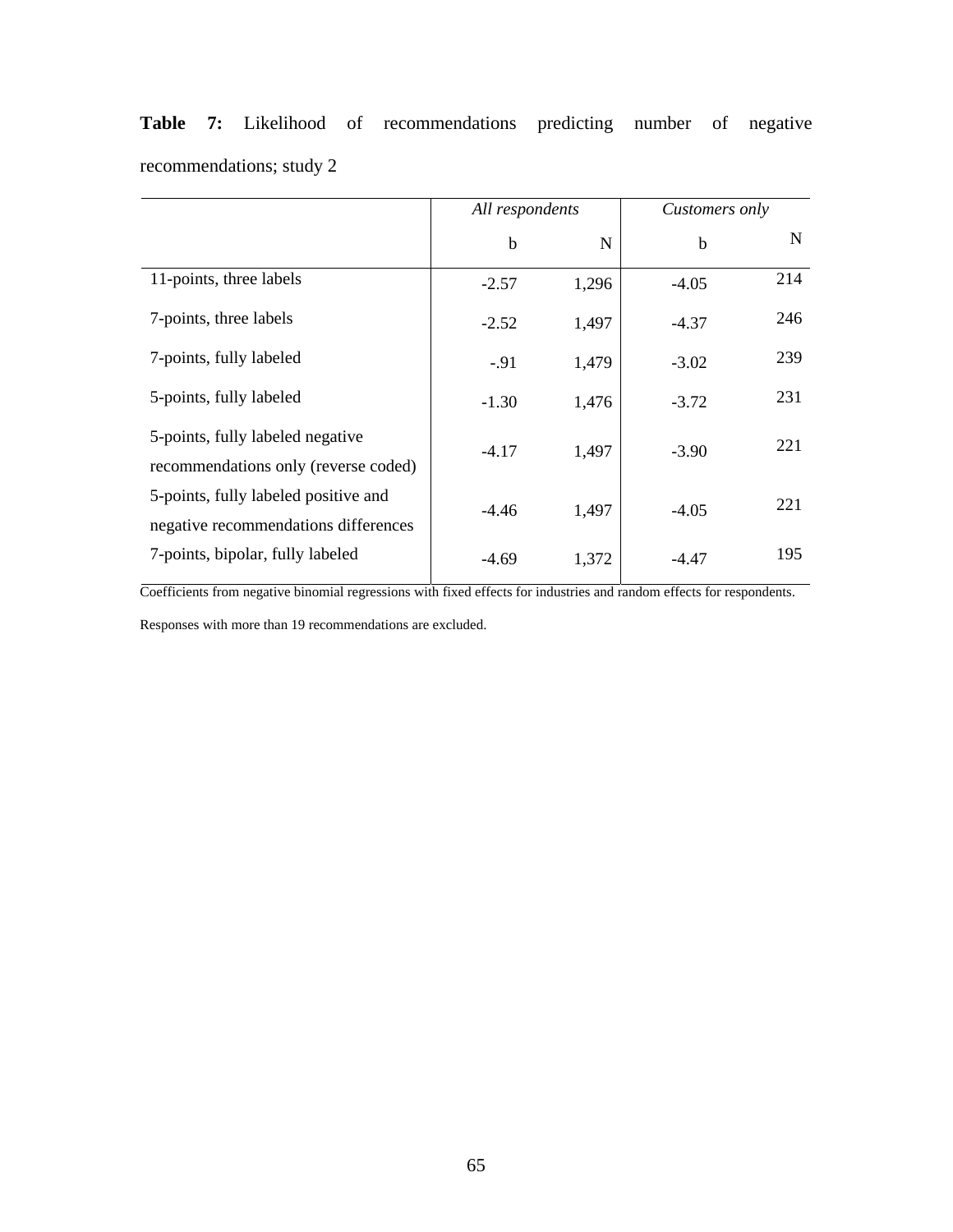**Table 7:** Likelihood of recommendations predicting number of negative recommendations; study 2

| | *All respondents* | | *Customers only* | |
|---|---|---|---|---|
| | b | N | b | N |
| 11-points, three labels | -2.57 | 1,296 | -4.05 | 214 |
| 7-points, three labels | -2.52 | 1,497 | -4.37 | 246 |
| 7-points, fully labeled | -.91 | 1,479 | -3.02 | 239 |
| 5-points, fully labeled | -1.30 | 1,476 | -3.72 | 231 |
| 5-points, fully labeled negative recommendations only (reverse coded) | -4.17 | 1,497 | -3.90 | 221 |
| 5-points, fully labeled positive and negative recommendations differences | -4.46 | 1,497 | -4.05 | 221 |
| 7-points, bipolar, fully labeled | -4.69 | 1,372 | -4.47 | 195 |

Coefficients from negative binomial regressions with fixed effects for industries and random effects for respondents.

Responses with more than 19 recommendations are excluded.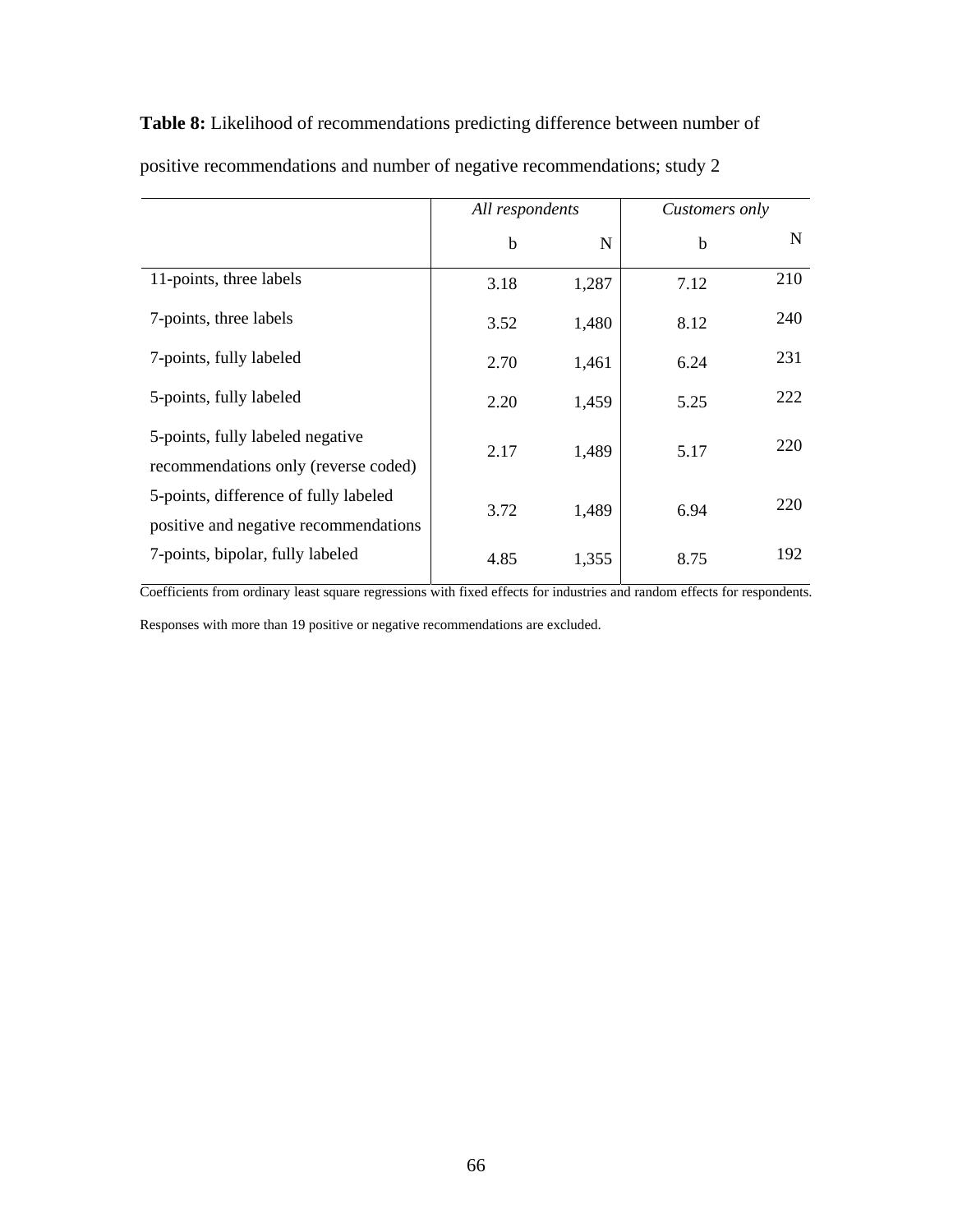**Table 8:** Likelihood of recommendations predicting difference between number of positive recommendations and number of negative recommendations; study 2

| | *All respondents* | | *Customers only* | |
|---|---|---|---|---|
| | b | N | b | N |
| 11-points, three labels | 3.18 | 1,287 | 7.12 | 210 |
| 7-points, three labels | 3.52 | 1,480 | 8.12 | 240 |
| 7-points, fully labeled | 2.70 | 1,461 | 6.24 | 231 |
| 5-points, fully labeled | 2.20 | 1,459 | 5.25 | 222 |
| 5-points, fully labeled negative recommendations only (reverse coded) | 2.17 | 1,489 | 5.17 | 220 |
| 5-points, difference of fully labeled positive and negative recommendations | 3.72 | 1,489 | 6.94 | 220 |
| 7-points, bipolar, fully labeled | 4.85 | 1,355 | 8.75 | 192 |

Coefficients from ordinary least square regressions with fixed effects for industries and random effects for respondents.

Responses with more than 19 positive or negative recommendations are excluded.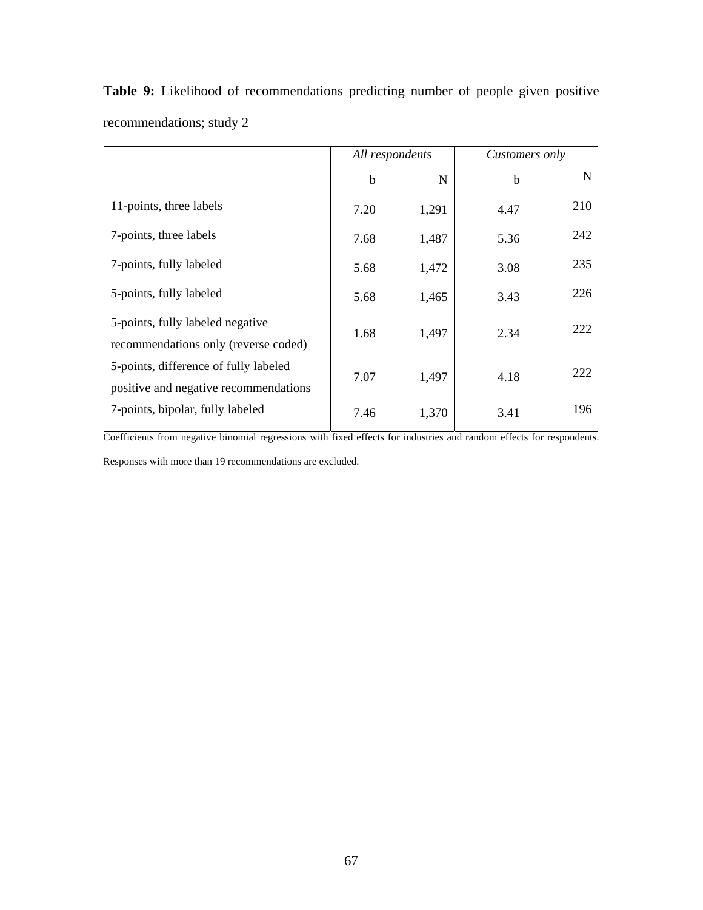**Table 9:** Likelihood of recommendations predicting number of people given positive recommendations; study 2

| | *All respondents* | | *Customers only* | |
|---|---|---|---|---|
| | b | N | b | N |
| 11-points, three labels | 7.20 | 1,291 | 4.47 | 210 |
| 7-points, three labels | 7.68 | 1,487 | 5.36 | 242 |
| 7-points, fully labeled | 5.68 | 1,472 | 3.08 | 235 |
| 5-points, fully labeled | 5.68 | 1,465 | 3.43 | 226 |
| 5-points, fully labeled negative recommendations only (reverse coded) | 1.68 | 1,497 | 2.34 | 222 |
| 5-points, difference of fully labeled positive and negative recommendations | 7.07 | 1,497 | 4.18 | 222 |
| 7-points, bipolar, fully labeled | 7.46 | 1,370 | 3.41 | 196 |

Coefficients from negative binomial regressions with fixed effects for industries and random effects for respondents. Responses with more than 19 recommendations are excluded.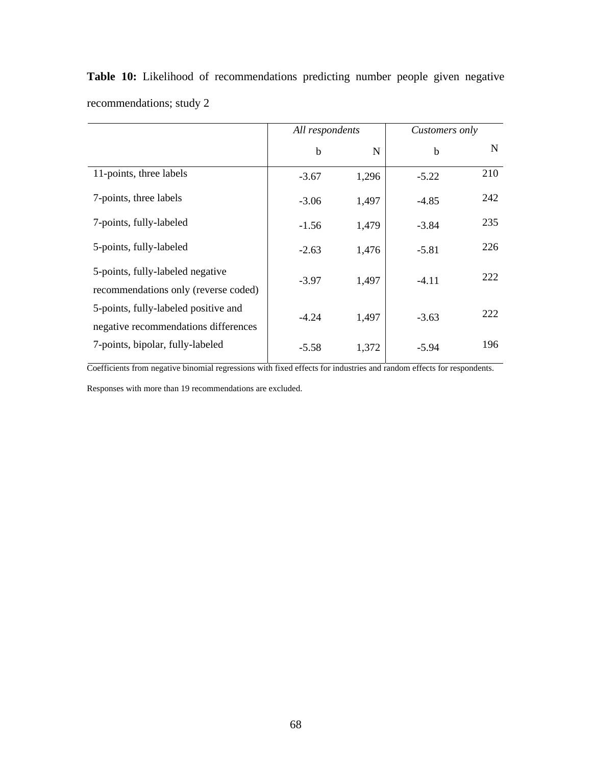**Table 10:** Likelihood of recommendations predicting number people given negative recommendations; study 2

| | *All respondents* | | *Customers only* | |
|---|---|---|---|---|
| | b | N | b | N |
| 11-points, three labels | -3.67 | 1,296 | -5.22 | 210 |
| 7-points, three labels | -3.06 | 1,497 | -4.85 | 242 |
| 7-points, fully-labeled | -1.56 | 1,479 | -3.84 | 235 |
| 5-points, fully-labeled | -2.63 | 1,476 | -5.81 | 226 |
| 5-points, fully-labeled negative recommendations only (reverse coded) | -3.97 | 1,497 | -4.11 | 222 |
| 5-points, fully-labeled positive and negative recommendations differences | -4.24 | 1,497 | -3.63 | 222 |
| 7-points, bipolar, fully-labeled | -5.58 | 1,372 | -5.94 | 196 |

Coefficients from negative binomial regressions with fixed effects for industries and random effects for respondents.

Responses with more than 19 recommendations are excluded.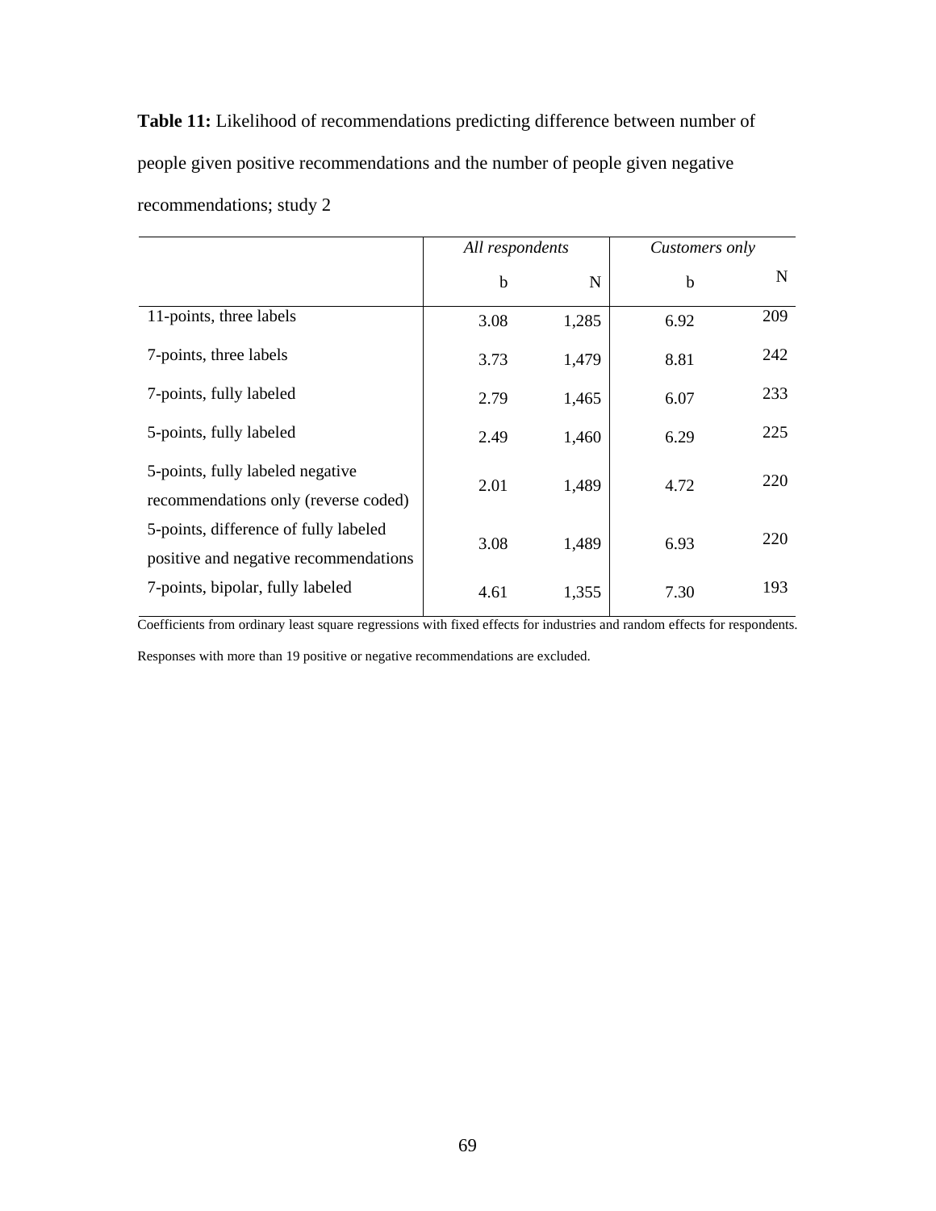**Table 11:** Likelihood of recommendations predicting difference between number of people given positive recommendations and the number of people given negative recommendations; study 2

| | *All respondents* | | *Customers only* | |
|---|---|---|---|---|
| | b | N | b | N |
| 11-points, three labels | 3.08 | 1,285 | 6.92 | 209 |
| 7-points, three labels | 3.73 | 1,479 | 8.81 | 242 |
| 7-points, fully labeled | 2.79 | 1,465 | 6.07 | 233 |
| 5-points, fully labeled | 2.49 | 1,460 | 6.29 | 225 |
| 5-points, fully labeled negative recommendations only (reverse coded) | 2.01 | 1,489 | 4.72 | 220 |
| 5-points, difference of fully labeled positive and negative recommendations | 3.08 | 1,489 | 6.93 | 220 |
| 7-points, bipolar, fully labeled | 4.61 | 1,355 | 7.30 | 193 |

Coefficients from ordinary least square regressions with fixed effects for industries and random effects for respondents.

Responses with more than 19 positive or negative recommendations are excluded.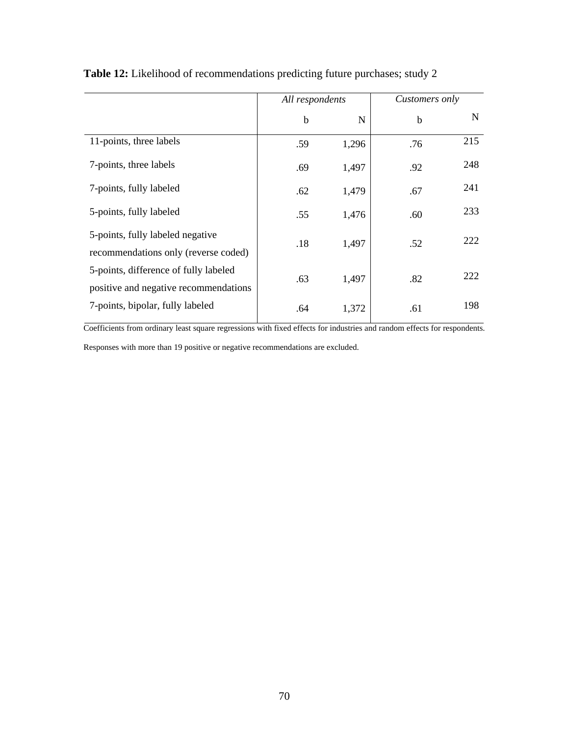**Table 12:** Likelihood of recommendations predicting future purchases; study 2

| | *All respondents* | | *Customers only* | |
|---|---|---|---|---|
| | b | N | b | N |
| 11-points, three labels | .59 | 1,296 | .76 | 215 |
| 7-points, three labels | .69 | 1,497 | .92 | 248 |
| 7-points, fully labeled | .62 | 1,479 | .67 | 241 |
| 5-points, fully labeled | .55 | 1,476 | .60 | 233 |
| 5-points, fully labeled negative recommendations only (reverse coded) | .18 | 1,497 | .52 | 222 |
| 5-points, difference of fully labeled positive and negative recommendations | .63 | 1,497 | .82 | 222 |
| 7-points, bipolar, fully labeled | .64 | 1,372 | .61 | 198 |

Coefficients from ordinary least square regressions with fixed effects for industries and random effects for respondents.

Responses with more than 19 positive or negative recommendations are excluded.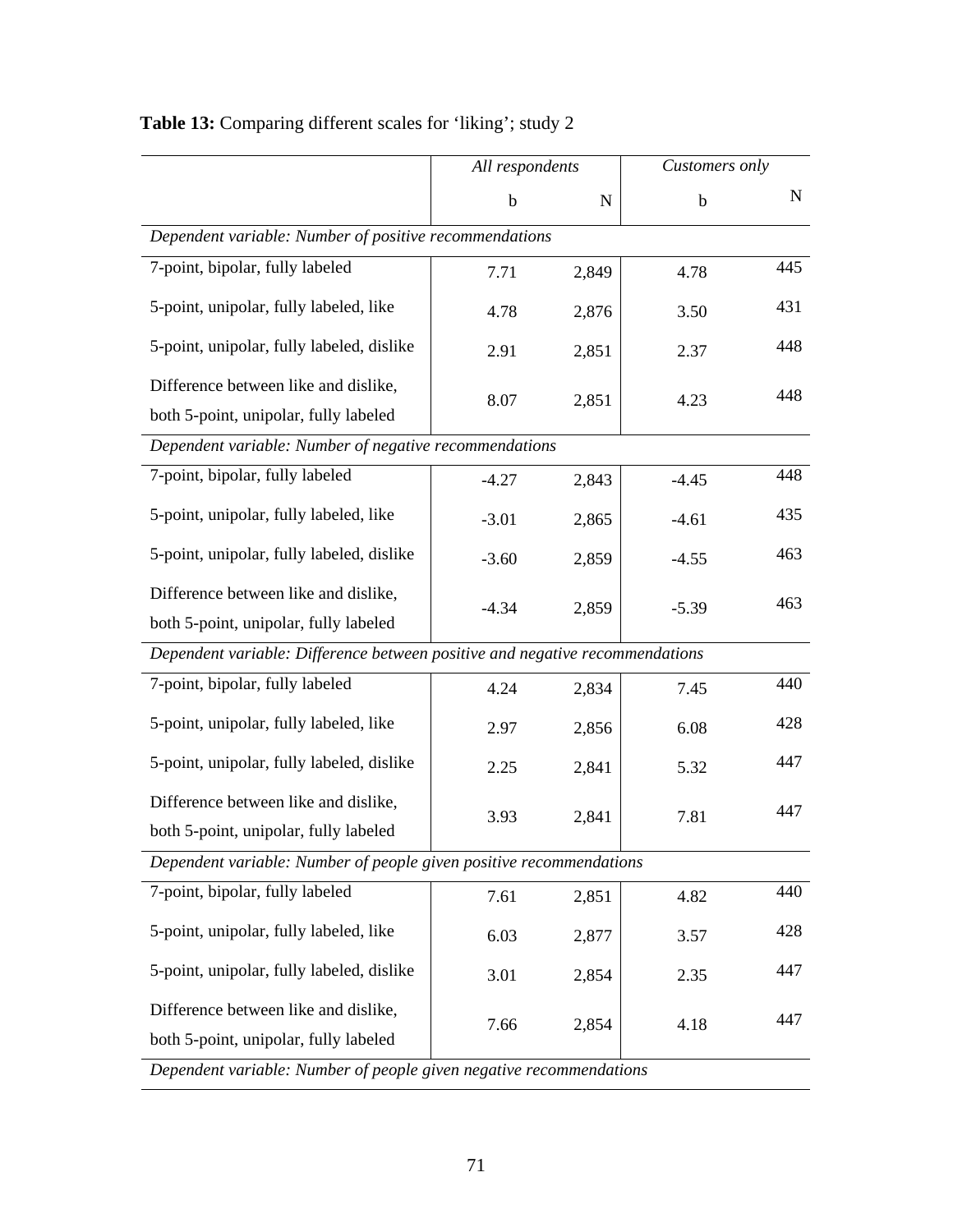**Table 13:** Comparing different scales for 'liking'; study 2

| | *All respondents* | | *Customers only* | |
|---|---|---|---|---|
| | b | N | b | N |
| *Dependent variable: Number of positive recommendations* | | | | |
| 7-point, bipolar, fully labeled | 7.71 | 2,849 | 4.78 | 445 |
| 5-point, unipolar, fully labeled, like | 4.78 | 2,876 | 3.50 | 431 |
| 5-point, unipolar, fully labeled, dislike | 2.91 | 2,851 | 2.37 | 448 |
| Difference between like and dislike, both 5-point, unipolar, fully labeled | 8.07 | 2,851 | 4.23 | 448 |
| *Dependent variable: Number of negative recommendations* | | | | |
| 7-point, bipolar, fully labeled | -4.27 | 2,843 | -4.45 | 448 |
| 5-point, unipolar, fully labeled, like | -3.01 | 2,865 | -4.61 | 435 |
| 5-point, unipolar, fully labeled, dislike | -3.60 | 2,859 | -4.55 | 463 |
| Difference between like and dislike, both 5-point, unipolar, fully labeled | -4.34 | 2,859 | -5.39 | 463 |
| *Dependent variable: Difference between positive and negative recommendations* | | | | |
| 7-point, bipolar, fully labeled | 4.24 | 2,834 | 7.45 | 440 |
| 5-point, unipolar, fully labeled, like | 2.97 | 2,856 | 6.08 | 428 |
| 5-point, unipolar, fully labeled, dislike | 2.25 | 2,841 | 5.32 | 447 |
| Difference between like and dislike, both 5-point, unipolar, fully labeled | 3.93 | 2,841 | 7.81 | 447 |
| *Dependent variable: Number of people given positive recommendations* | | | | |
| 7-point, bipolar, fully labeled | 7.61 | 2,851 | 4.82 | 440 |
| 5-point, unipolar, fully labeled, like | 6.03 | 2,877 | 3.57 | 428 |
| 5-point, unipolar, fully labeled, dislike | 3.01 | 2,854 | 2.35 | 447 |
| Difference between like and dislike, both 5-point, unipolar, fully labeled | 7.66 | 2,854 | 4.18 | 447 |
| *Dependent variable: Number of people given negative recommendations* | | | | |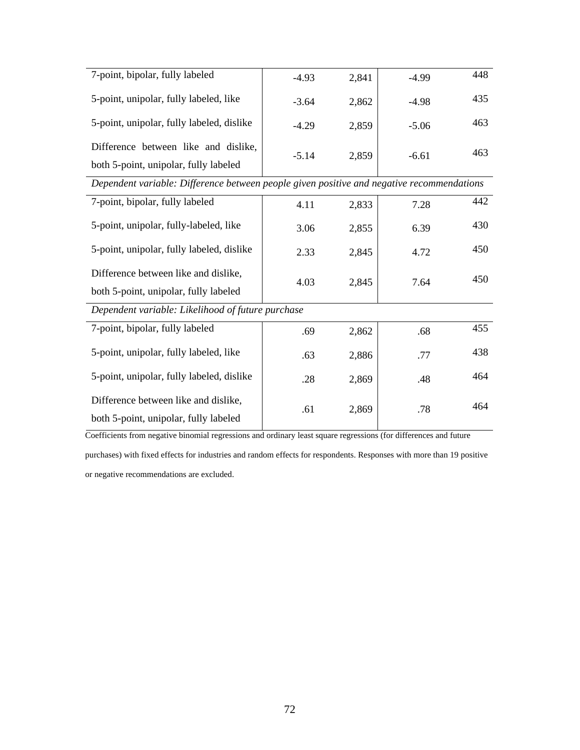| | | | | |
|---|---|---|---|---|
| 7-point, bipolar, fully labeled | -4.93 | 2,841 | -4.99 | 448 |
| 5-point, unipolar, fully labeled, like | -3.64 | 2,862 | -4.98 | 435 |
| 5-point, unipolar, fully labeled, dislike | -4.29 | 2,859 | -5.06 | 463 |
| Difference between like and dislike, both 5-point, unipolar, fully labeled | -5.14 | 2,859 | -6.61 | 463 |
| *Dependent variable: Difference between people given positive and negative recommendations* | | | | |
| 7-point, bipolar, fully labeled | 4.11 | 2,833 | 7.28 | 442 |
| 5-point, unipolar, fully-labeled, like | 3.06 | 2,855 | 6.39 | 430 |
| 5-point, unipolar, fully labeled, dislike | 2.33 | 2,845 | 4.72 | 450 |
| Difference between like and dislike, both 5-point, unipolar, fully labeled | 4.03 | 2,845 | 7.64 | 450 |
| *Dependent variable: Likelihood of future purchase* | | | | |
| 7-point, bipolar, fully labeled | .69 | 2,862 | .68 | 455 |
| 5-point, unipolar, fully labeled, like | .63 | 2,886 | .77 | 438 |
| 5-point, unipolar, fully labeled, dislike | .28 | 2,869 | .48 | 464 |
| Difference between like and dislike, both 5-point, unipolar, fully labeled | .61 | 2,869 | .78 | 464 |

Coefficients from negative binomial regressions and ordinary least square regressions (for differences and future purchases) with fixed effects for industries and random effects for respondents. Responses with more than 19 positive or negative recommendations are excluded.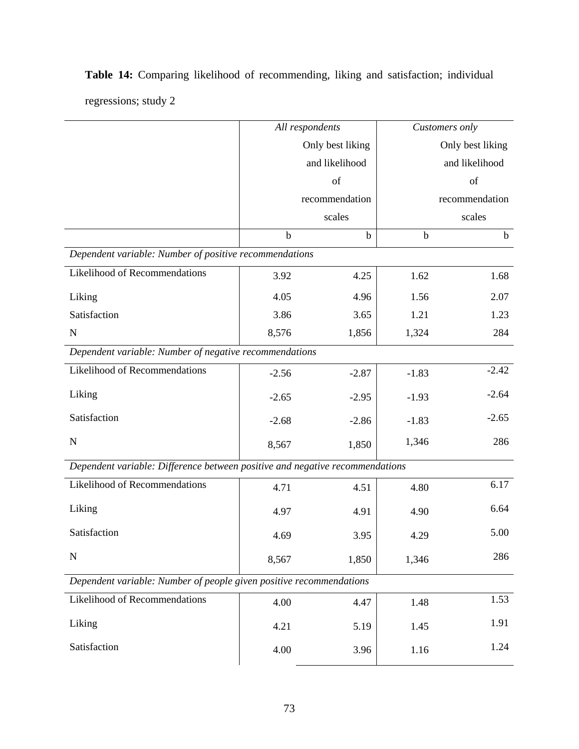**Table 14:** Comparing likelihood of recommending, liking and satisfaction; individual regressions; study 2

| | *All respondents* | Only best liking and likelihood of recommendation scales | *Customers only* | Only best liking and likelihood of recommendation scales |
|---|---|---|---|---|
| | b | b | b | b |
| *Dependent variable: Number of positive recommendations* | | | | |
| Likelihood of Recommendations | 3.92 | 4.25 | 1.62 | 1.68 |
| Liking | 4.05 | 4.96 | 1.56 | 2.07 |
| Satisfaction | 3.86 | 3.65 | 1.21 | 1.23 |
| N | 8,576 | 1,856 | 1,324 | 284 |
| *Dependent variable: Number of negative recommendations* | | | | |
| Likelihood of Recommendations | -2.56 | -2.87 | -1.83 | -2.42 |
| Liking | -2.65 | -2.95 | -1.93 | -2.64 |
| Satisfaction | -2.68 | -2.86 | -1.83 | -2.65 |
| N | 8,567 | 1,850 | 1,346 | 286 |
| *Dependent variable: Difference between positive and negative recommendations* | | | | |
| Likelihood of Recommendations | 4.71 | 4.51 | 4.80 | 6.17 |
| Liking | 4.97 | 4.91 | 4.90 | 6.64 |
| Satisfaction | 4.69 | 3.95 | 4.29 | 5.00 |
| N | 8,567 | 1,850 | 1,346 | 286 |
| *Dependent variable: Number of people given positive recommendations* | | | | |
| Likelihood of Recommendations | 4.00 | 4.47 | 1.48 | 1.53 |
| Liking | 4.21 | 5.19 | 1.45 | 1.91 |
| Satisfaction | 4.00 | 3.96 | 1.16 | 1.24 |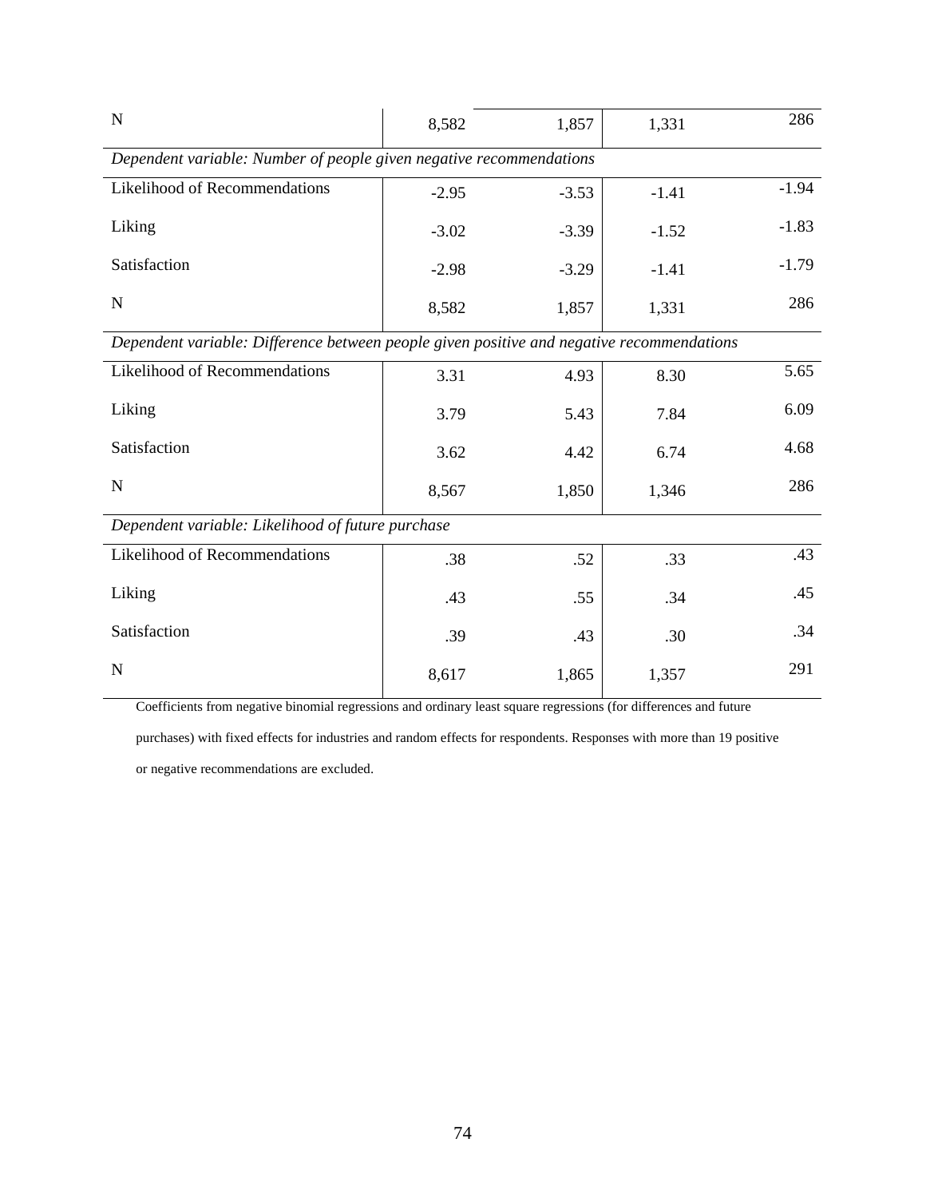| N | 8,582 | 1,857 | 1,331 | 286 |
|---|---|---|---|---|
| *Dependent variable: Number of people given negative recommendations* | | | | |
| Likelihood of Recommendations | -2.95 | -3.53 | -1.41 | -1.94 |
| Liking | -3.02 | -3.39 | -1.52 | -1.83 |
| Satisfaction | -2.98 | -3.29 | -1.41 | -1.79 |
| N | 8,582 | 1,857 | 1,331 | 286 |
| *Dependent variable: Difference between people given positive and negative recommendations* | | | | |
| Likelihood of Recommendations | 3.31 | 4.93 | 8.30 | 5.65 |
| Liking | 3.79 | 5.43 | 7.84 | 6.09 |
| Satisfaction | 3.62 | 4.42 | 6.74 | 4.68 |
| N | 8,567 | 1,850 | 1,346 | 286 |
| *Dependent variable: Likelihood of future purchase* | | | | |
| Likelihood of Recommendations | .38 | .52 | .33 | .43 |
| Liking | .43 | .55 | .34 | .45 |
| Satisfaction | .39 | .43 | .30 | .34 |
| N | 8,617 | 1,865 | 1,357 | 291 |

Coefficients from negative binomial regressions and ordinary least square regressions (for differences and future purchases) with fixed effects for industries and random effects for respondents. Responses with more than 19 positive or negative recommendations are excluded.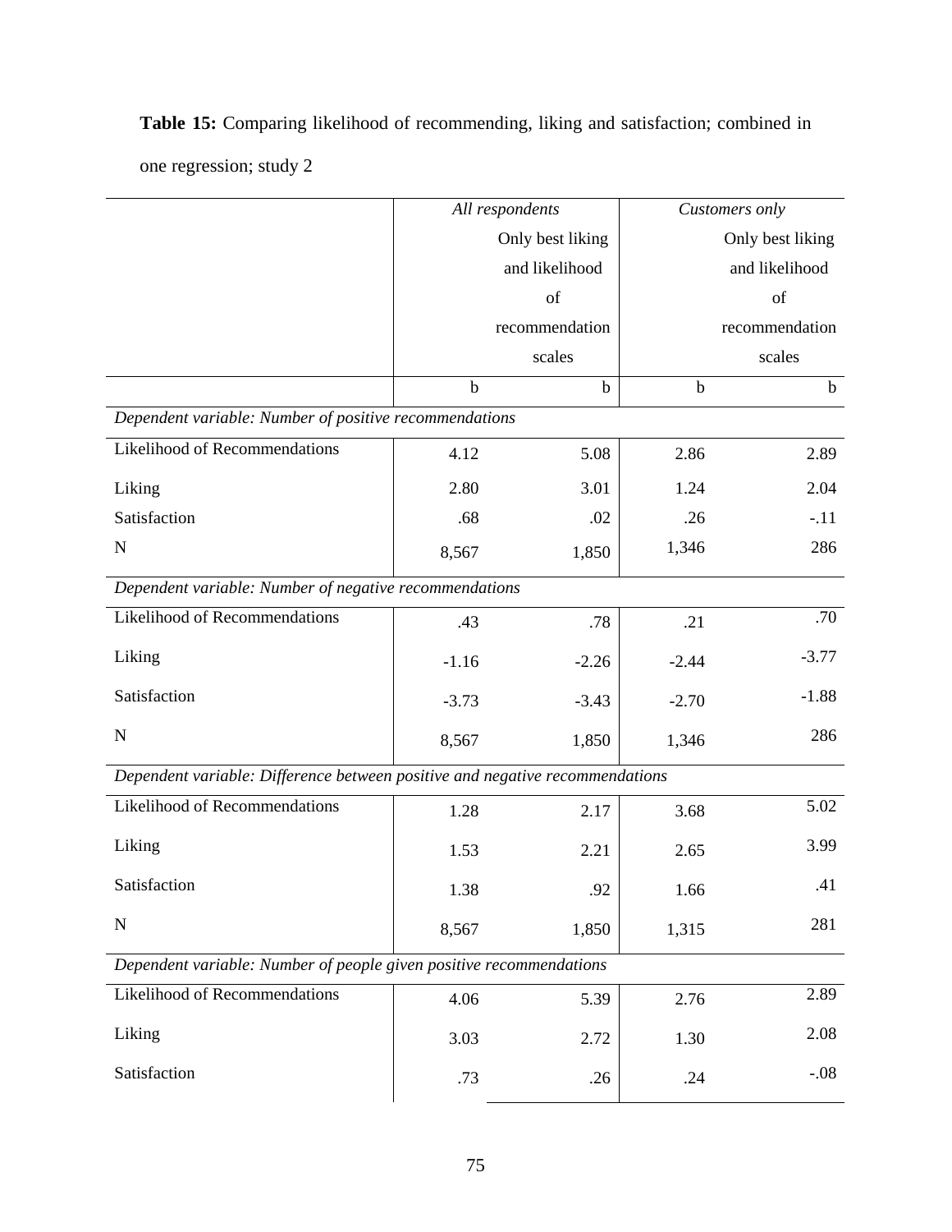**Table 15:** Comparing likelihood of recommending, liking and satisfaction; combined in one regression; study 2

| | *All respondents* | | *Customers only* | |
|---|---|---|---|---|
| | | Only best liking and likelihood of recommendation scales | | Only best liking and likelihood of recommendation scales |
| | b | b | b | b |
| *Dependent variable: Number of positive recommendations* | | | | |
| Likelihood of Recommendations | 4.12 | 5.08 | 2.86 | 2.89 |
| Liking | 2.80 | 3.01 | 1.24 | 2.04 |
| Satisfaction | .68 | .02 | .26 | -.11 |
| N | 8,567 | 1,850 | 1,346 | 286 |
| *Dependent variable: Number of negative recommendations* | | | | |
| Likelihood of Recommendations | .43 | .78 | .21 | .70 |
| Liking | -1.16 | -2.26 | -2.44 | -3.77 |
| Satisfaction | -3.73 | -3.43 | -2.70 | -1.88 |
| N | 8,567 | 1,850 | 1,346 | 286 |
| *Dependent variable: Difference between positive and negative recommendations* | | | | |
| Likelihood of Recommendations | 1.28 | 2.17 | 3.68 | 5.02 |
| Liking | 1.53 | 2.21 | 2.65 | 3.99 |
| Satisfaction | 1.38 | .92 | 1.66 | .41 |
| N | 8,567 | 1,850 | 1,315 | 281 |
| *Dependent variable: Number of people given positive recommendations* | | | | |
| Likelihood of Recommendations | 4.06 | 5.39 | 2.76 | 2.89 |
| Liking | 3.03 | 2.72 | 1.30 | 2.08 |
| Satisfaction | .73 | .26 | .24 | -.08 |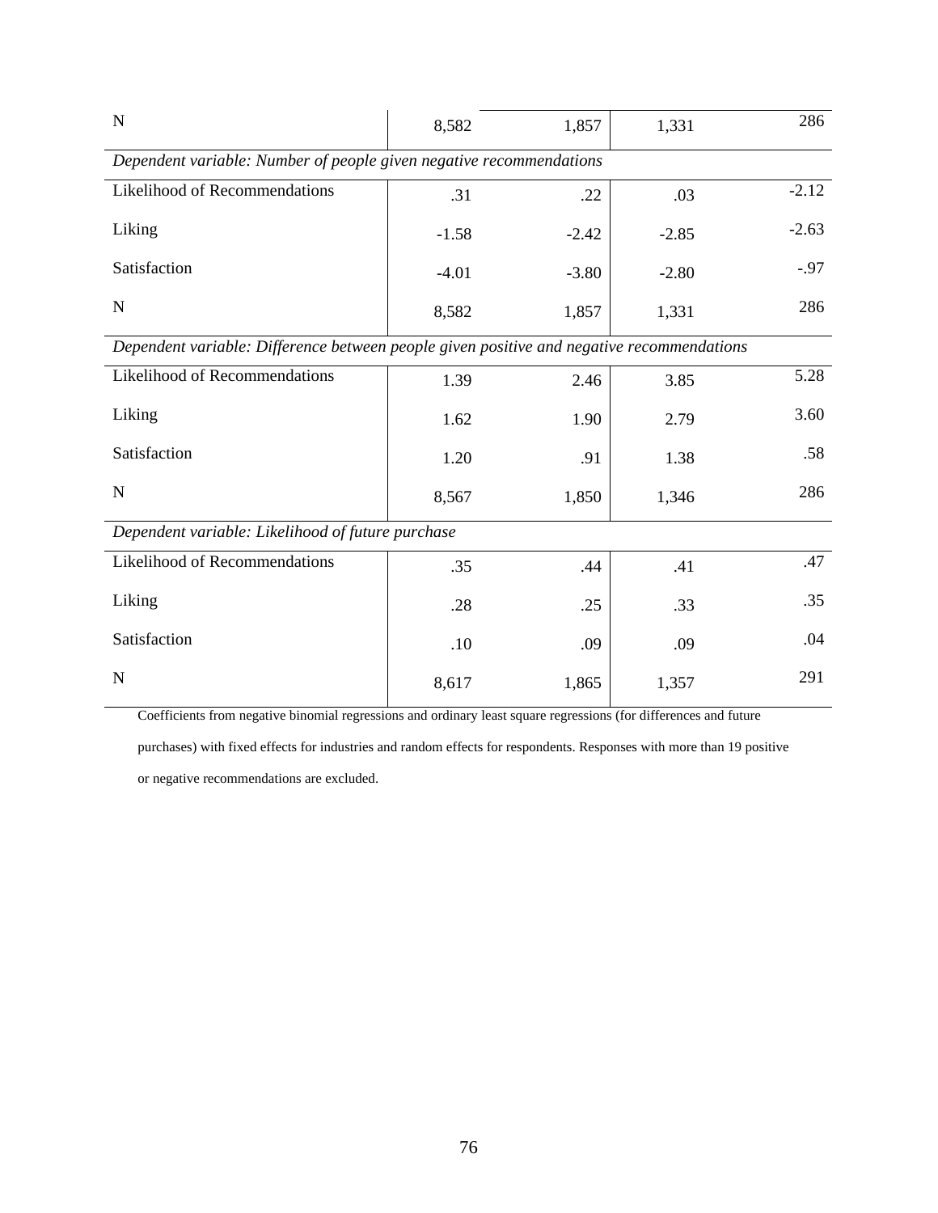| | | | | |
|---|---|---|---|---|
| N | 8,582 | 1,857 | 1,331 | 286 |
| *Dependent variable: Number of people given negative recommendations* | | | | |
| Likelihood of Recommendations | .31 | .22 | .03 | -2.12 |
| Liking | -1.58 | -2.42 | -2.85 | -2.63 |
| Satisfaction | -4.01 | -3.80 | -2.80 | -.97 |
| N | 8,582 | 1,857 | 1,331 | 286 |
| *Dependent variable: Difference between people given positive and negative recommendations* | | | | |
| Likelihood of Recommendations | 1.39 | 2.46 | 3.85 | 5.28 |
| Liking | 1.62 | 1.90 | 2.79 | 3.60 |
| Satisfaction | 1.20 | .91 | 1.38 | .58 |
| N | 8,567 | 1,850 | 1,346 | 286 |
| *Dependent variable: Likelihood of future purchase* | | | | |
| Likelihood of Recommendations | .35 | .44 | .41 | .47 |
| Liking | .28 | .25 | .33 | .35 |
| Satisfaction | .10 | .09 | .09 | .04 |
| N | 8,617 | 1,865 | 1,357 | 291 |

Coefficients from negative binomial regressions and ordinary least square regressions (for differences and future purchases) with fixed effects for industries and random effects for respondents. Responses with more than 19 positive or negative recommendations are excluded.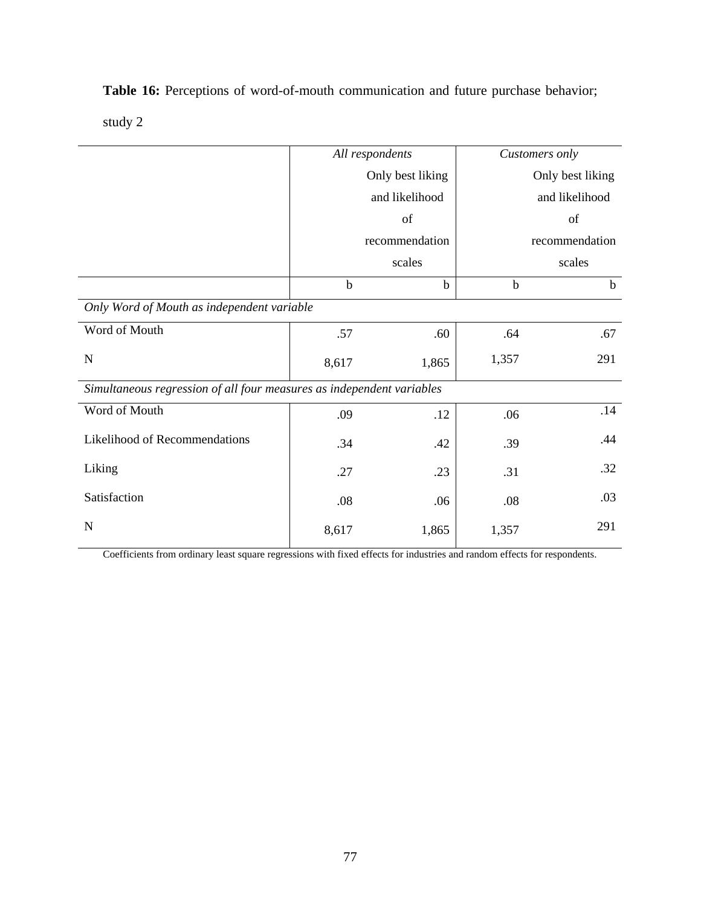**Table 16:** Perceptions of word-of-mouth communication and future purchase behavior; study 2

| | *All respondents* | Only best liking and likelihood of recommendation scales | *Customers only* | Only best liking and likelihood of recommendation scales |
|---|---|---|---|---|
| | b | b | b | b |
| *Only Word of Mouth as independent variable* | | | | |
| Word of Mouth | .57 | .60 | .64 | .67 |
| N | 8,617 | 1,865 | 1,357 | 291 |
| *Simultaneous regression of all four measures as independent variables* | | | | |
| Word of Mouth | .09 | .12 | .06 | .14 |
| Likelihood of Recommendations | .34 | .42 | .39 | .44 |
| Liking | .27 | .23 | .31 | .32 |
| Satisfaction | .08 | .06 | .08 | .03 |
| N | 8,617 | 1,865 | 1,357 | 291 |

Coefficients from ordinary least square regressions with fixed effects for industries and random effects for respondents.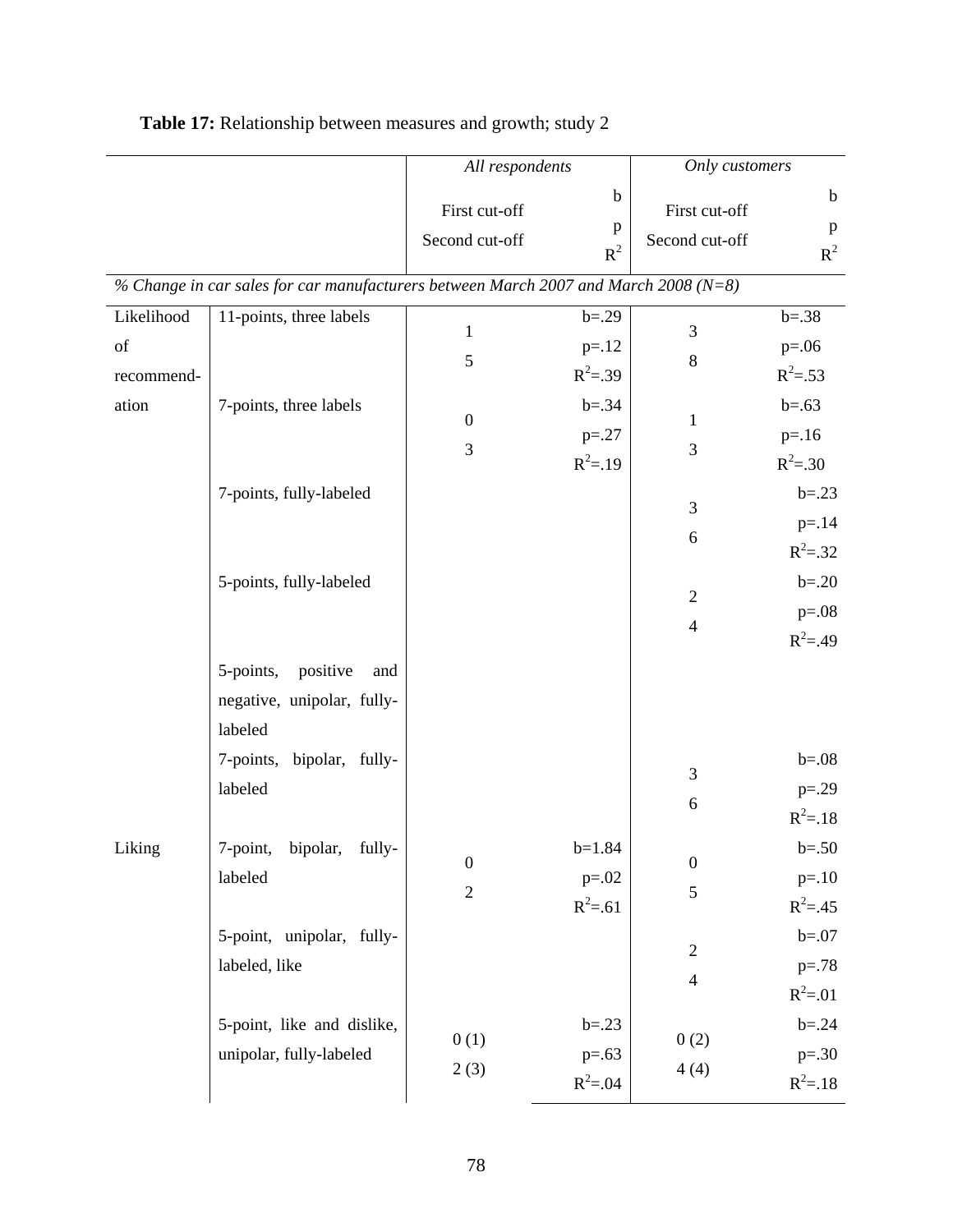**Table 17:** Relationship between measures and growth; study 2

| | | *All respondents* | | *Only customers* | |
|---|---|---|---|---|---|
| | | First cut-off<br>Second cut-off | b<br>p<br>$R^2$ | First cut-off<br>Second cut-off | b<br>p<br>$R^2$ |
| *% Change in car sales for car manufacturers between March 2007 and March 2008 (N=8)* | | | | | |
| Likelihood of recommend-ation | 11-points, three labels | 1<br>5 | b=.29<br>p=.12<br>$R^2$=.39 | 3<br>8 | b=.38<br>p=.06<br>$R^2$=.53 |
| | 7-points, three labels | 0<br>3 | b=.34<br>p=.27<br>$R^2$=.19 | 1<br>3 | b=.63<br>p=.16<br>$R^2$=.30 |
| | 7-points, fully-labeled | | | 3<br>6 | b=.23<br>p=.14<br>$R^2$=.32 |
| | 5-points, fully-labeled | | | 2<br>4 | b=.20<br>p=.08<br>$R^2$=.49 |
| | 5-points, positive and negative, unipolar, fully-labeled | | | | |
| | 7-points, bipolar, fully-labeled | | | 3<br>6 | b=.08<br>p=.29<br>$R^2$=.18 |
| Liking | 7-point, bipolar, fully-labeled | 0<br>2 | b=1.84<br>p=.02<br>$R^2$=.61 | 0<br>5 | b=.50<br>p=.10<br>$R^2$=.45 |
| | 5-point, unipolar, fully-labeled, like | | | 2<br>4 | b=.07<br>p=.78<br>$R^2$=.01 |
| | 5-point, like and dislike, unipolar, fully-labeled | 0 (1)<br>2 (3) | b=.23<br>p=.63<br>$R^2$=.04 | 0 (2)<br>4 (4) | b=.24<br>p=.30<br>$R^2$=.18 |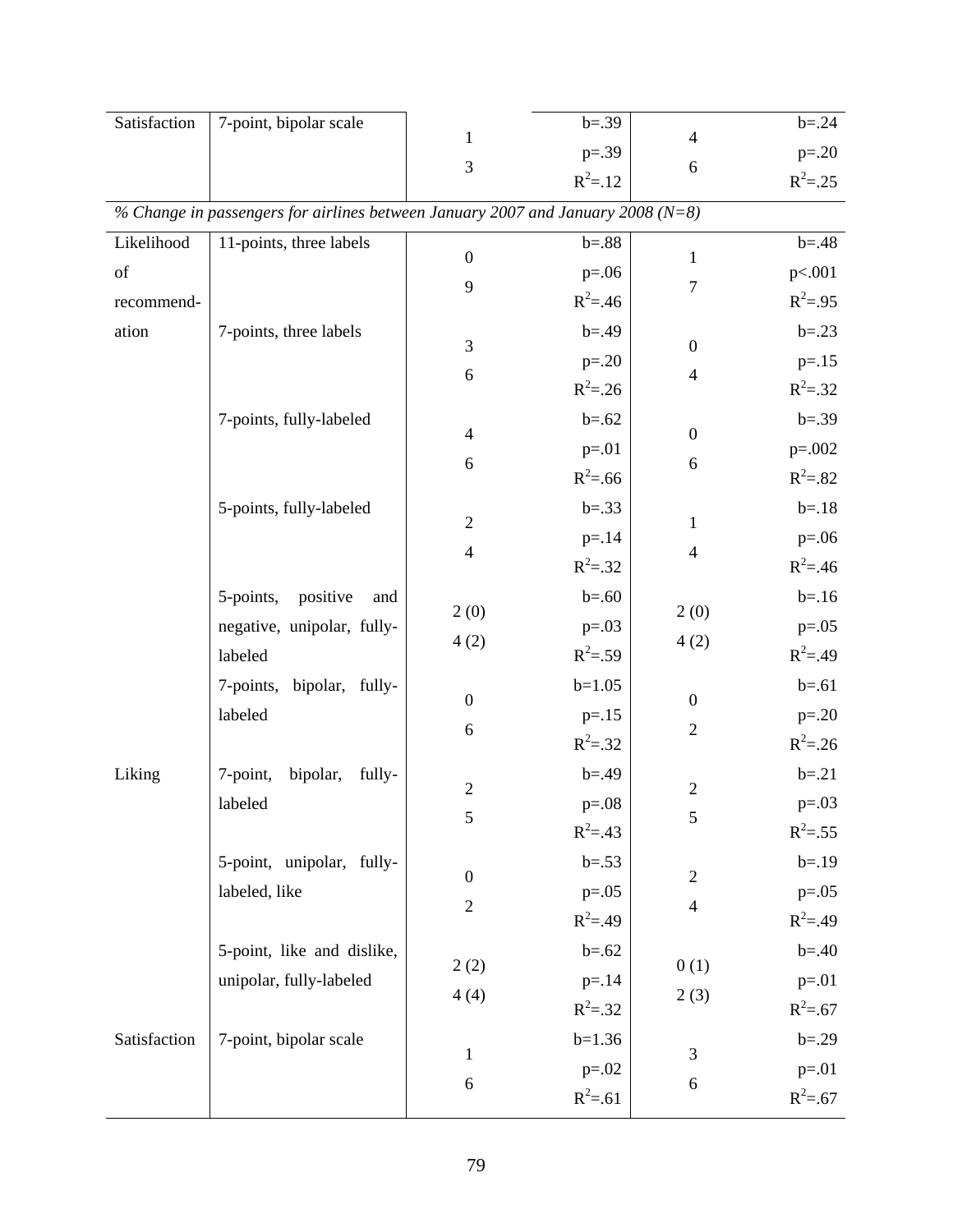| Satisfaction | 7-point, bipolar scale | 1<br>3 | b=.39<br>p=.39<br>$R^2$=.12 | 4<br>6 | b=.24<br>p=.20<br>$R^2$=.25 |
|---|---|---|---|---|---|
| *% Change in passengers for airlines between January 2007 and January 2008 (N=8)* | | | | | |
| Likelihood of recommend-ation | 11-points, three labels | 0<br>9 | b=.88<br>p=.06<br>$R^2$=.46 | 1<br>7 | b=.48<br>p<.001<br>$R^2$=.95 |
| | 7-points, three labels | 3<br>6 | b=.49<br>p=.20<br>$R^2$=.26 | 0<br>4 | b=.23<br>p=.15<br>$R^2$=.32 |
| | 7-points, fully-labeled | 4<br>6 | b=.62<br>p=.01<br>$R^2$=.66 | 0<br>6 | b=.39<br>p=.002<br>$R^2$=.82 |
| | 5-points, fully-labeled | 2<br>4 | b=.33<br>p=.14<br>$R^2$=.32 | 1<br>4 | b=.18<br>p=.06<br>$R^2$=.46 |
| | 5-points, positive and negative, unipolar, fully-labeled | 2 (0)<br>4 (2) | b=.60<br>p=.03<br>$R^2$=.59 | 2 (0)<br>4 (2) | b=.16<br>p=.05<br>$R^2$=.49 |
| | 7-points, bipolar, fully-labeled | 0<br>6 | b=1.05<br>p=.15<br>$R^2$=.32 | 0<br>2 | b=.61<br>p=.20<br>$R^2$=.26 |
| Liking | 7-point, bipolar, fully-labeled | 2<br>5 | b=.49<br>p=.08<br>$R^2$=.43 | 2<br>5 | b=.21<br>p=.03<br>$R^2$=.55 |
| | 5-point, unipolar, fully-labeled, like | 0<br>2 | b=.53<br>p=.05<br>$R^2$=.49 | 2<br>4 | b=.19<br>p=.05<br>$R^2$=.49 |
| | 5-point, like and dislike, unipolar, fully-labeled | 2 (2)<br>4 (4) | b=.62<br>p=.14<br>$R^2$=.32 | 0 (1)<br>2 (3) | b=.40<br>p=.01<br>$R^2$=.67 |
| Satisfaction | 7-point, bipolar scale | 1<br>6 | b=1.36<br>p=.02<br>$R^2$=.61 | 3<br>6 | b=.29<br>p=.01<br>$R^2$=.67 |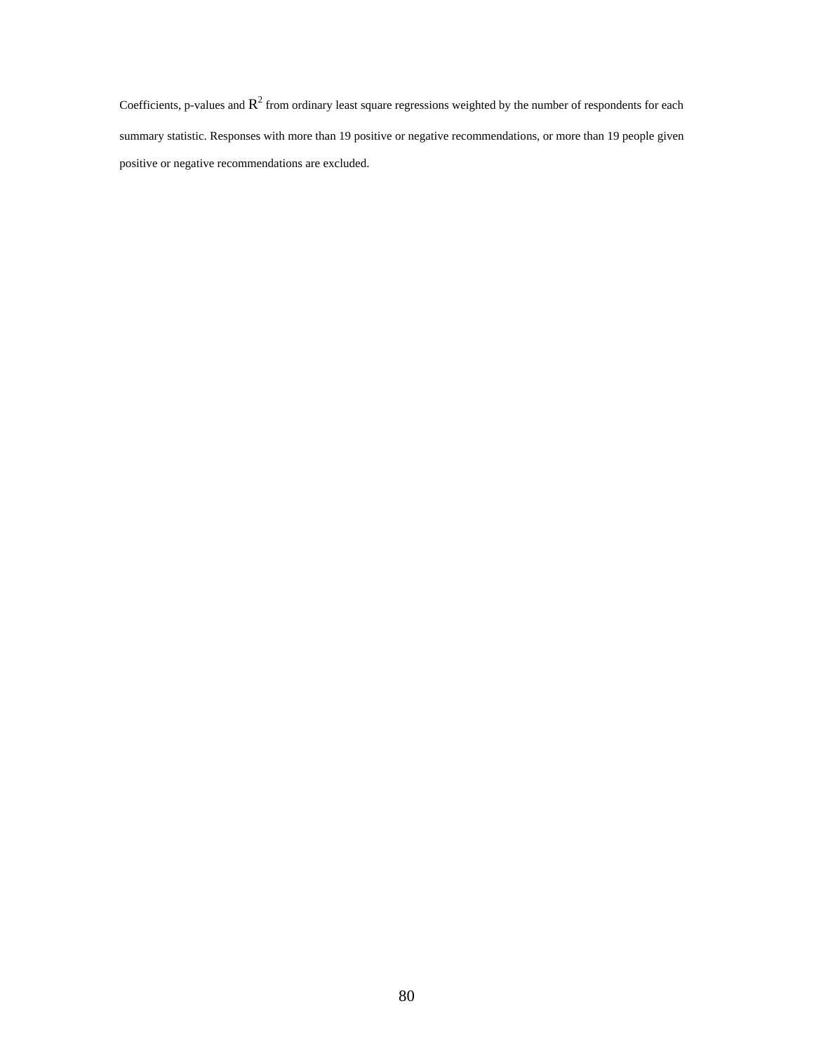Coefficients, p-values and $R^2$ from ordinary least square regressions weighted by the number of respondents for each summary statistic. Responses with more than 19 positive or negative recommendations, or more than 19 people given positive or negative recommendations are excluded.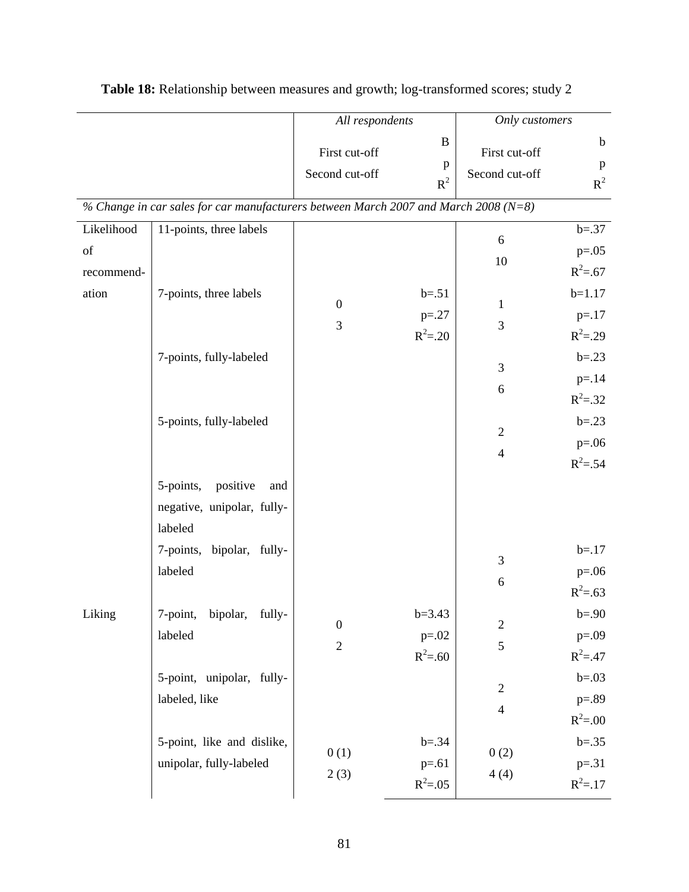**Table 18:** Relationship between measures and growth; log-transformed scores; study 2

| | | *All respondents* | | *Only customers* | |
|---|---|---|---|---|---|
| | | First cut-off<br>Second cut-off | B<br>p<br>$R^2$ | First cut-off<br>Second cut-off | b<br>p<br>$R^2$ |
| *% Change in car sales for car manufacturers between March 2007 and March 2008 (N=8)* | | | | | |
| Likelihood of recommend-ation | 11-points, three labels | | | 6<br>10 | b=.37<br>p=.05<br>$R^2$=.67 |
| | 7-points, three labels | 0<br>3 | b=.51<br>p=.27<br>$R^2$=.20 | 1<br>3 | b=1.17<br>p=.17<br>$R^2$=.29 |
| | 7-points, fully-labeled | | | 3<br>6 | b=.23<br>p=.14<br>$R^2$=.32 |
| | 5-points, fully-labeled | | | 2<br>4 | b=.23<br>p=.06<br>$R^2$=.54 |
| | 5-points, positive and negative, unipolar, fully-labeled | | | | |
| | 7-points, bipolar, fully-labeled | | | 3<br>6 | b=.17<br>p=.06<br>$R^2$=.63 |
| Liking | 7-point, bipolar, fully-labeled | 0<br>2 | b=3.43<br>p=.02<br>$R^2$=.60 | 2<br>5 | b=.90<br>p=.09<br>$R^2$=.47 |
| | 5-point, unipolar, fully-labeled, like | | | 2<br>4 | b=.03<br>p=.89<br>$R^2$=.00 |
| | 5-point, like and dislike, unipolar, fully-labeled | 0 (1)<br>2 (3) | b=.34<br>p=.61<br>$R^2$=.05 | 0 (2)<br>4 (4) | b=.35<br>p=.31<br>$R^2$=.17 |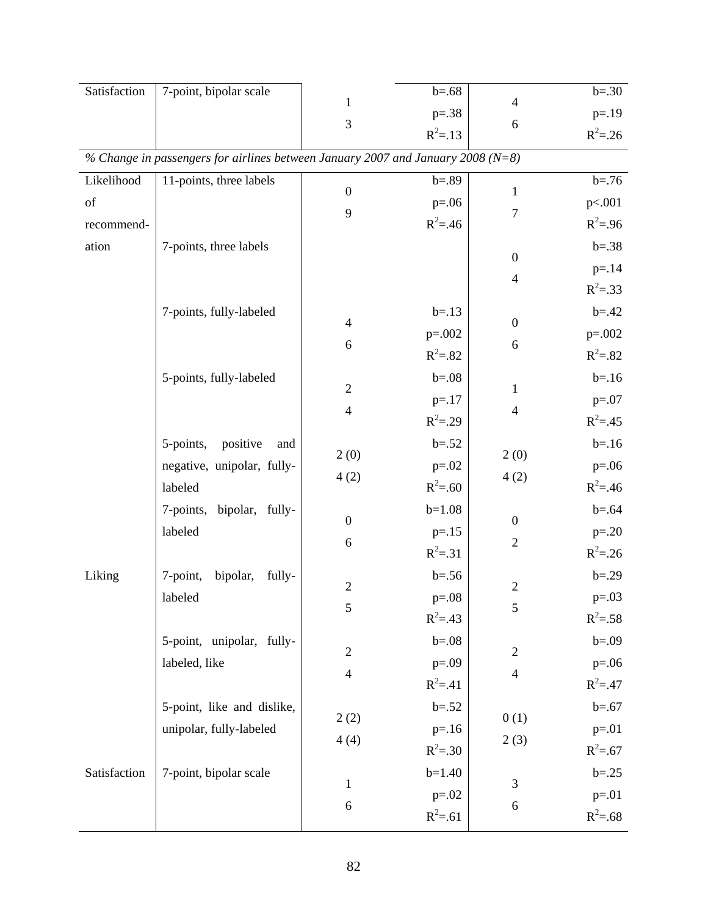| Satisfaction | 7-point, bipolar scale | 1<br>3 | b=.68<br>p=.38<br>$R^2$=.13 | 4<br>6 | b=.30<br>p=.19<br>$R^2$=.26 |
|---|---|---|---|---|---|
| *% Change in passengers for airlines between January 2007 and January 2008 (N=8)* | | | | | |
| Likelihood of recommend-ation | 11-points, three labels | 0<br>9 | b=.89<br>p=.06<br>$R^2$=.46 | 1<br>7 | b=.76<br>p<.001<br>$R^2$=.96 |
| | 7-points, three labels | | | 0<br>4 | b=.38<br>p=.14<br>$R^2$=.33 |
| | 7-points, fully-labeled | 4<br>6 | b=.13<br>p=.002<br>$R^2$=.82 | 0<br>6 | b=.42<br>p=.002<br>$R^2$=.82 |
| | 5-points, fully-labeled | 2<br>4 | b=.08<br>p=.17<br>$R^2$=.29 | 1<br>4 | b=.16<br>p=.07<br>$R^2$=.45 |
| | 5-points, positive and negative, unipolar, fully-labeled | 2 (0)<br>4 (2) | b=.52<br>p=.02<br>$R^2$=.60 | 2 (0)<br>4 (2) | b=.16<br>p=.06<br>$R^2$=.46 |
| | 7-points, bipolar, fully-labeled | 0<br>6 | b=1.08<br>p=.15<br>$R^2$=.31 | 0<br>2 | b=.64<br>p=.20<br>$R^2$=.26 |
| Liking | 7-point, bipolar, fully-labeled | 2<br>5 | b=.56<br>p=.08<br>$R^2$=.43 | 2<br>5 | b=.29<br>p=.03<br>$R^2$=.58 |
| | 5-point, unipolar, fully-labeled, like | 2<br>4 | b=.08<br>p=.09<br>$R^2$=.41 | 2<br>4 | b=.09<br>p=.06<br>$R^2$=.47 |
| | 5-point, like and dislike, unipolar, fully-labeled | 2 (2)<br>4 (4) | b=.52<br>p=.16<br>$R^2$=.30 | 0 (1)<br>2 (3) | b=.67<br>p=.01<br>$R^2$=.67 |
| Satisfaction | 7-point, bipolar scale | 1<br>6 | b=1.40<br>p=.02<br>$R^2$=.61 | 3<br>6 | b=.25<br>p=.01<br>$R^2$=.68 |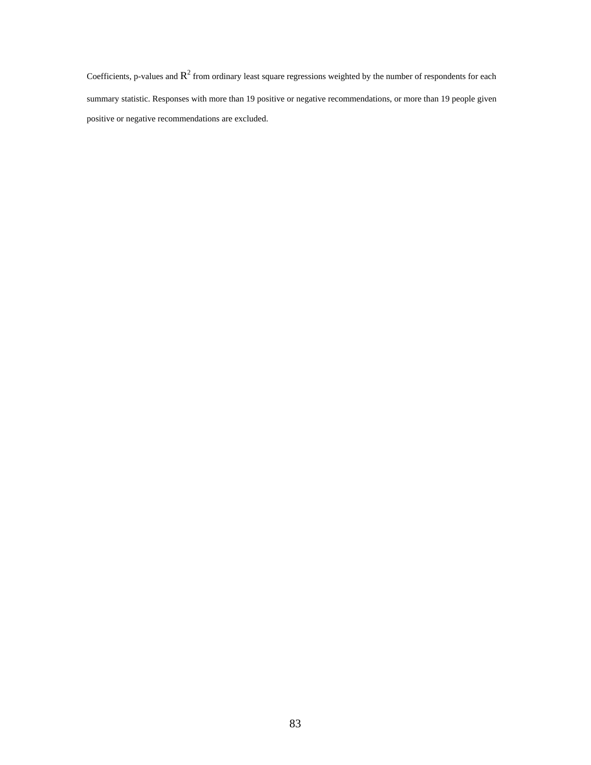Coefficients, p-values and $R^2$ from ordinary least square regressions weighted by the number of respondents for each summary statistic. Responses with more than 19 positive or negative recommendations, or more than 19 people given positive or negative recommendations are excluded.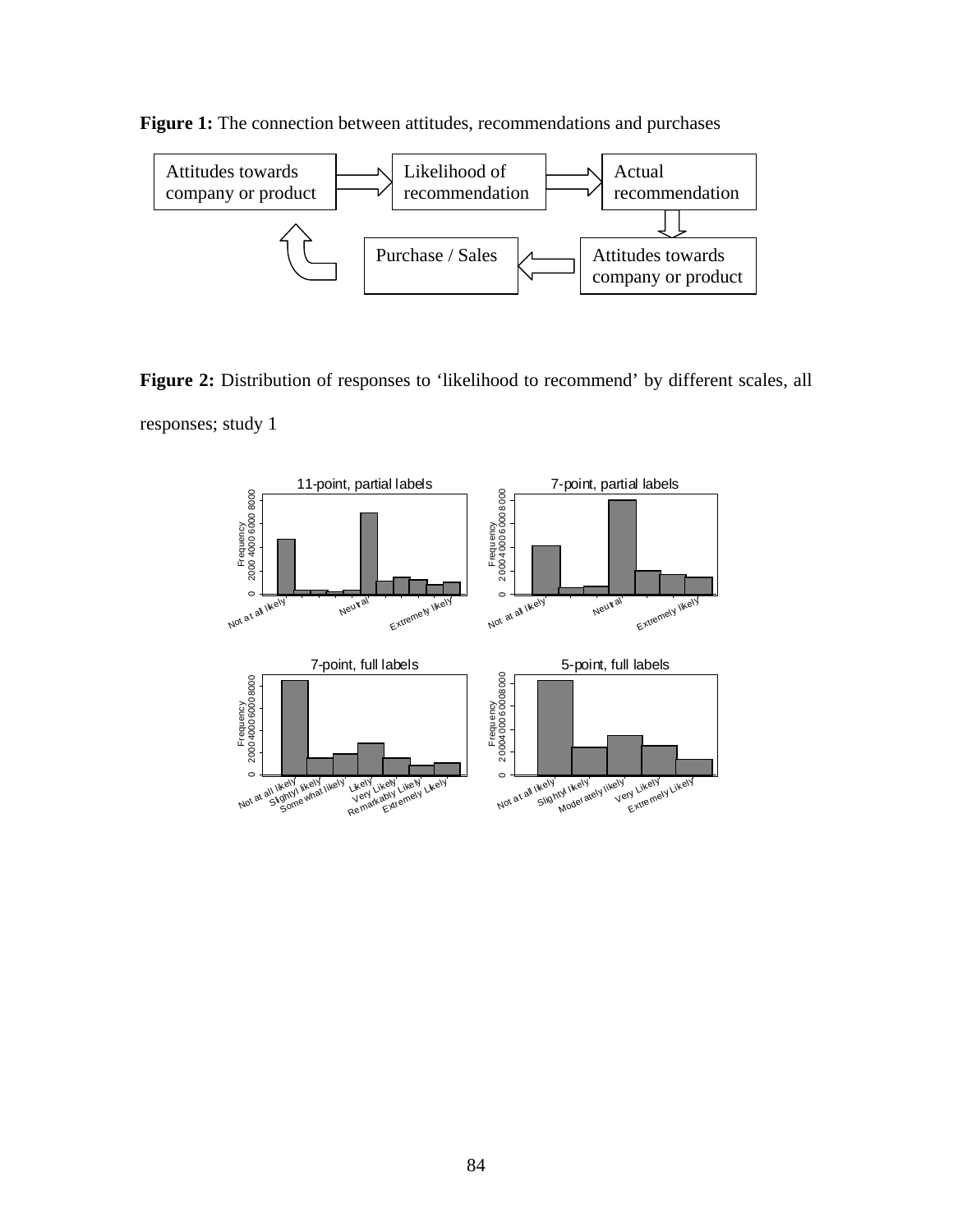**Figure 1:** The connection between attitudes, recommendations and purchases

**Figure 2:** Distribution of responses to 'likelihood to recommend' by different scales, all responses; study 1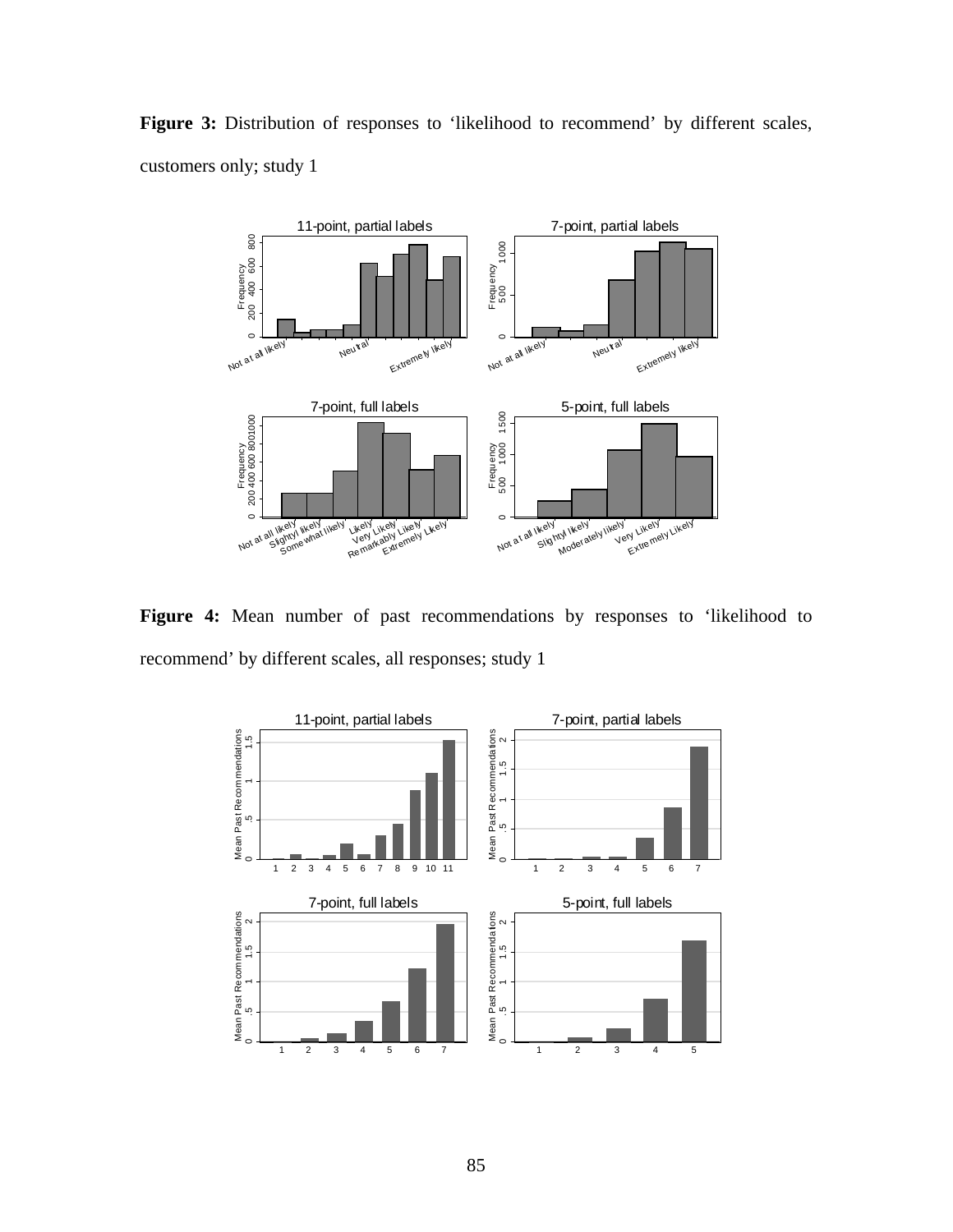**Figure 3:** Distribution of responses to 'likelihood to recommend' by different scales, customers only; study 1

**Figure 4:** Mean number of past recommendations by responses to 'likelihood to recommend' by different scales, all responses; study 1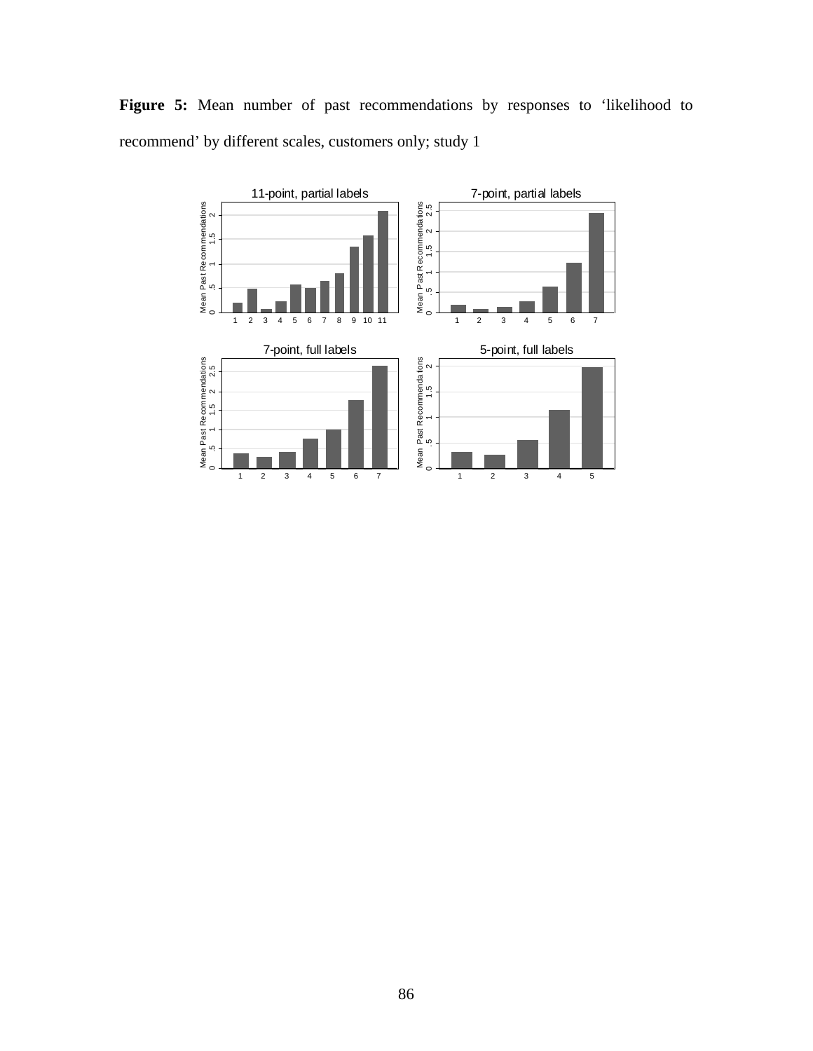**Figure 5:** Mean number of past recommendations by responses to 'likelihood to recommend' by different scales, customers only; study 1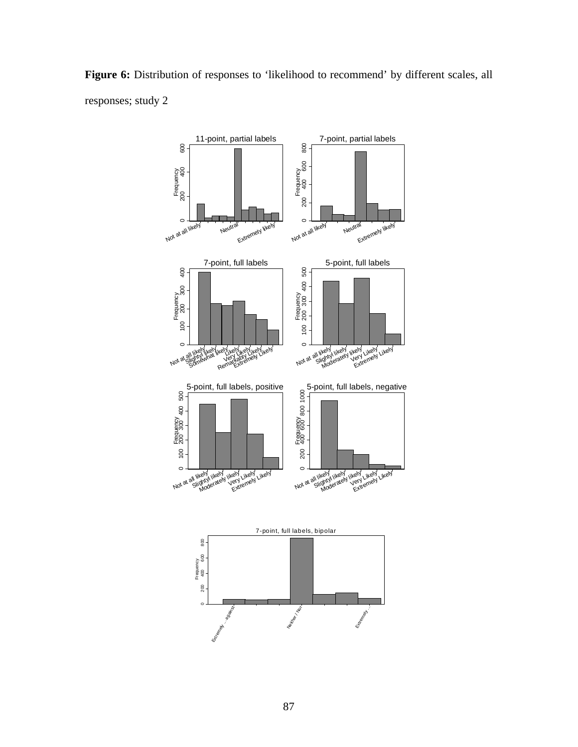**Figure 6:** Distribution of responses to 'likelihood to recommend' by different scales, all responses; study 2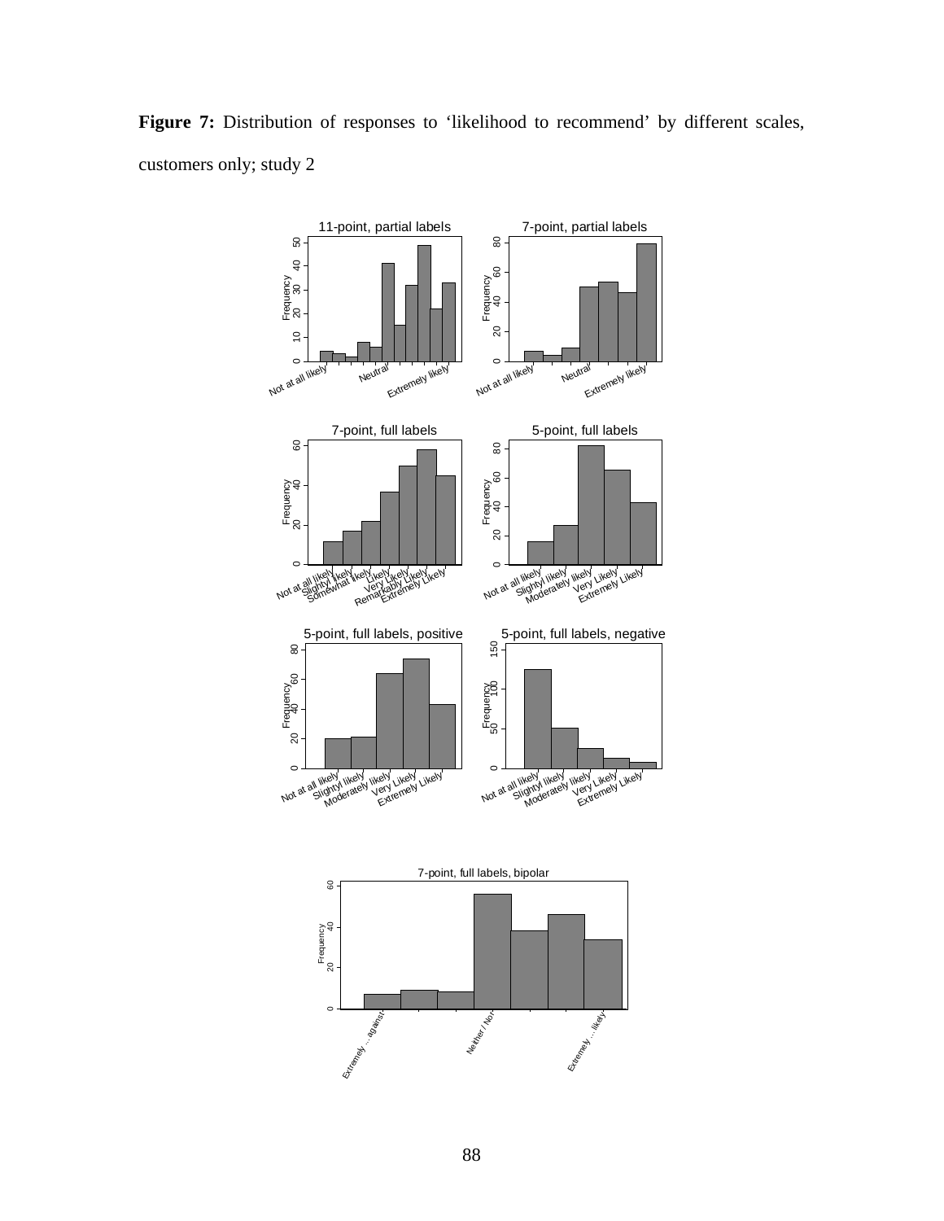**Figure 7:** Distribution of responses to 'likelihood to recommend' by different scales, customers only; study 2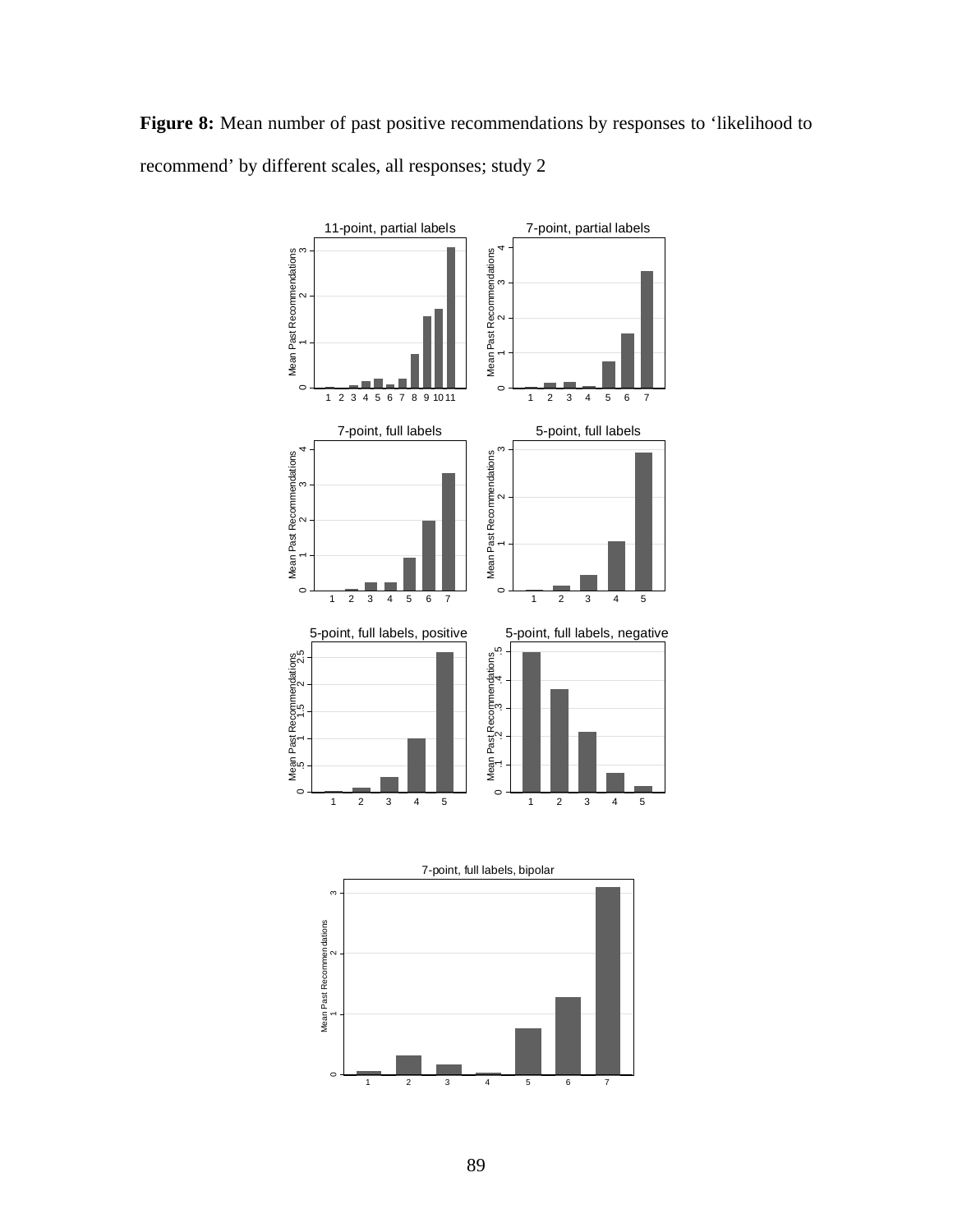**Figure 8:** Mean number of past positive recommendations by responses to 'likelihood to recommend' by different scales, all responses; study 2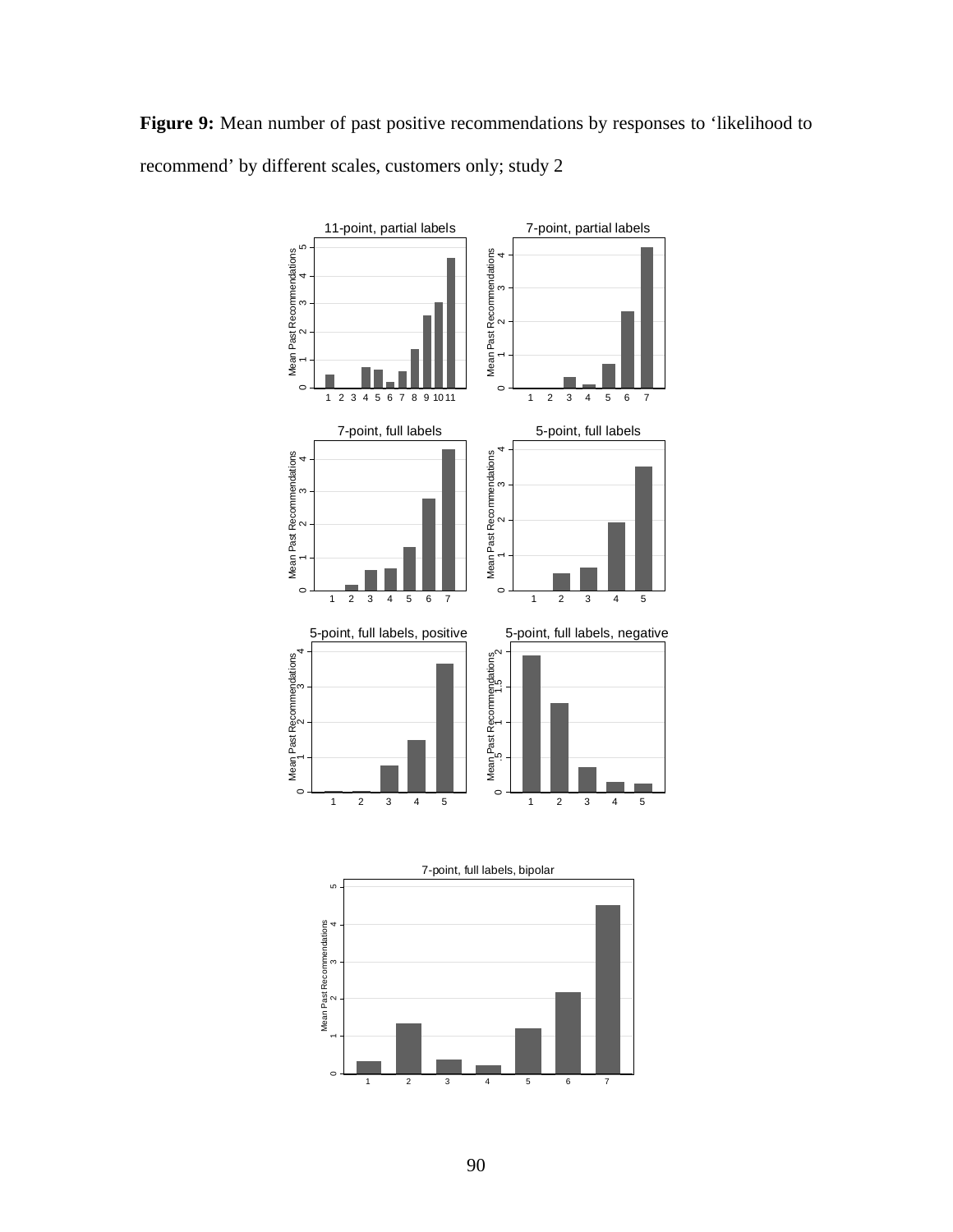**Figure 9:** Mean number of past positive recommendations by responses to 'likelihood to recommend' by different scales, customers only; study 2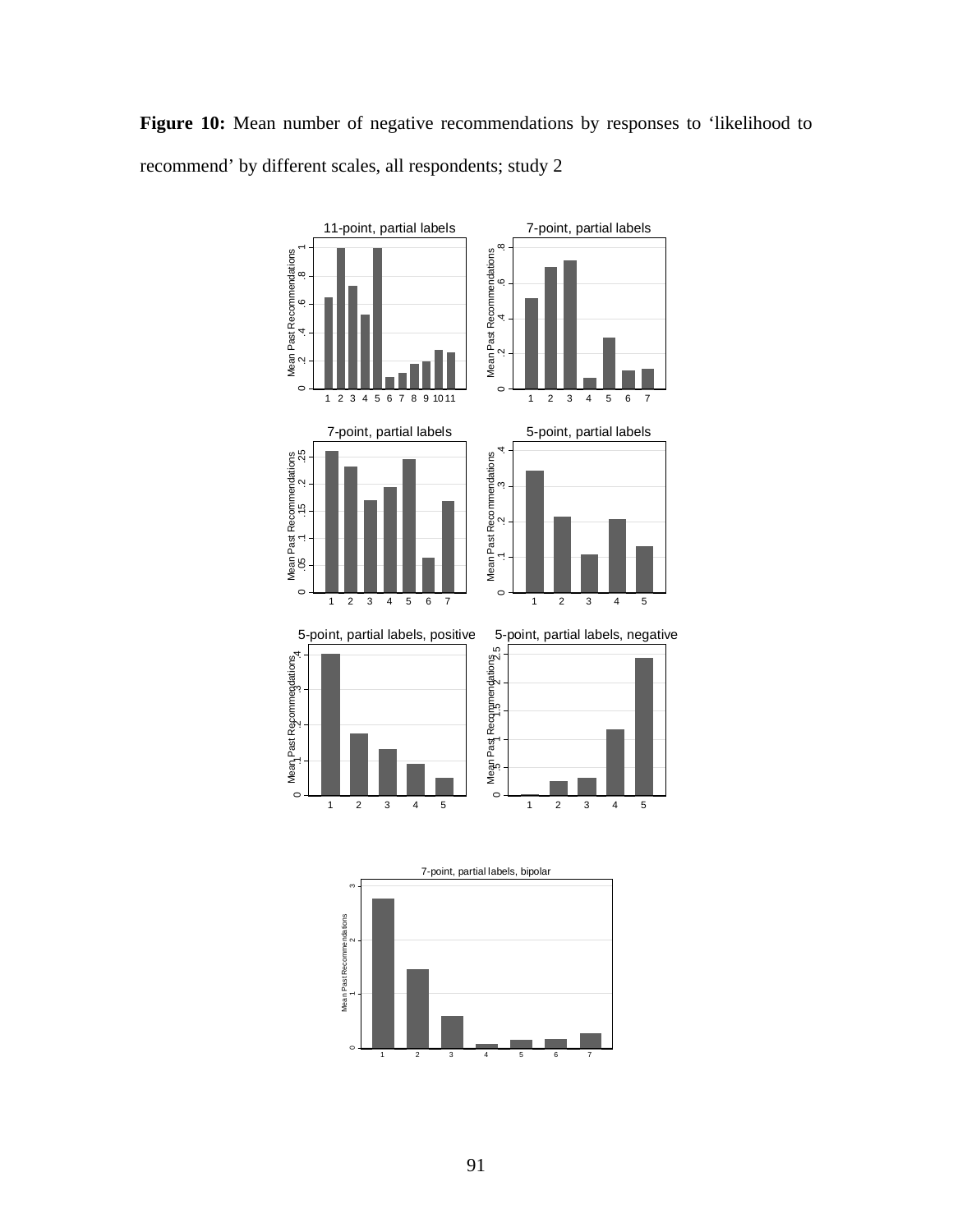**Figure 10:** Mean number of negative recommendations by responses to 'likelihood to recommend' by different scales, all respondents; study 2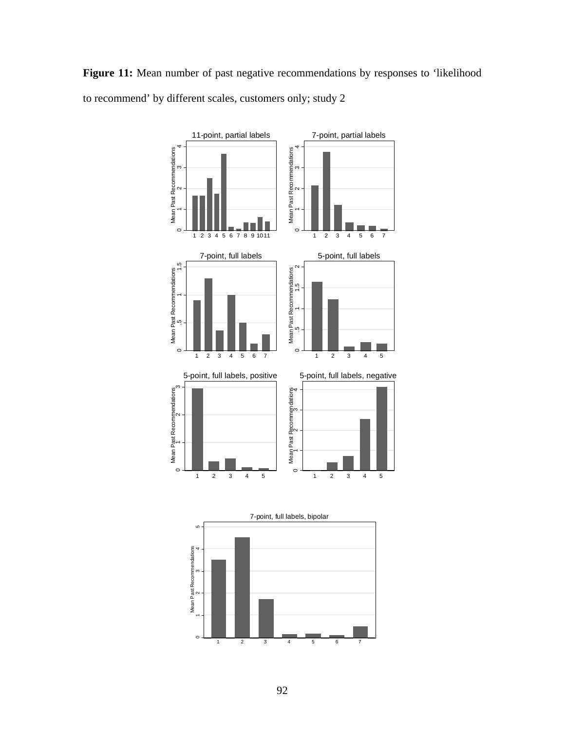**Figure 11:** Mean number of past negative recommendations by responses to 'likelihood to recommend' by different scales, customers only; study 2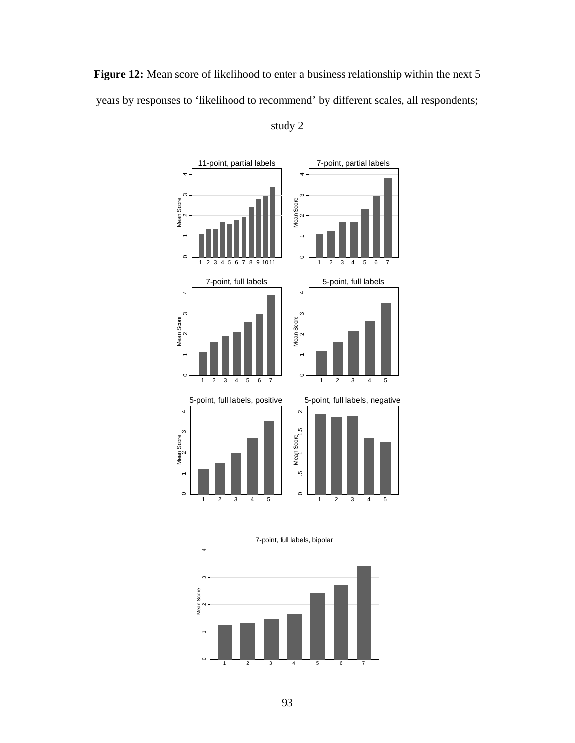**Figure 12:** Mean score of likelihood to enter a business relationship within the next 5 years by responses to 'likelihood to recommend' by different scales, all respondents; study 2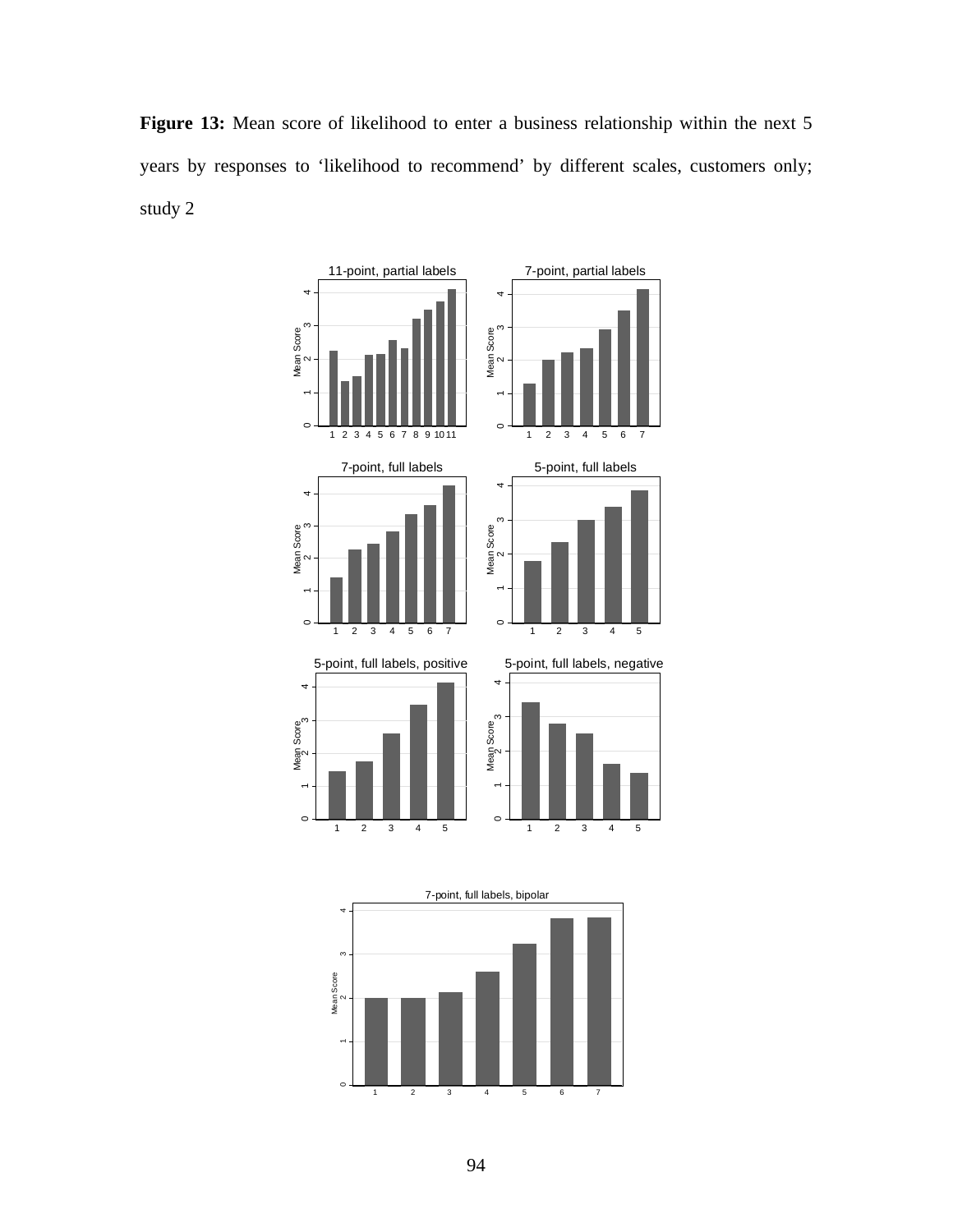**Figure 13:** Mean score of likelihood to enter a business relationship within the next 5 years by responses to 'likelihood to recommend' by different scales, customers only; study 2

11-point, partial labels

Mean Score

0 1 2 3 4

1 2 3 4 5 6 7 8 9 10 11

7-point, partial labels

Mean Score

0 1 2 3 4

1 2 3 4 5 6 7

7-point, full labels

Mean Score

0 1 2 3 4

1 2 3 4 5 6 7

5-point, full labels

Mean Score

0 1 2 3 4

1 2 3 4 5

5-point, full labels, positive

Mean Score

0 1 2 3 4

1 2 3 4 5

5-point, full labels, negative

Mean Score

0 1 2 3 4

1 2 3 4 5

7-point, full labels, bipolar

Mean Score

0 1 2 3 4

1 2 3 4 5 6 7